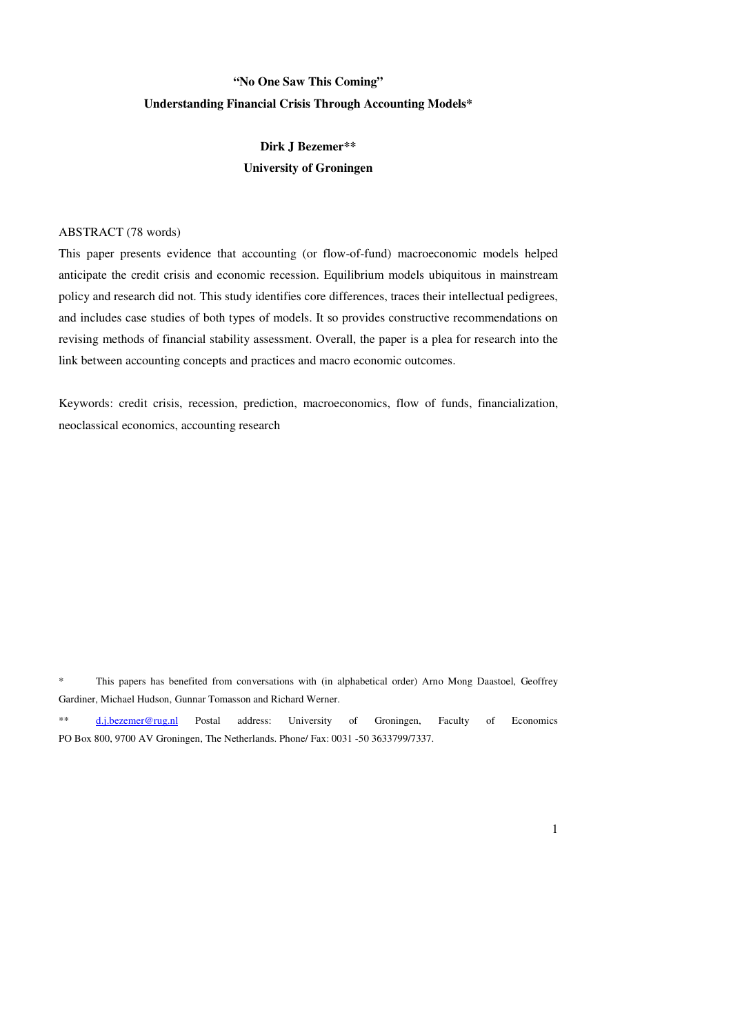# "No One Saw This Coming"

## Understanding Financial Crisis Through Accounting Models*

**Dirk J Bezemer****

**University of Groningen**

ABSTRACT (78 words)

This paper presents evidence that accounting (or flow-of-fund) macroeconomic models helped anticipate the credit crisis and economic recession. Equilibrium models ubiquitous in mainstream policy and research did not. This study identifies core differences, traces their intellectual pedigrees, and includes case studies of both types of models. It so provides constructive recommendations on revising methods of financial stability assessment. Overall, the paper is a plea for research into the link between accounting concepts and practices and macro economic outcomes.

Keywords: credit crisis, recession, prediction, macroeconomics, flow of funds, financialization, neoclassical economics, accounting research

\* This papers has benefited from conversations with (in alphabetical order) Arno Mong Daastoel, Geoffrey Gardiner, Michael Hudson, Gunnar Tomasson and Richard Werner.

\*\* d.j.bezemer@rug.nl Postal address: University of Groningen, Faculty of Economics PO Box 800, 9700 AV Groningen, The Netherlands. Phone/ Fax: 0031 -50 3633799/7337.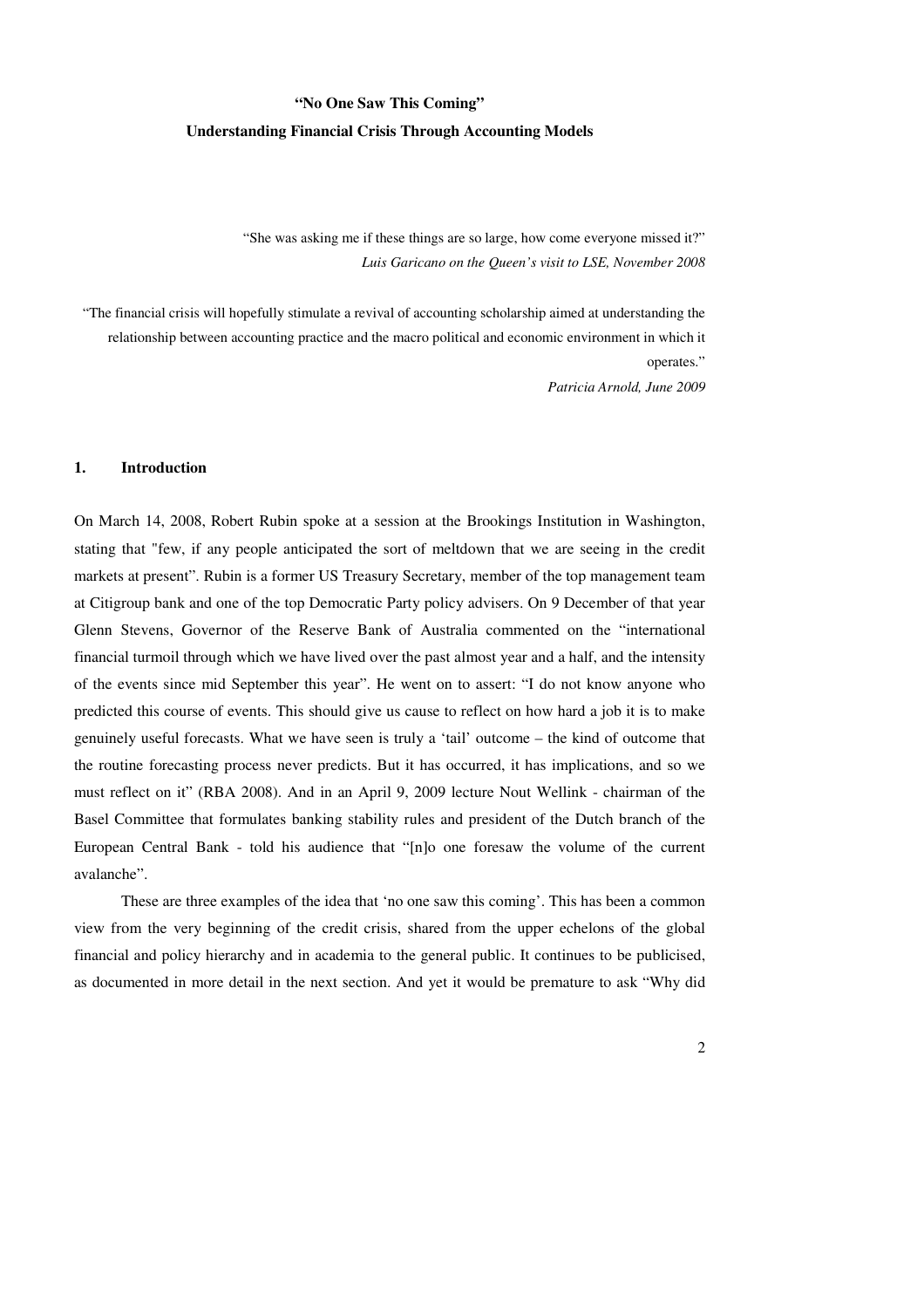**"No One Saw This Coming"**

**Understanding Financial Crisis Through Accounting Models**

> "She was asking me if these things are so large, how come everyone missed it?"
> *Luis Garicano on the Queen's visit to LSE, November 2008*

> "The financial crisis will hopefully stimulate a revival of accounting scholarship aimed at understanding the relationship between accounting practice and the macro political and economic environment in which it operates."
> *Patricia Arnold, June 2009*

## 1. Introduction

On March 14, 2008, Robert Rubin spoke at a session at the Brookings Institution in Washington, stating that "few, if any people anticipated the sort of meltdown that we are seeing in the credit markets at present". Rubin is a former US Treasury Secretary, member of the top management team at Citigroup bank and one of the top Democratic Party policy advisers. On 9 December of that year Glenn Stevens, Governor of the Reserve Bank of Australia commented on the "international financial turmoil through which we have lived over the past almost year and a half, and the intensity of the events since mid September this year". He went on to assert: "I do not know anyone who predicted this course of events. This should give us cause to reflect on how hard a job it is to make genuinely useful forecasts. What we have seen is truly a 'tail' outcome – the kind of outcome that the routine forecasting process never predicts. But it has occurred, it has implications, and so we must reflect on it" (RBA 2008). And in an April 9, 2009 lecture Nout Wellink - chairman of the Basel Committee that formulates banking stability rules and president of the Dutch branch of the European Central Bank - told his audience that "[n]o one foresaw the volume of the current avalanche".

These are three examples of the idea that 'no one saw this coming'. This has been a common view from the very beginning of the credit crisis, shared from the upper echelons of the global financial and policy hierarchy and in academia to the general public. It continues to be publicised, as documented in more detail in the next section. And yet it would be premature to ask "Why did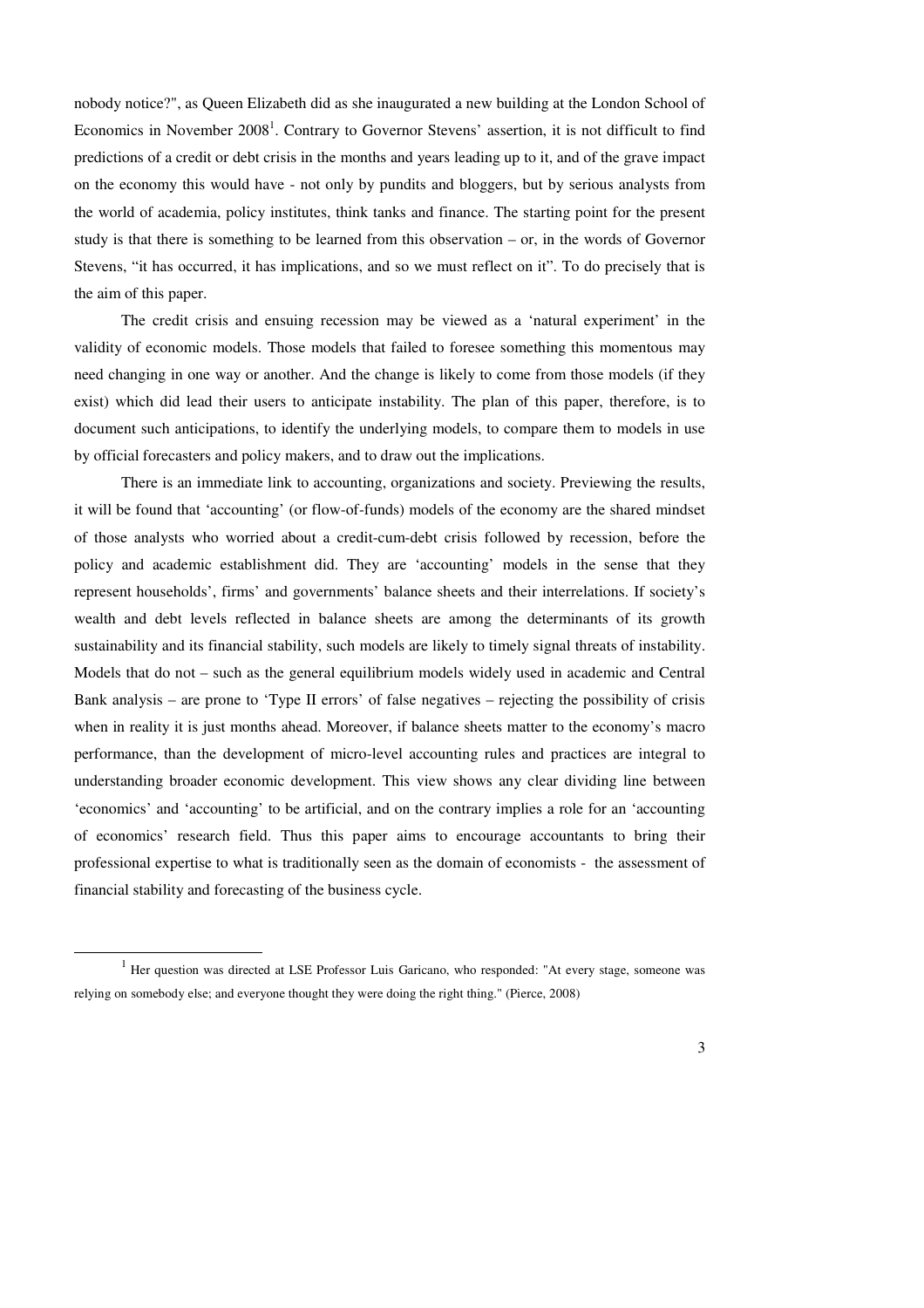nobody notice?", as Queen Elizabeth did as she inaugurated a new building at the London School of Economics in November 2008[1]. Contrary to Governor Stevens' assertion, it is not difficult to find predictions of a credit or debt crisis in the months and years leading up to it, and of the grave impact on the economy this would have - not only by pundits and bloggers, but by serious analysts from the world of academia, policy institutes, think tanks and finance. The starting point for the present study is that there is something to be learned from this observation – or, in the words of Governor Stevens, "it has occurred, it has implications, and so we must reflect on it". To do precisely that is the aim of this paper.

The credit crisis and ensuing recession may be viewed as a 'natural experiment' in the validity of economic models. Those models that failed to foresee something this momentous may need changing in one way or another. And the change is likely to come from those models (if they exist) which did lead their users to anticipate instability. The plan of this paper, therefore, is to document such anticipations, to identify the underlying models, to compare them to models in use by official forecasters and policy makers, and to draw out the implications.

There is an immediate link to accounting, organizations and society. Previewing the results, it will be found that 'accounting' (or flow-of-funds) models of the economy are the shared mindset of those analysts who worried about a credit-cum-debt crisis followed by recession, before the policy and academic establishment did. They are 'accounting' models in the sense that they represent households', firms' and governments' balance sheets and their interrelations. If society's wealth and debt levels reflected in balance sheets are among the determinants of its growth sustainability and its financial stability, such models are likely to timely signal threats of instability. Models that do not – such as the general equilibrium models widely used in academic and Central Bank analysis – are prone to 'Type II errors' of false negatives – rejecting the possibility of crisis when in reality it is just months ahead. Moreover, if balance sheets matter to the economy's macro performance, than the development of micro-level accounting rules and practices are integral to understanding broader economic development. This view shows any clear dividing line between 'economics' and 'accounting' to be artificial, and on the contrary implies a role for an 'accounting of economics' research field. Thus this paper aims to encourage accountants to bring their professional expertise to what is traditionally seen as the domain of economists - the assessment of financial stability and forecasting of the business cycle.

[1] Her question was directed at LSE Professor Luis Garicano, who responded: "At every stage, someone was relying on somebody else; and everyone thought they were doing the right thing." (Pierce, 2008)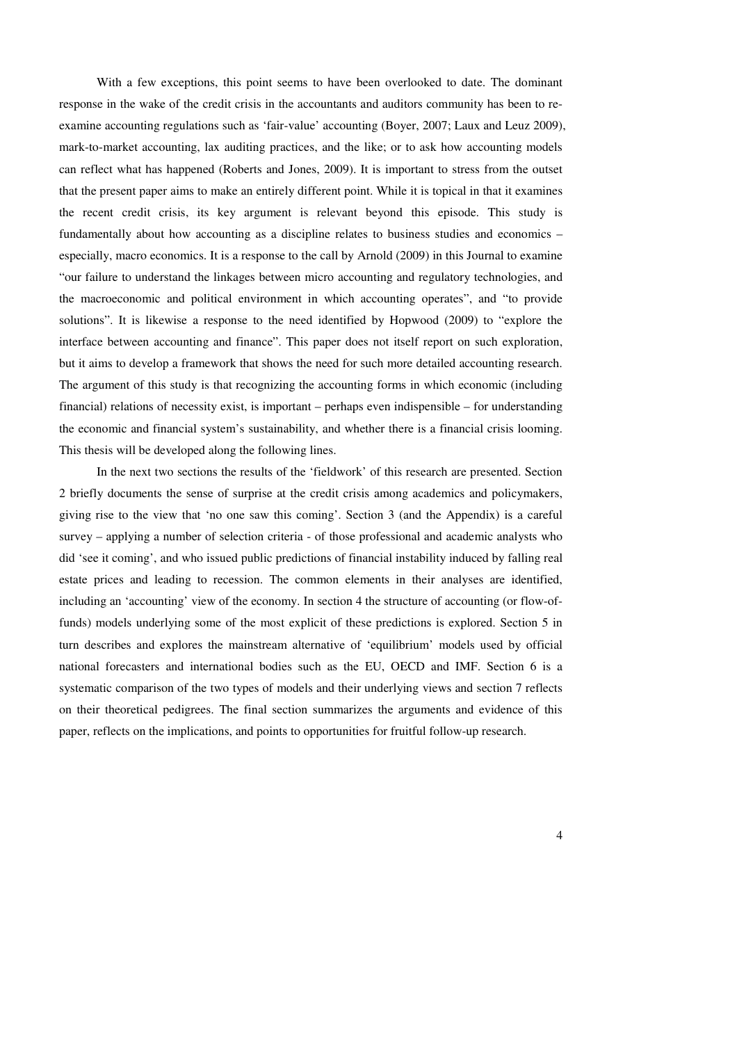With a few exceptions, this point seems to have been overlooked to date. The dominant response in the wake of the credit crisis in the accountants and auditors community has been to re-examine accounting regulations such as 'fair-value' accounting (Boyer, 2007; Laux and Leuz 2009), mark-to-market accounting, lax auditing practices, and the like; or to ask how accounting models can reflect what has happened (Roberts and Jones, 2009). It is important to stress from the outset that the present paper aims to make an entirely different point. While it is topical in that it examines the recent credit crisis, its key argument is relevant beyond this episode. This study is fundamentally about how accounting as a discipline relates to business studies and economics – especially, macro economics. It is a response to the call by Arnold (2009) in this Journal to examine "our failure to understand the linkages between micro accounting and regulatory technologies, and the macroeconomic and political environment in which accounting operates", and "to provide solutions". It is likewise a response to the need identified by Hopwood (2009) to "explore the interface between accounting and finance". This paper does not itself report on such exploration, but it aims to develop a framework that shows the need for such more detailed accounting research. The argument of this study is that recognizing the accounting forms in which economic (including financial) relations of necessity exist, is important – perhaps even indispensible – for understanding the economic and financial system's sustainability, and whether there is a financial crisis looming. This thesis will be developed along the following lines.

In the next two sections the results of the 'fieldwork' of this research are presented. Section 2 briefly documents the sense of surprise at the credit crisis among academics and policymakers, giving rise to the view that 'no one saw this coming'. Section 3 (and the Appendix) is a careful survey – applying a number of selection criteria - of those professional and academic analysts who did 'see it coming', and who issued public predictions of financial instability induced by falling real estate prices and leading to recession. The common elements in their analyses are identified, including an 'accounting' view of the economy. In section 4 the structure of accounting (or flow-of-funds) models underlying some of the most explicit of these predictions is explored. Section 5 in turn describes and explores the mainstream alternative of 'equilibrium' models used by official national forecasters and international bodies such as the EU, OECD and IMF. Section 6 is a systematic comparison of the two types of models and their underlying views and section 7 reflects on their theoretical pedigrees. The final section summarizes the arguments and evidence of this paper, reflects on the implications, and points to opportunities for fruitful follow-up research.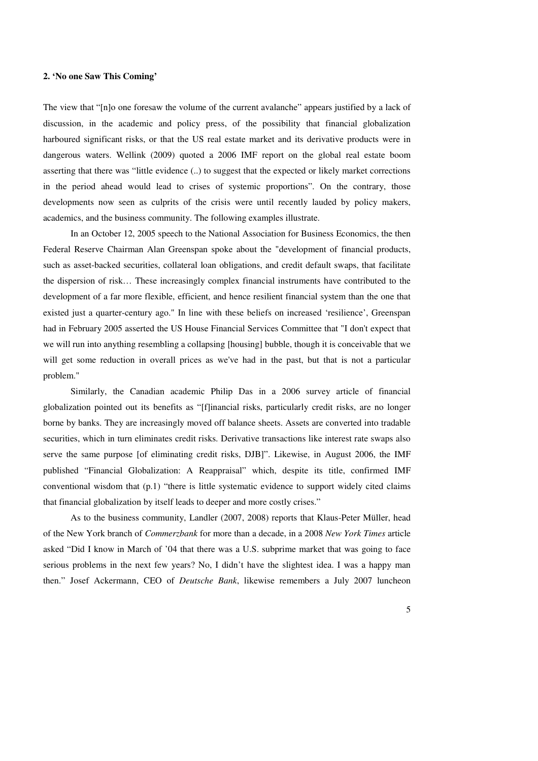## 2. 'No one Saw This Coming'

The view that "[n]o one foresaw the volume of the current avalanche" appears justified by a lack of discussion, in the academic and policy press, of the possibility that financial globalization harboured significant risks, or that the US real estate market and its derivative products were in dangerous waters. Wellink (2009) quoted a 2006 IMF report on the global real estate boom asserting that there was "little evidence (..) to suggest that the expected or likely market corrections in the period ahead would lead to crises of systemic proportions". On the contrary, those developments now seen as culprits of the crisis were until recently lauded by policy makers, academics, and the business community. The following examples illustrate.

In an October 12, 2005 speech to the National Association for Business Economics, the then Federal Reserve Chairman Alan Greenspan spoke about the "development of financial products, such as asset-backed securities, collateral loan obligations, and credit default swaps, that facilitate the dispersion of risk… These increasingly complex financial instruments have contributed to the development of a far more flexible, efficient, and hence resilient financial system than the one that existed just a quarter-century ago." In line with these beliefs on increased 'resilience', Greenspan had in February 2005 asserted the US House Financial Services Committee that "I don't expect that we will run into anything resembling a collapsing [housing] bubble, though it is conceivable that we will get some reduction in overall prices as we've had in the past, but that is not a particular problem."

Similarly, the Canadian academic Philip Das in a 2006 survey article of financial globalization pointed out its benefits as "[f]inancial risks, particularly credit risks, are no longer borne by banks. They are increasingly moved off balance sheets. Assets are converted into tradable securities, which in turn eliminates credit risks. Derivative transactions like interest rate swaps also serve the same purpose [of eliminating credit risks, DJB]". Likewise, in August 2006, the IMF published "Financial Globalization: A Reappraisal" which, despite its title, confirmed IMF conventional wisdom that (p.1) "there is little systematic evidence to support widely cited claims that financial globalization by itself leads to deeper and more costly crises."

As to the business community, Landler (2007, 2008) reports that Klaus-Peter Müller, head of the New York branch of *Commerzbank* for more than a decade, in a 2008 *New York Times* article asked "Did I know in March of '04 that there was a U.S. subprime market that was going to face serious problems in the next few years? No, I didn't have the slightest idea. I was a happy man then." Josef Ackermann, CEO of *Deutsche Bank*, likewise remembers a July 2007 luncheon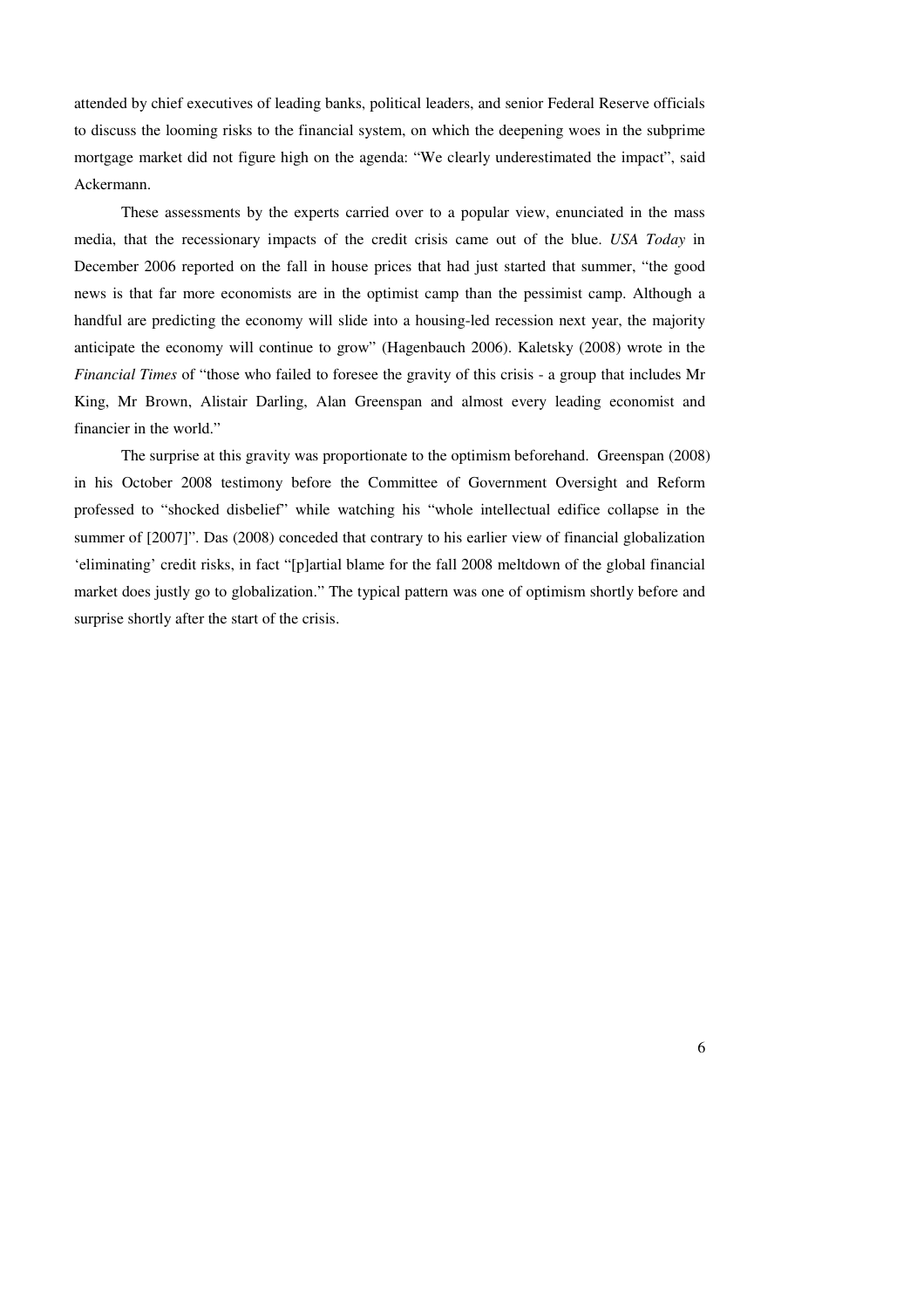attended by chief executives of leading banks, political leaders, and senior Federal Reserve officials to discuss the looming risks to the financial system, on which the deepening woes in the subprime mortgage market did not figure high on the agenda: "We clearly underestimated the impact", said Ackermann.

These assessments by the experts carried over to a popular view, enunciated in the mass media, that the recessionary impacts of the credit crisis came out of the blue. *USA Today* in December 2006 reported on the fall in house prices that had just started that summer, "the good news is that far more economists are in the optimist camp than the pessimist camp. Although a handful are predicting the economy will slide into a housing-led recession next year, the majority anticipate the economy will continue to grow" (Hagenbauch 2006). Kaletsky (2008) wrote in the *Financial Times* of "those who failed to foresee the gravity of this crisis - a group that includes Mr King, Mr Brown, Alistair Darling, Alan Greenspan and almost every leading economist and financier in the world."

The surprise at this gravity was proportionate to the optimism beforehand. Greenspan (2008) in his October 2008 testimony before the Committee of Government Oversight and Reform professed to "shocked disbelief" while watching his "whole intellectual edifice collapse in the summer of [2007]". Das (2008) conceded that contrary to his earlier view of financial globalization 'eliminating' credit risks, in fact "[p]artial blame for the fall 2008 meltdown of the global financial market does justly go to globalization." The typical pattern was one of optimism shortly before and surprise shortly after the start of the crisis.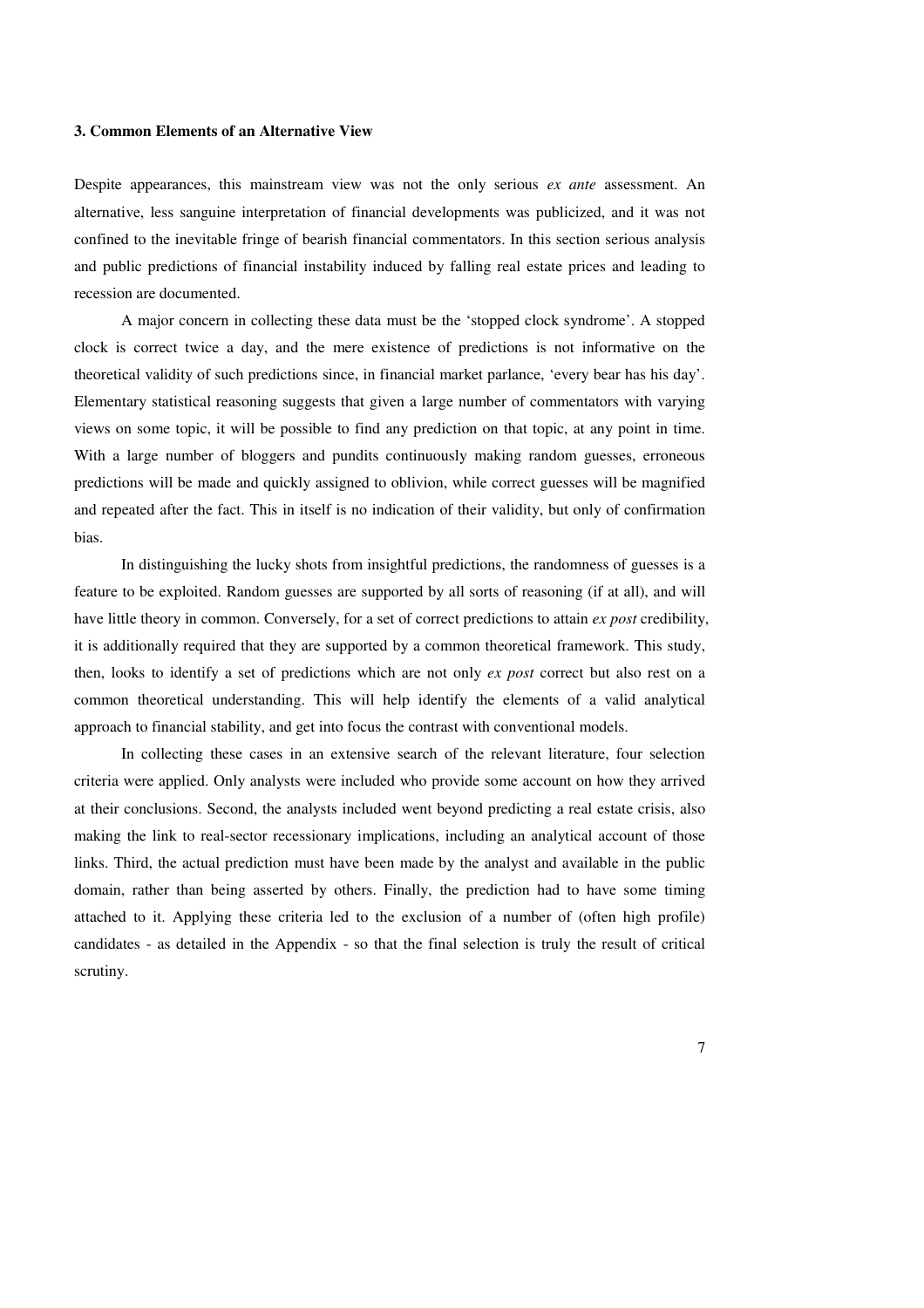### 3. Common Elements of an Alternative View

Despite appearances, this mainstream view was not the only serious *ex ante* assessment. An alternative, less sanguine interpretation of financial developments was publicized, and it was not confined to the inevitable fringe of bearish financial commentators. In this section serious analysis and public predictions of financial instability induced by falling real estate prices and leading to recession are documented.

A major concern in collecting these data must be the 'stopped clock syndrome'. A stopped clock is correct twice a day, and the mere existence of predictions is not informative on the theoretical validity of such predictions since, in financial market parlance, 'every bear has his day'. Elementary statistical reasoning suggests that given a large number of commentators with varying views on some topic, it will be possible to find any prediction on that topic, at any point in time. With a large number of bloggers and pundits continuously making random guesses, erroneous predictions will be made and quickly assigned to oblivion, while correct guesses will be magnified and repeated after the fact. This in itself is no indication of their validity, but only of confirmation bias.

In distinguishing the lucky shots from insightful predictions, the randomness of guesses is a feature to be exploited. Random guesses are supported by all sorts of reasoning (if at all), and will have little theory in common. Conversely, for a set of correct predictions to attain *ex post* credibility, it is additionally required that they are supported by a common theoretical framework. This study, then, looks to identify a set of predictions which are not only *ex post* correct but also rest on a common theoretical understanding. This will help identify the elements of a valid analytical approach to financial stability, and get into focus the contrast with conventional models.

In collecting these cases in an extensive search of the relevant literature, four selection criteria were applied. Only analysts were included who provide some account on how they arrived at their conclusions. Second, the analysts included went beyond predicting a real estate crisis, also making the link to real-sector recessionary implications, including an analytical account of those links. Third, the actual prediction must have been made by the analyst and available in the public domain, rather than being asserted by others. Finally, the prediction had to have some timing attached to it. Applying these criteria led to the exclusion of a number of (often high profile) candidates - as detailed in the Appendix - so that the final selection is truly the result of critical scrutiny.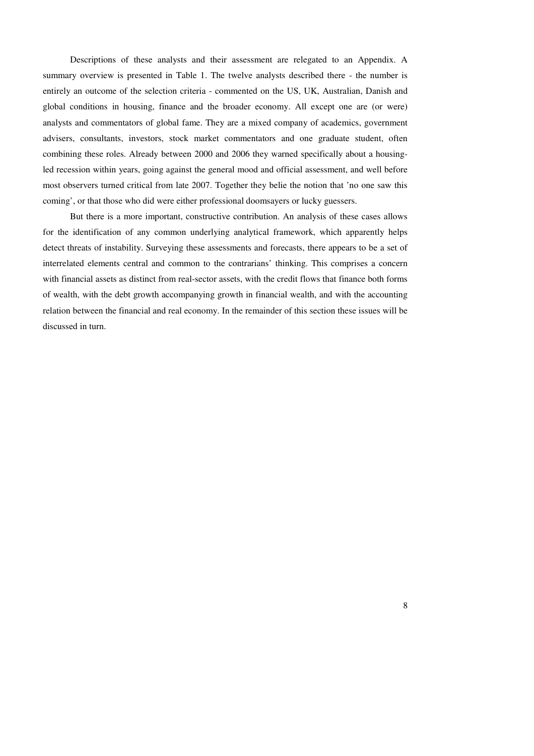Descriptions of these analysts and their assessment are relegated to an Appendix. A summary overview is presented in Table 1. The twelve analysts described there - the number is entirely an outcome of the selection criteria - commented on the US, UK, Australian, Danish and global conditions in housing, finance and the broader economy. All except one are (or were) analysts and commentators of global fame. They are a mixed company of academics, government advisers, consultants, investors, stock market commentators and one graduate student, often combining these roles. Already between 2000 and 2006 they warned specifically about a housing-led recession within years, going against the general mood and official assessment, and well before most observers turned critical from late 2007. Together they belie the notion that 'no one saw this coming', or that those who did were either professional doomsayers or lucky guessers.

But there is a more important, constructive contribution. An analysis of these cases allows for the identification of any common underlying analytical framework, which apparently helps detect threats of instability. Surveying these assessments and forecasts, there appears to be a set of interrelated elements central and common to the contrarians' thinking. This comprises a concern with financial assets as distinct from real-sector assets, with the credit flows that finance both forms of wealth, with the debt growth accompanying growth in financial wealth, and with the accounting relation between the financial and real economy. In the remainder of this section these issues will be discussed in turn.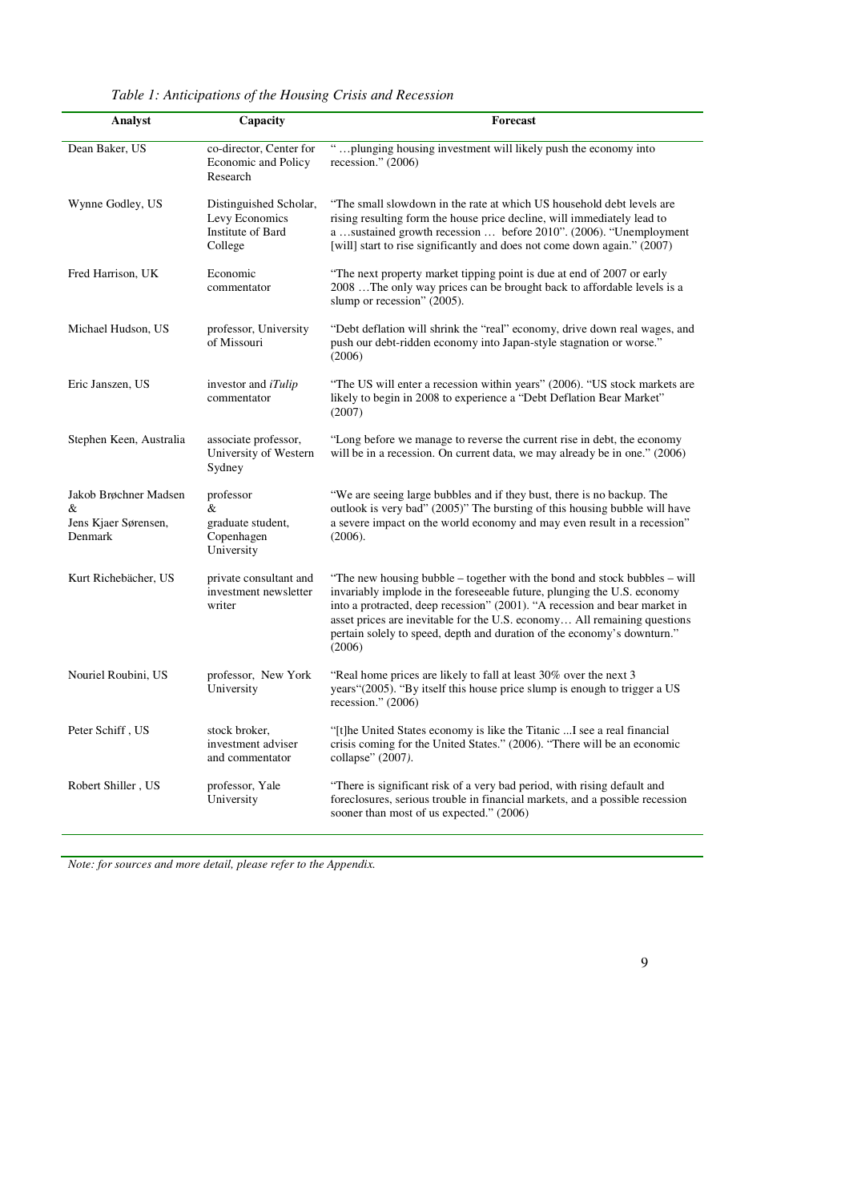*Table 1: Anticipations of the Housing Crisis and Recession*

| Analyst | Capacity | Forecast |
|---|---|---|
| Dean Baker, US | co-director, Center for Economic and Policy Research | " …plunging housing investment will likely push the economy into recession." (2006) |
| Wynne Godley, US | Distinguished Scholar, Levy Economics Institute of Bard College | "The small slowdown in the rate at which US household debt levels are rising resulting form the house price decline, will immediately lead to a …sustained growth recession … before 2010". (2006). "Unemployment [will] start to rise significantly and does not come down again." (2007) |
| Fred Harrison, UK | Economic commentator | "The next property market tipping point is due at end of 2007 or early 2008 …The only way prices can be brought back to affordable levels is a slump or recession" (2005). |
| Michael Hudson, US | professor, University of Missouri | "Debt deflation will shrink the "real" economy, drive down real wages, and push our debt-ridden economy into Japan-style stagnation or worse." (2006) |
| Eric Janszen, US | investor and *iTulip* commentator | "The US will enter a recession within years" (2006). "US stock markets are likely to begin in 2008 to experience a "Debt Deflation Bear Market" (2007) |
| Stephen Keen, Australia | associate professor, University of Western Sydney | "Long before we manage to reverse the current rise in debt, the economy will be in a recession. On current data, we may already be in one." (2006) |
| Jakob Brøchner Madsen & Jens Kjaer Sørensen, Denmark | professor & graduate student, Copenhagen University | "We are seeing large bubbles and if they bust, there is no backup. The outlook is very bad" (2005)" The bursting of this housing bubble will have a severe impact on the world economy and may even result in a recession" (2006). |
| Kurt Richebächer, US | private consultant and investment newsletter writer | "The new housing bubble – together with the bond and stock bubbles – will invariably implode in the foreseeable future, plunging the U.S. economy into a protracted, deep recession" (2001). "A recession and bear market in asset prices are inevitable for the U.S. economy… All remaining questions pertain solely to speed, depth and duration of the economy's downturn." (2006) |
| Nouriel Roubini, US | professor, New York University | "Real home prices are likely to fall at least 30% over the next 3 years"(2005). "By itself this house price slump is enough to trigger a US recession." (2006) |
| Peter Schiff , US | stock broker, investment adviser and commentator | "[t]he United States economy is like the Titanic ...I see a real financial crisis coming for the United States." (2006). "There will be an economic collapse" (2007). |
| Robert Shiller , US | professor, Yale University | "There is significant risk of a very bad period, with rising default and foreclosures, serious trouble in financial markets, and a possible recession sooner than most of us expected." (2006) |

*Note: for sources and more detail, please refer to the Appendix.*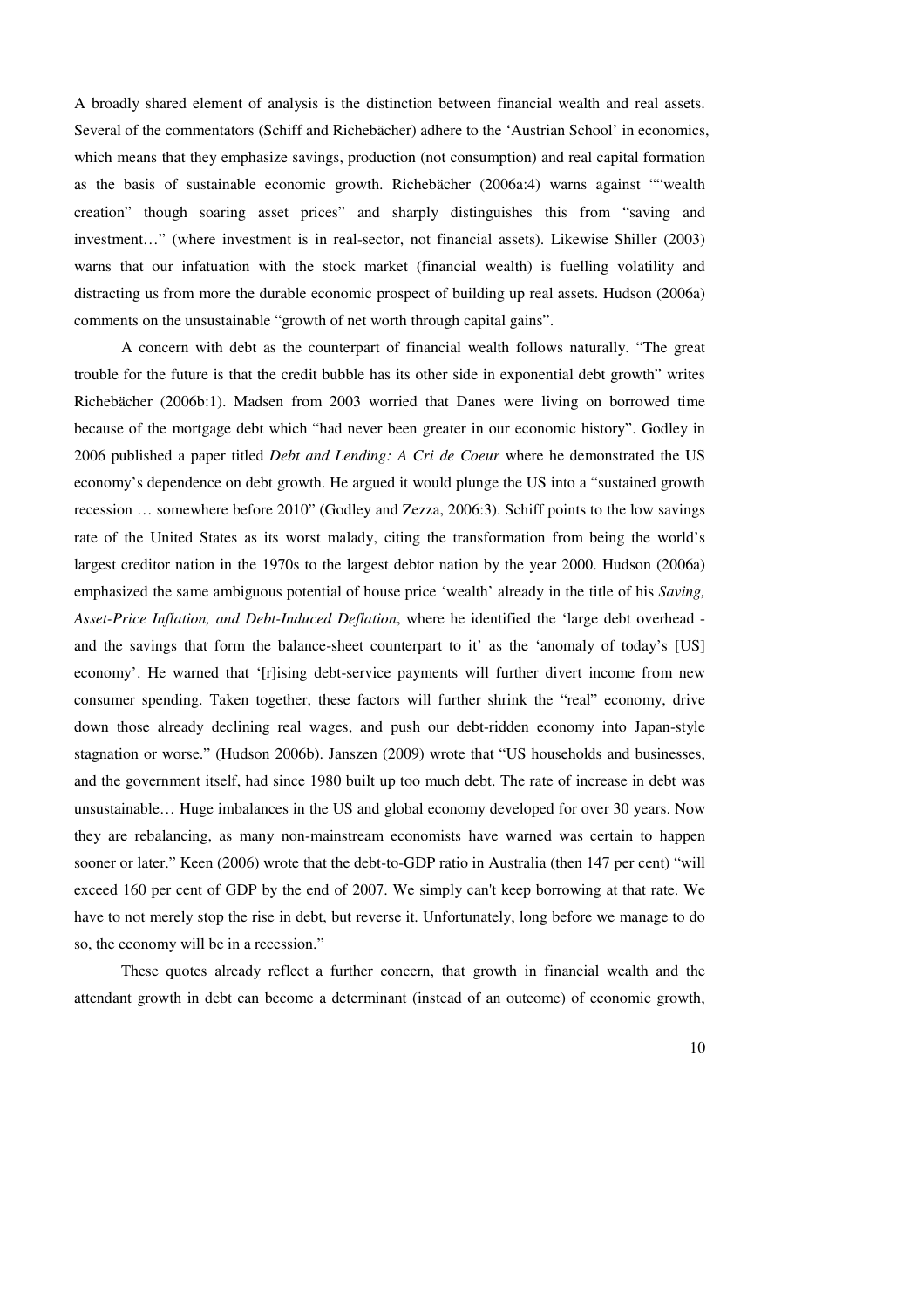A broadly shared element of analysis is the distinction between financial wealth and real assets. Several of the commentators (Schiff and Richebächer) adhere to the 'Austrian School' in economics, which means that they emphasize savings, production (not consumption) and real capital formation as the basis of sustainable economic growth. Richebächer (2006a:4) warns against ""wealth creation" though soaring asset prices" and sharply distinguishes this from "saving and investment…" (where investment is in real-sector, not financial assets). Likewise Shiller (2003) warns that our infatuation with the stock market (financial wealth) is fuelling volatility and distracting us from more the durable economic prospect of building up real assets. Hudson (2006a) comments on the unsustainable "growth of net worth through capital gains".

A concern with debt as the counterpart of financial wealth follows naturally. "The great trouble for the future is that the credit bubble has its other side in exponential debt growth" writes Richebächer (2006b:1). Madsen from 2003 worried that Danes were living on borrowed time because of the mortgage debt which "had never been greater in our economic history". Godley in 2006 published a paper titled *Debt and Lending: A Cri de Coeur* where he demonstrated the US economy's dependence on debt growth. He argued it would plunge the US into a "sustained growth recession … somewhere before 2010" (Godley and Zezza, 2006:3). Schiff points to the low savings rate of the United States as its worst malady, citing the transformation from being the world's largest creditor nation in the 1970s to the largest debtor nation by the year 2000. Hudson (2006a) emphasized the same ambiguous potential of house price 'wealth' already in the title of his *Saving, Asset-Price Inflation, and Debt-Induced Deflation*, where he identified the 'large debt overhead - and the savings that form the balance-sheet counterpart to it' as the 'anomaly of today's [US] economy'. He warned that '[r]ising debt-service payments will further divert income from new consumer spending. Taken together, these factors will further shrink the "real" economy, drive down those already declining real wages, and push our debt-ridden economy into Japan-style stagnation or worse." (Hudson 2006b). Janszen (2009) wrote that "US households and businesses, and the government itself, had since 1980 built up too much debt. The rate of increase in debt was unsustainable… Huge imbalances in the US and global economy developed for over 30 years. Now they are rebalancing, as many non-mainstream economists have warned was certain to happen sooner or later." Keen (2006) wrote that the debt-to-GDP ratio in Australia (then 147 per cent) "will exceed 160 per cent of GDP by the end of 2007. We simply can't keep borrowing at that rate. We have to not merely stop the rise in debt, but reverse it. Unfortunately, long before we manage to do so, the economy will be in a recession."

These quotes already reflect a further concern, that growth in financial wealth and the attendant growth in debt can become a determinant (instead of an outcome) of economic growth,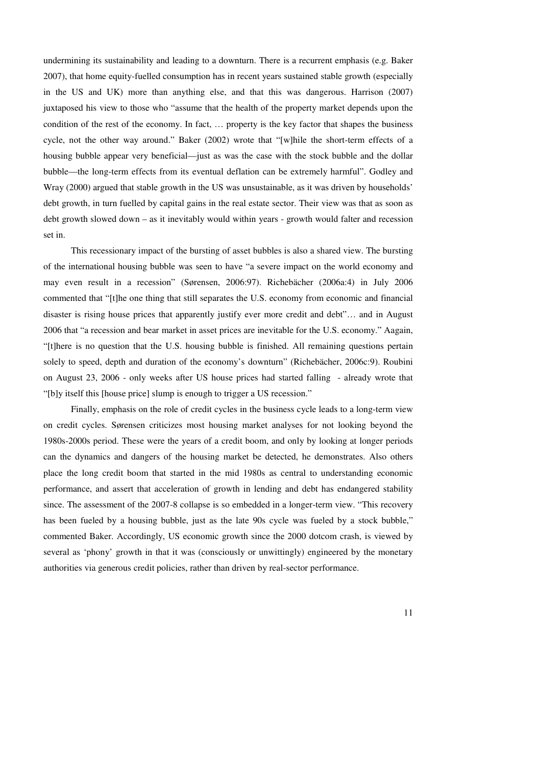undermining its sustainability and leading to a downturn. There is a recurrent emphasis (e.g. Baker 2007), that home equity-fuelled consumption has in recent years sustained stable growth (especially in the US and UK) more than anything else, and that this was dangerous. Harrison (2007) juxtaposed his view to those who "assume that the health of the property market depends upon the condition of the rest of the economy. In fact, … property is the key factor that shapes the business cycle, not the other way around." Baker (2002) wrote that "[w]hile the short-term effects of a housing bubble appear very beneficial—just as was the case with the stock bubble and the dollar bubble—the long-term effects from its eventual deflation can be extremely harmful". Godley and Wray (2000) argued that stable growth in the US was unsustainable, as it was driven by households' debt growth, in turn fuelled by capital gains in the real estate sector. Their view was that as soon as debt growth slowed down – as it inevitably would within years - growth would falter and recession set in.

This recessionary impact of the bursting of asset bubbles is also a shared view. The bursting of the international housing bubble was seen to have "a severe impact on the world economy and may even result in a recession" (Sørensen, 2006:97). Richebächer (2006a:4) in July 2006 commented that "[t]he one thing that still separates the U.S. economy from economic and financial disaster is rising house prices that apparently justify ever more credit and debt"… and in August 2006 that "a recession and bear market in asset prices are inevitable for the U.S. economy." Aagain, "[t]here is no question that the U.S. housing bubble is finished. All remaining questions pertain solely to speed, depth and duration of the economy's downturn" (Richebächer, 2006c:9). Roubini on August 23, 2006 - only weeks after US house prices had started falling - already wrote that "[b]y itself this [house price] slump is enough to trigger a US recession."

Finally, emphasis on the role of credit cycles in the business cycle leads to a long-term view on credit cycles. Sørensen criticizes most housing market analyses for not looking beyond the 1980s-2000s period. These were the years of a credit boom, and only by looking at longer periods can the dynamics and dangers of the housing market be detected, he demonstrates. Also others place the long credit boom that started in the mid 1980s as central to understanding economic performance, and assert that acceleration of growth in lending and debt has endangered stability since. The assessment of the 2007-8 collapse is so embedded in a longer-term view. "This recovery has been fueled by a housing bubble, just as the late 90s cycle was fueled by a stock bubble," commented Baker. Accordingly, US economic growth since the 2000 dotcom crash, is viewed by several as 'phony' growth in that it was (consciously or unwittingly) engineered by the monetary authorities via generous credit policies, rather than driven by real-sector performance.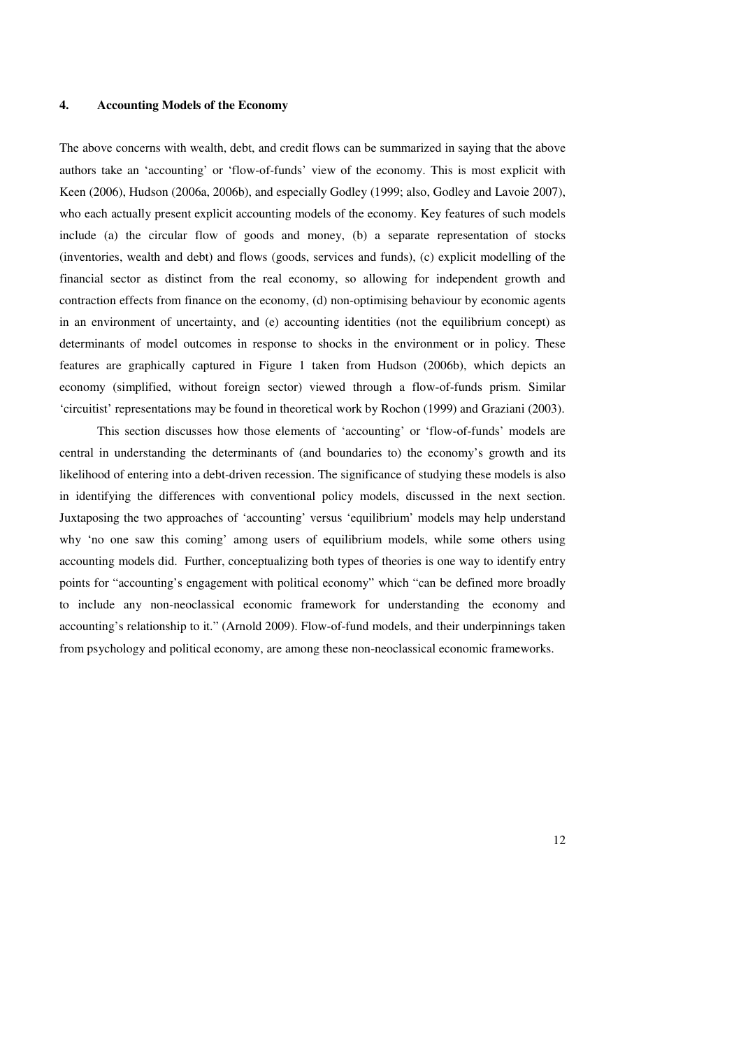## 4. Accounting Models of the Economy

The above concerns with wealth, debt, and credit flows can be summarized in saying that the above authors take an 'accounting' or 'flow-of-funds' view of the economy. This is most explicit with Keen (2006), Hudson (2006a, 2006b), and especially Godley (1999; also, Godley and Lavoie 2007), who each actually present explicit accounting models of the economy. Key features of such models include (a) the circular flow of goods and money, (b) a separate representation of stocks (inventories, wealth and debt) and flows (goods, services and funds), (c) explicit modelling of the financial sector as distinct from the real economy, so allowing for independent growth and contraction effects from finance on the economy, (d) non-optimising behaviour by economic agents in an environment of uncertainty, and (e) accounting identities (not the equilibrium concept) as determinants of model outcomes in response to shocks in the environment or in policy. These features are graphically captured in Figure 1 taken from Hudson (2006b), which depicts an economy (simplified, without foreign sector) viewed through a flow-of-funds prism. Similar 'circuitist' representations may be found in theoretical work by Rochon (1999) and Graziani (2003).

This section discusses how those elements of 'accounting' or 'flow-of-funds' models are central in understanding the determinants of (and boundaries to) the economy's growth and its likelihood of entering into a debt-driven recession. The significance of studying these models is also in identifying the differences with conventional policy models, discussed in the next section. Juxtaposing the two approaches of 'accounting' versus 'equilibrium' models may help understand why 'no one saw this coming' among users of equilibrium models, while some others using accounting models did. Further, conceptualizing both types of theories is one way to identify entry points for "accounting's engagement with political economy" which "can be defined more broadly to include any non-neoclassical economic framework for understanding the economy and accounting's relationship to it." (Arnold 2009). Flow-of-fund models, and their underpinnings taken from psychology and political economy, are among these non-neoclassical economic frameworks.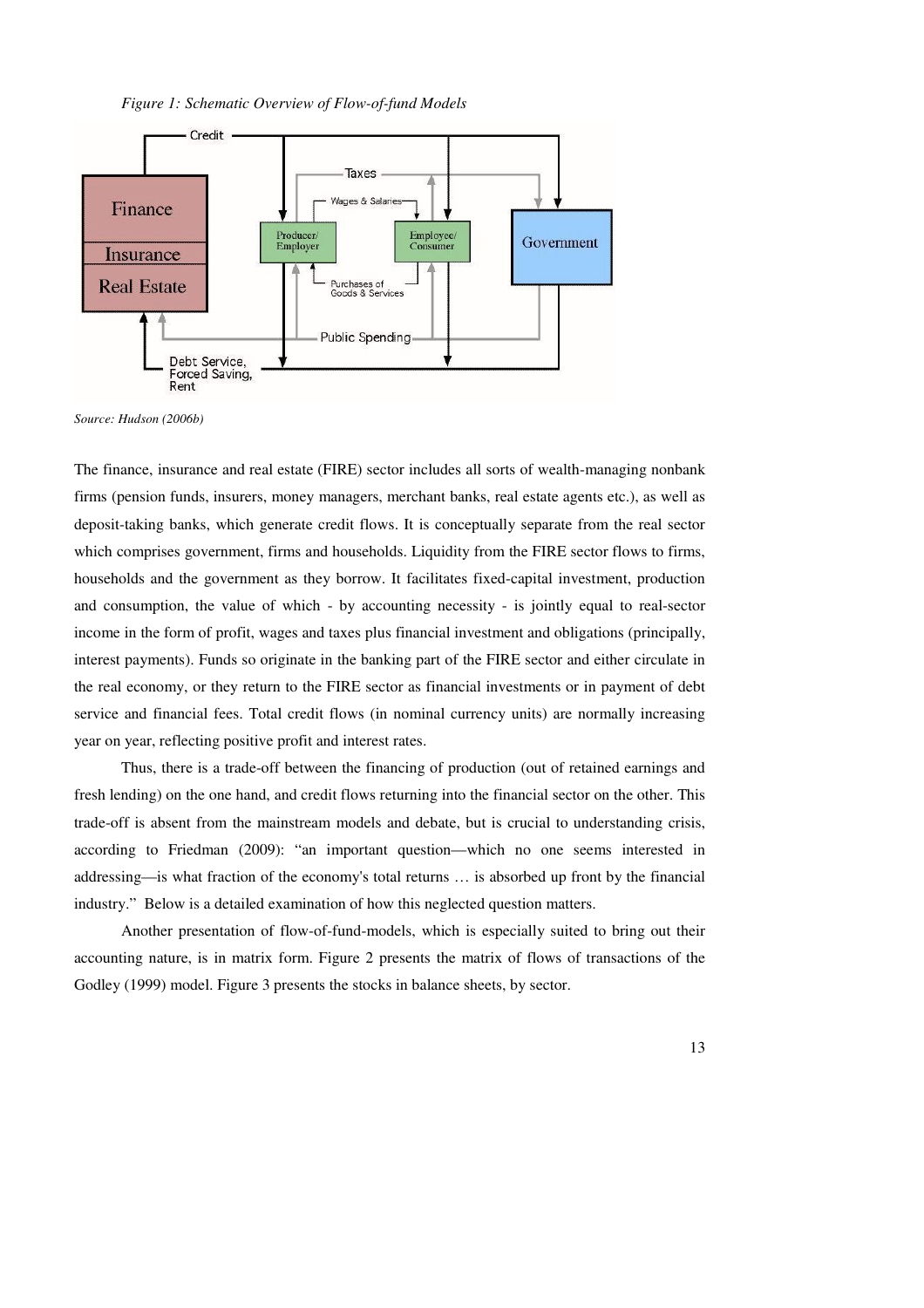*Figure 1: Schematic Overview of Flow-of-fund Models*

*Source: Hudson (2006b)*

The finance, insurance and real estate (FIRE) sector includes all sorts of wealth-managing nonbank firms (pension funds, insurers, money managers, merchant banks, real estate agents etc.), as well as deposit-taking banks, which generate credit flows. It is conceptually separate from the real sector which comprises government, firms and households. Liquidity from the FIRE sector flows to firms, households and the government as they borrow. It facilitates fixed-capital investment, production and consumption, the value of which - by accounting necessity - is jointly equal to real-sector income in the form of profit, wages and taxes plus financial investment and obligations (principally, interest payments). Funds so originate in the banking part of the FIRE sector and either circulate in the real economy, or they return to the FIRE sector as financial investments or in payment of debt service and financial fees. Total credit flows (in nominal currency units) are normally increasing year on year, reflecting positive profit and interest rates.

Thus, there is a trade-off between the financing of production (out of retained earnings and fresh lending) on the one hand, and credit flows returning into the financial sector on the other. This trade-off is absent from the mainstream models and debate, but is crucial to understanding crisis, according to Friedman (2009): "an important question—which no one seems interested in addressing—is what fraction of the economy's total returns … is absorbed up front by the financial industry." Below is a detailed examination of how this neglected question matters.

Another presentation of flow-of-fund-models, which is especially suited to bring out their accounting nature, is in matrix form. Figure 2 presents the matrix of flows of transactions of the Godley (1999) model. Figure 3 presents the stocks in balance sheets, by sector.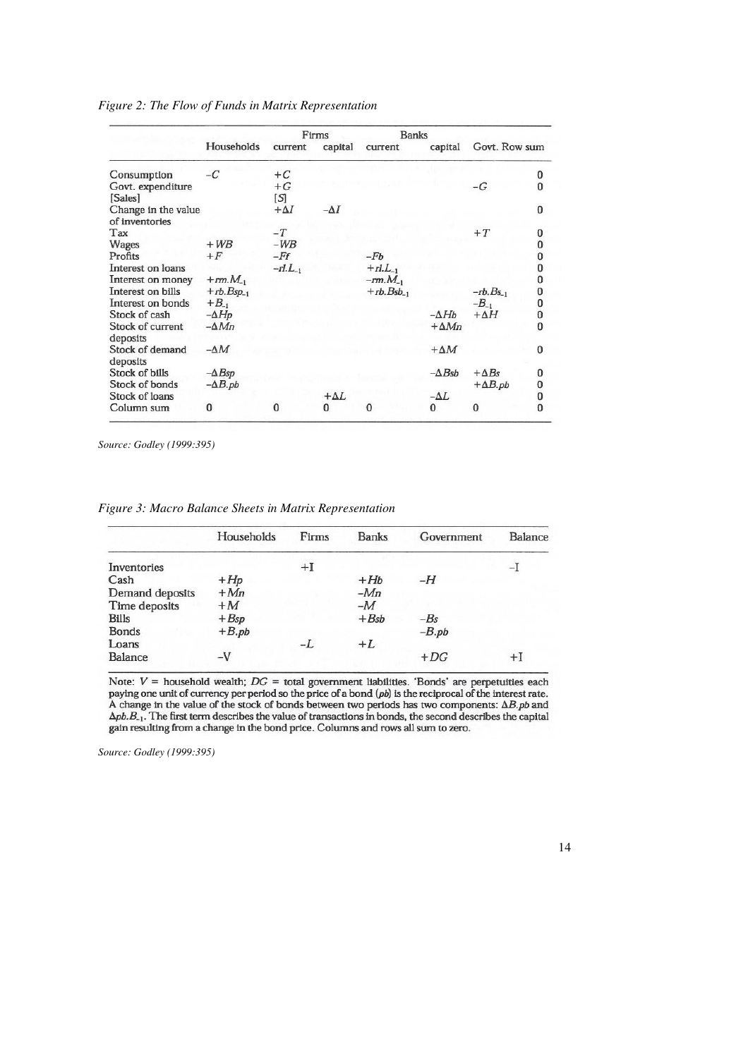*Figure 2: The Flow of Funds in Matrix Representation*

| | Households | Firms current | Firms capital | Banks current | Banks capital | Govt. | Row sum |
|---|---|---|---|---|---|---|---|
| Consumption | $-C$ | $+C$ | | | | | 0 |
| Govt. expenditure [Sales] | | $+G$ [$S$] | | | | $-G$ | 0 |
| Change in the value of inventories | | $+\Delta I$ | $-\Delta I$ | | | | 0 |
| Tax | | $-T$ | | | | $+T$ | 0 |
| Wages | $+WB$ | $-WB$ | | | | | 0 |
| Profits | $+F$ | $-Ff$ | | $-Fb$ | | | 0 |
| Interest on loans | | $-rl.L_{-1}$ | | $+rl.L_{-1}$ | | | 0 |
| Interest on money | $+rm.M_{-1}$ | | | $-rm.M_{-1}$ | | | 0 |
| Interest on bills | $+rb.Bsp_{-1}$ | | | $+rb.Bsb_{-1}$ | | $-rb.Bs_{-1}$ | 0 |
| Interest on bonds | $+B_{-1}$ | | | | | $-B_{-1}$ | 0 |
| Stock of cash | $-\Delta Hp$ | | | | $-\Delta Hb$ | $+\Delta H$ | 0 |
| Stock of current deposits | $-\Delta Mn$ | | | | $+\Delta Mn$ | | 0 |
| Stock of demand deposits | $-\Delta M$ | | | | $+\Delta M$ | | 0 |
| Stock of bills | $-\Delta Bsp$ | | | | $-\Delta Bsb$ | $+\Delta Bs$ | 0 |
| Stock of bonds | $-\Delta B.pb$ | | | | | $+\Delta B.pb$ | 0 |
| Stock of loans | | | $+\Delta L$ | | $-\Delta L$ | | 0 |
| Column sum | 0 | 0 | 0 | 0 | 0 | 0 | 0 |

*Source: Godley (1999:395)*

*Figure 3: Macro Balance Sheets in Matrix Representation*

| | Households | Firms | Banks | Government | Balance |
|---|---|---|---|---|---|
| Inventories | | $+I$ | | | $-I$ |
| Cash | $+Hp$ | | $+Hb$ | $-H$ | |
| Demand deposits | $+Mn$ | | $-Mn$ | | |
| Time deposits | $+M$ | | $-M$ | | |
| Bills | $+Bsp$ | | $+Bsb$ | $-Bs$ | |
| Bonds | $+B.pb$ | | | $-B.pb$ | |
| Loans | | $-L$ | $+L$ | | |
| Balance | $-V$ | | | $+DG$ | $+I$ |

Note: $V$ = household wealth; $DG$ = total government liabilities. 'Bonds' are perpetuities each paying one unit of currency per period so the price of a bond ($pb$) is the reciprocal of the interest rate. A change in the value of the stock of bonds between two periods has two components: $\Delta B.pb$ and $\Delta pb.B_{-1}$. The first term describes the value of transactions in bonds, the second describes the capital gain resulting from a change in the bond price. Columns and rows all sum to zero.

*Source: Godley (1999:395)*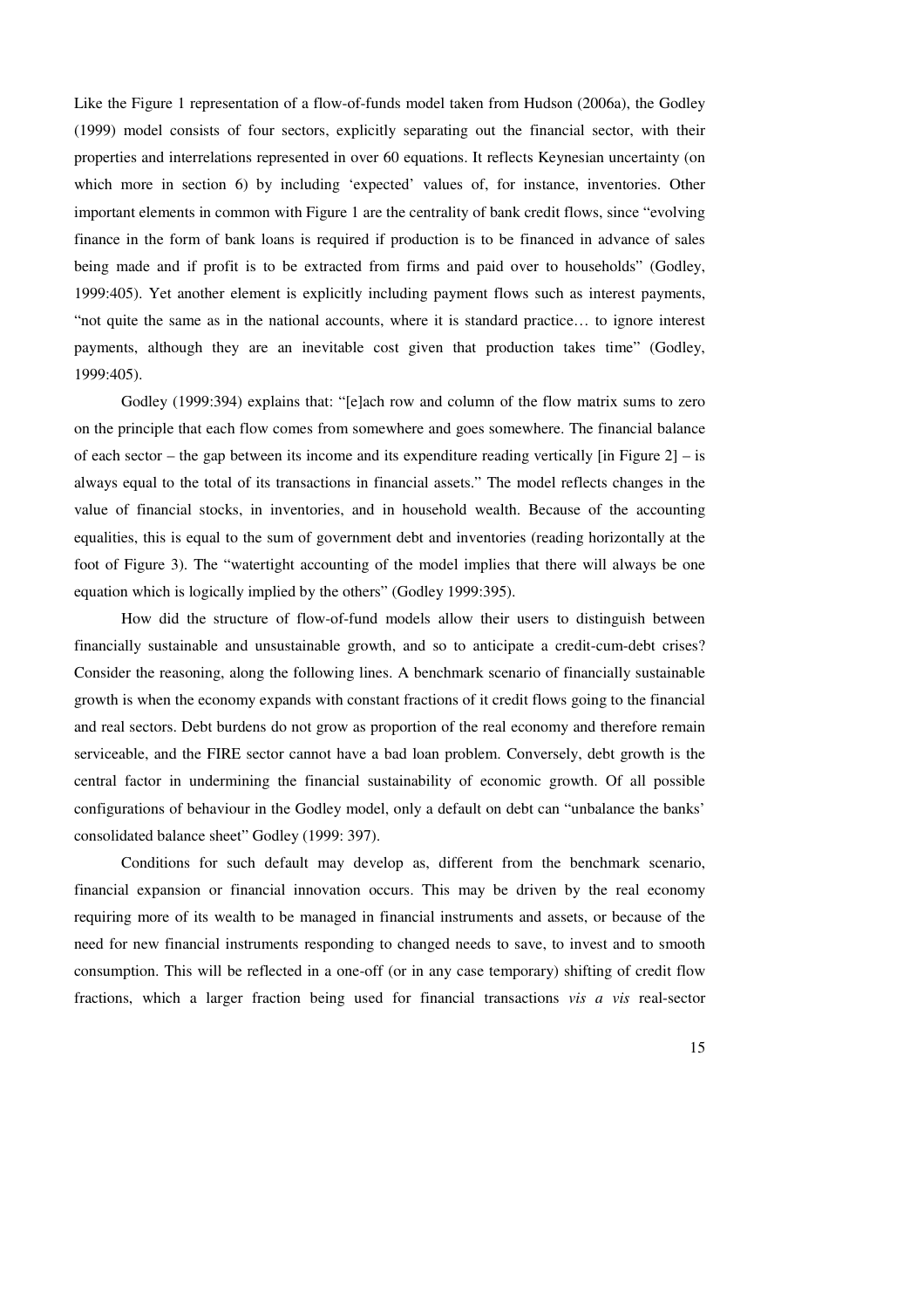Like the Figure 1 representation of a flow-of-funds model taken from Hudson (2006a), the Godley (1999) model consists of four sectors, explicitly separating out the financial sector, with their properties and interrelations represented in over 60 equations. It reflects Keynesian uncertainty (on which more in section 6) by including 'expected' values of, for instance, inventories. Other important elements in common with Figure 1 are the centrality of bank credit flows, since "evolving finance in the form of bank loans is required if production is to be financed in advance of sales being made and if profit is to be extracted from firms and paid over to households" (Godley, 1999:405). Yet another element is explicitly including payment flows such as interest payments, "not quite the same as in the national accounts, where it is standard practice… to ignore interest payments, although they are an inevitable cost given that production takes time" (Godley, 1999:405).

Godley (1999:394) explains that: "[e]ach row and column of the flow matrix sums to zero on the principle that each flow comes from somewhere and goes somewhere. The financial balance of each sector – the gap between its income and its expenditure reading vertically [in Figure 2] – is always equal to the total of its transactions in financial assets." The model reflects changes in the value of financial stocks, in inventories, and in household wealth. Because of the accounting equalities, this is equal to the sum of government debt and inventories (reading horizontally at the foot of Figure 3). The "watertight accounting of the model implies that there will always be one equation which is logically implied by the others" (Godley 1999:395).

How did the structure of flow-of-fund models allow their users to distinguish between financially sustainable and unsustainable growth, and so to anticipate a credit-cum-debt crises? Consider the reasoning, along the following lines. A benchmark scenario of financially sustainable growth is when the economy expands with constant fractions of it credit flows going to the financial and real sectors. Debt burdens do not grow as proportion of the real economy and therefore remain serviceable, and the FIRE sector cannot have a bad loan problem. Conversely, debt growth is the central factor in undermining the financial sustainability of economic growth. Of all possible configurations of behaviour in the Godley model, only a default on debt can "unbalance the banks' consolidated balance sheet" Godley (1999: 397).

Conditions for such default may develop as, different from the benchmark scenario, financial expansion or financial innovation occurs. This may be driven by the real economy requiring more of its wealth to be managed in financial instruments and assets, or because of the need for new financial instruments responding to changed needs to save, to invest and to smooth consumption. This will be reflected in a one-off (or in any case temporary) shifting of credit flow fractions, which a larger fraction being used for financial transactions *vis a vis* real-sector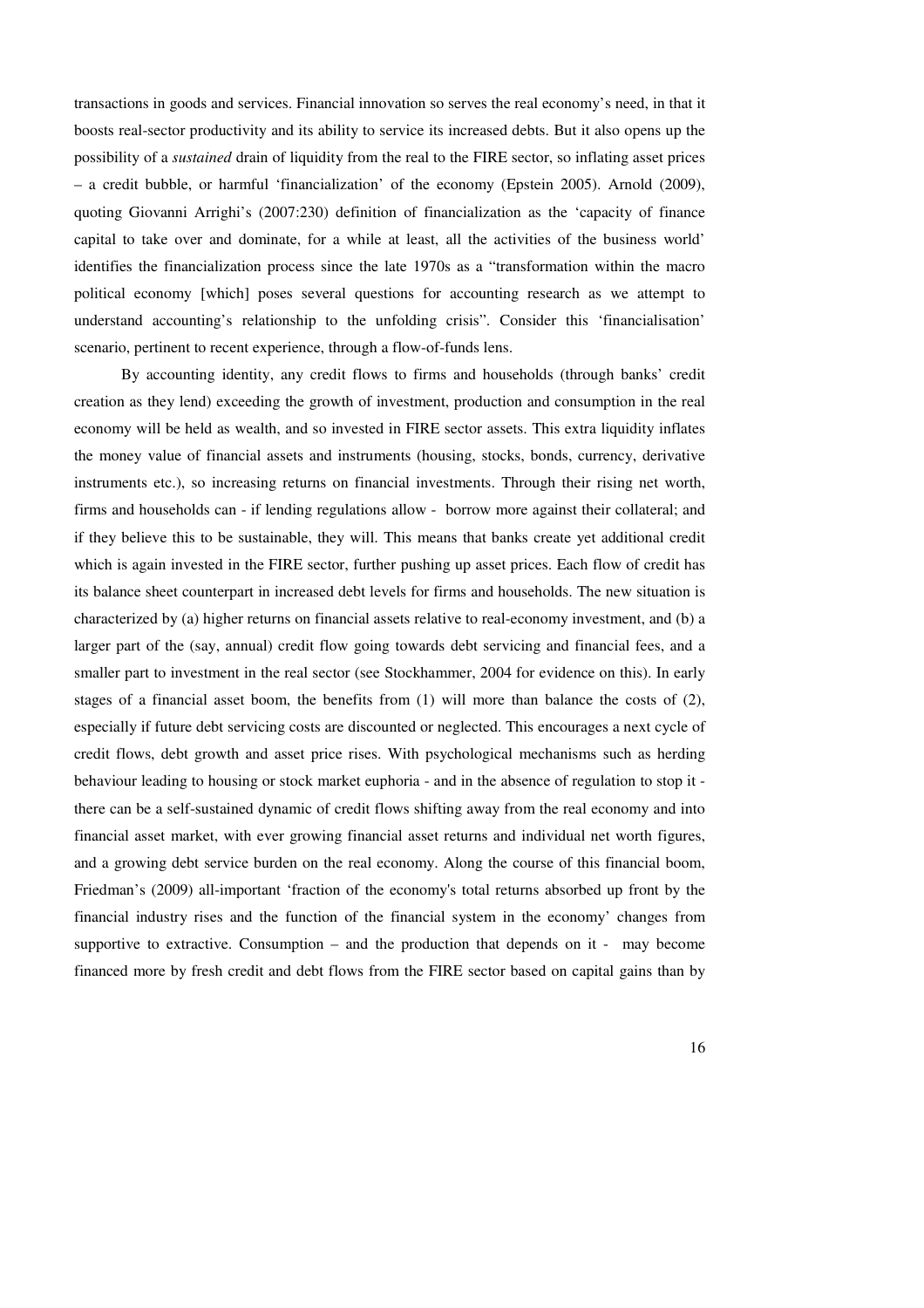transactions in goods and services. Financial innovation so serves the real economy's need, in that it boosts real-sector productivity and its ability to service its increased debts. But it also opens up the possibility of a *sustained* drain of liquidity from the real to the FIRE sector, so inflating asset prices – a credit bubble, or harmful 'financialization' of the economy (Epstein 2005). Arnold (2009), quoting Giovanni Arrighi's (2007:230) definition of financialization as the 'capacity of finance capital to take over and dominate, for a while at least, all the activities of the business world' identifies the financialization process since the late 1970s as a "transformation within the macro political economy [which] poses several questions for accounting research as we attempt to understand accounting's relationship to the unfolding crisis". Consider this 'financialisation' scenario, pertinent to recent experience, through a flow-of-funds lens.

By accounting identity, any credit flows to firms and households (through banks' credit creation as they lend) exceeding the growth of investment, production and consumption in the real economy will be held as wealth, and so invested in FIRE sector assets. This extra liquidity inflates the money value of financial assets and instruments (housing, stocks, bonds, currency, derivative instruments etc.), so increasing returns on financial investments. Through their rising net worth, firms and households can - if lending regulations allow - borrow more against their collateral; and if they believe this to be sustainable, they will. This means that banks create yet additional credit which is again invested in the FIRE sector, further pushing up asset prices. Each flow of credit has its balance sheet counterpart in increased debt levels for firms and households. The new situation is characterized by (a) higher returns on financial assets relative to real-economy investment, and (b) a larger part of the (say, annual) credit flow going towards debt servicing and financial fees, and a smaller part to investment in the real sector (see Stockhammer, 2004 for evidence on this). In early stages of a financial asset boom, the benefits from (1) will more than balance the costs of (2), especially if future debt servicing costs are discounted or neglected. This encourages a next cycle of credit flows, debt growth and asset price rises. With psychological mechanisms such as herding behaviour leading to housing or stock market euphoria - and in the absence of regulation to stop it - there can be a self-sustained dynamic of credit flows shifting away from the real economy and into financial asset market, with ever growing financial asset returns and individual net worth figures, and a growing debt service burden on the real economy. Along the course of this financial boom, Friedman's (2009) all-important 'fraction of the economy's total returns absorbed up front by the financial industry rises and the function of the financial system in the economy' changes from supportive to extractive. Consumption – and the production that depends on it - may become financed more by fresh credit and debt flows from the FIRE sector based on capital gains than by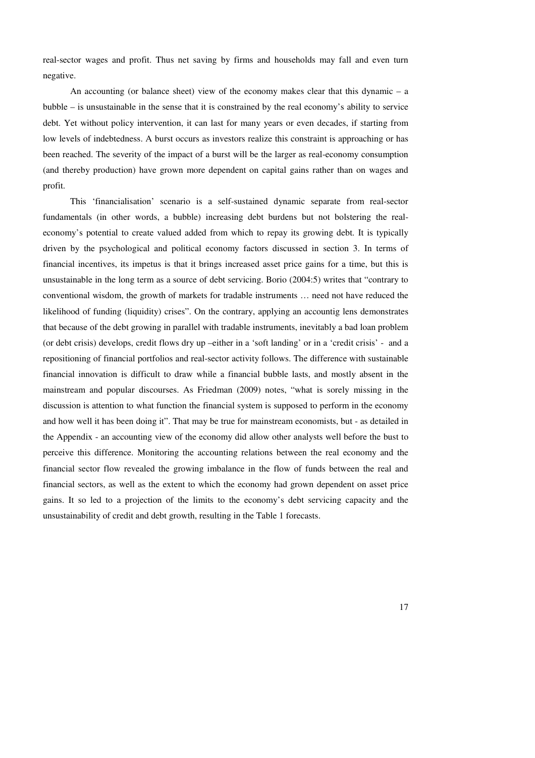real-sector wages and profit. Thus net saving by firms and households may fall and even turn negative.

An accounting (or balance sheet) view of the economy makes clear that this dynamic – a bubble – is unsustainable in the sense that it is constrained by the real economy's ability to service debt. Yet without policy intervention, it can last for many years or even decades, if starting from low levels of indebtedness. A burst occurs as investors realize this constraint is approaching or has been reached. The severity of the impact of a burst will be the larger as real-economy consumption (and thereby production) have grown more dependent on capital gains rather than on wages and profit.

This 'financialisation' scenario is a self-sustained dynamic separate from real-sector fundamentals (in other words, a bubble) increasing debt burdens but not bolstering the real-economy's potential to create valued added from which to repay its growing debt. It is typically driven by the psychological and political economy factors discussed in section 3. In terms of financial incentives, its impetus is that it brings increased asset price gains for a time, but this is unsustainable in the long term as a source of debt servicing. Borio (2004:5) writes that "contrary to conventional wisdom, the growth of markets for tradable instruments … need not have reduced the likelihood of funding (liquidity) crises". On the contrary, applying an accountig lens demonstrates that because of the debt growing in parallel with tradable instruments, inevitably a bad loan problem (or debt crisis) develops, credit flows dry up –either in a 'soft landing' or in a 'credit crisis' - and a repositioning of financial portfolios and real-sector activity follows. The difference with sustainable financial innovation is difficult to draw while a financial bubble lasts, and mostly absent in the mainstream and popular discourses. As Friedman (2009) notes, "what is sorely missing in the discussion is attention to what function the financial system is supposed to perform in the economy and how well it has been doing it". That may be true for mainstream economists, but - as detailed in the Appendix - an accounting view of the economy did allow other analysts well before the bust to perceive this difference. Monitoring the accounting relations between the real economy and the financial sector flow revealed the growing imbalance in the flow of funds between the real and financial sectors, as well as the extent to which the economy had grown dependent on asset price gains. It so led to a projection of the limits to the economy's debt servicing capacity and the unsustainability of credit and debt growth, resulting in the Table 1 forecasts.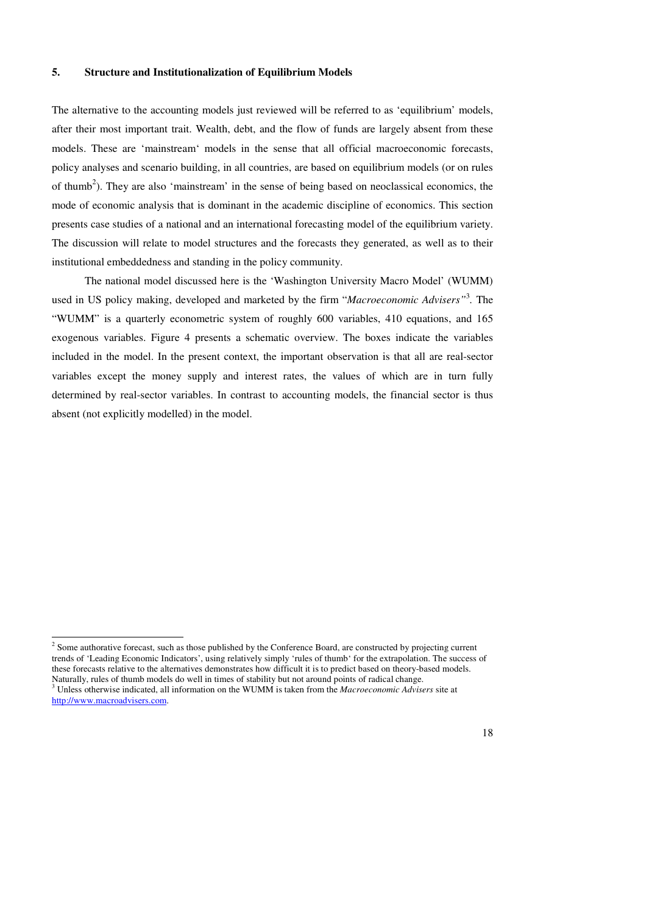## 5. Structure and Institutionalization of Equilibrium Models

The alternative to the accounting models just reviewed will be referred to as 'equilibrium' models, after their most important trait. Wealth, debt, and the flow of funds are largely absent from these models. These are 'mainstream' models in the sense that all official macroeconomic forecasts, policy analyses and scenario building, in all countries, are based on equilibrium models (or on rules of thumb[2]). They are also 'mainstream' in the sense of being based on neoclassical economics, the mode of economic analysis that is dominant in the academic discipline of economics. This section presents case studies of a national and an international forecasting model of the equilibrium variety. The discussion will relate to model structures and the forecasts they generated, as well as to their institutional embeddedness and standing in the policy community.

The national model discussed here is the 'Washington University Macro Model' (WUMM) used in US policy making, developed and marketed by the firm "*Macroeconomic Advisers"*[3]. The "WUMM" is a quarterly econometric system of roughly 600 variables, 410 equations, and 165 exogenous variables. Figure 4 presents a schematic overview. The boxes indicate the variables included in the model. In the present context, the important observation is that all are real-sector variables except the money supply and interest rates, the values of which are in turn fully determined by real-sector variables. In contrast to accounting models, the financial sector is thus absent (not explicitly modelled) in the model.

---

[2] Some authorative forecast, such as those published by the Conference Board, are constructed by projecting current trends of 'Leading Economic Indicators', using relatively simply 'rules of thumb' for the extrapolation. The success of these forecasts relative to the alternatives demonstrates how difficult it is to predict based on theory-based models. Naturally, rules of thumb models do well in times of stability but not around points of radical change.

[3] Unless otherwise indicated, all information on the WUMM is taken from the *Macroeconomic Advisers* site at http://www.macroadvisers.com.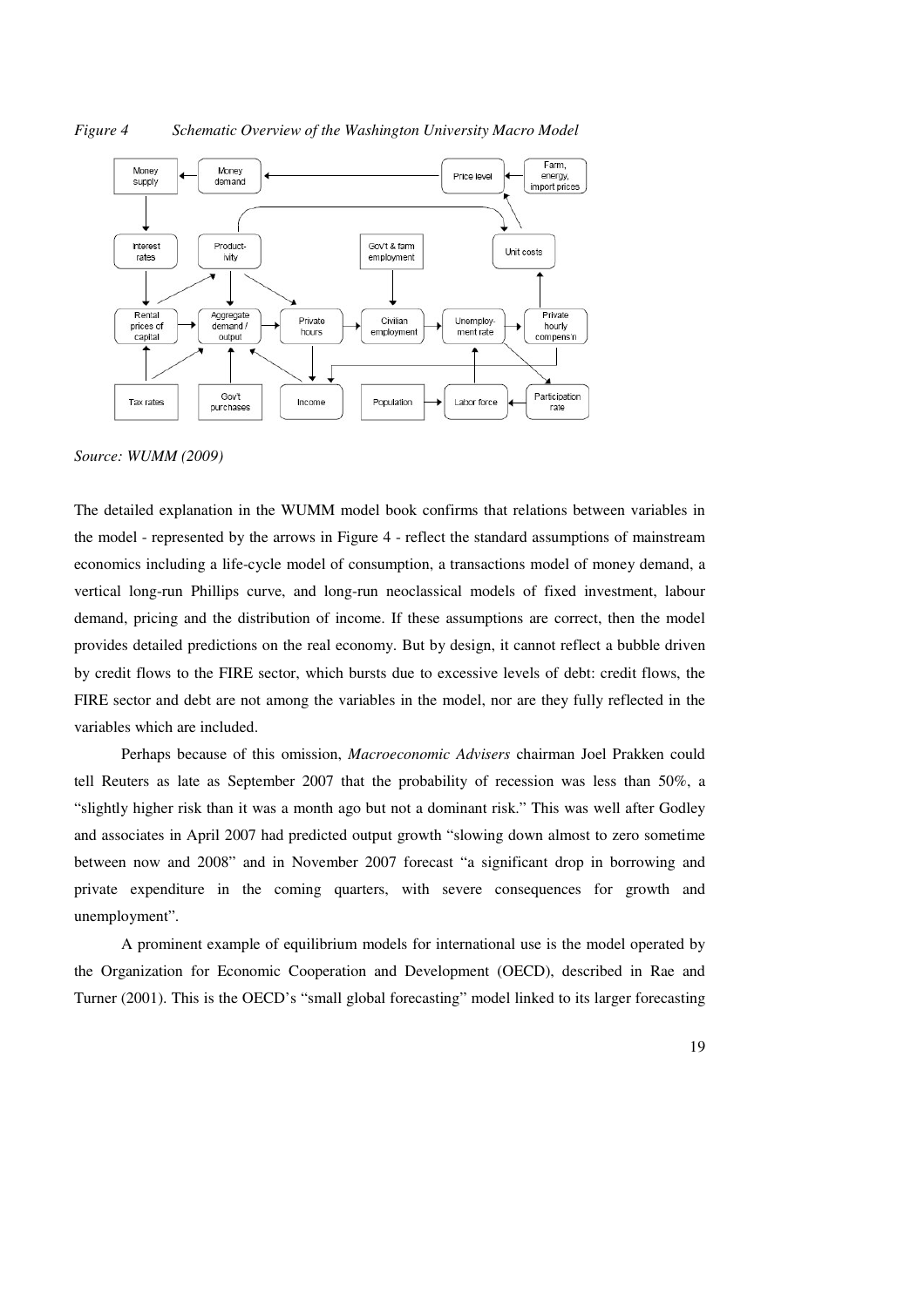*Figure 4 Schematic Overview of the Washington University Macro Model*

*Source: WUMM (2009)*

The detailed explanation in the WUMM model book confirms that relations between variables in the model - represented by the arrows in Figure 4 - reflect the standard assumptions of mainstream economics including a life-cycle model of consumption, a transactions model of money demand, a vertical long-run Phillips curve, and long-run neoclassical models of fixed investment, labour demand, pricing and the distribution of income. If these assumptions are correct, then the model provides detailed predictions on the real economy. But by design, it cannot reflect a bubble driven by credit flows to the FIRE sector, which bursts due to excessive levels of debt: credit flows, the FIRE sector and debt are not among the variables in the model, nor are they fully reflected in the variables which are included.

Perhaps because of this omission, *Macroeconomic Advisers* chairman Joel Prakken could tell Reuters as late as September 2007 that the probability of recession was less than 50%, a "slightly higher risk than it was a month ago but not a dominant risk." This was well after Godley and associates in April 2007 had predicted output growth "slowing down almost to zero sometime between now and 2008" and in November 2007 forecast "a significant drop in borrowing and private expenditure in the coming quarters, with severe consequences for growth and unemployment".

A prominent example of equilibrium models for international use is the model operated by the Organization for Economic Cooperation and Development (OECD), described in Rae and Turner (2001). This is the OECD's "small global forecasting" model linked to its larger forecasting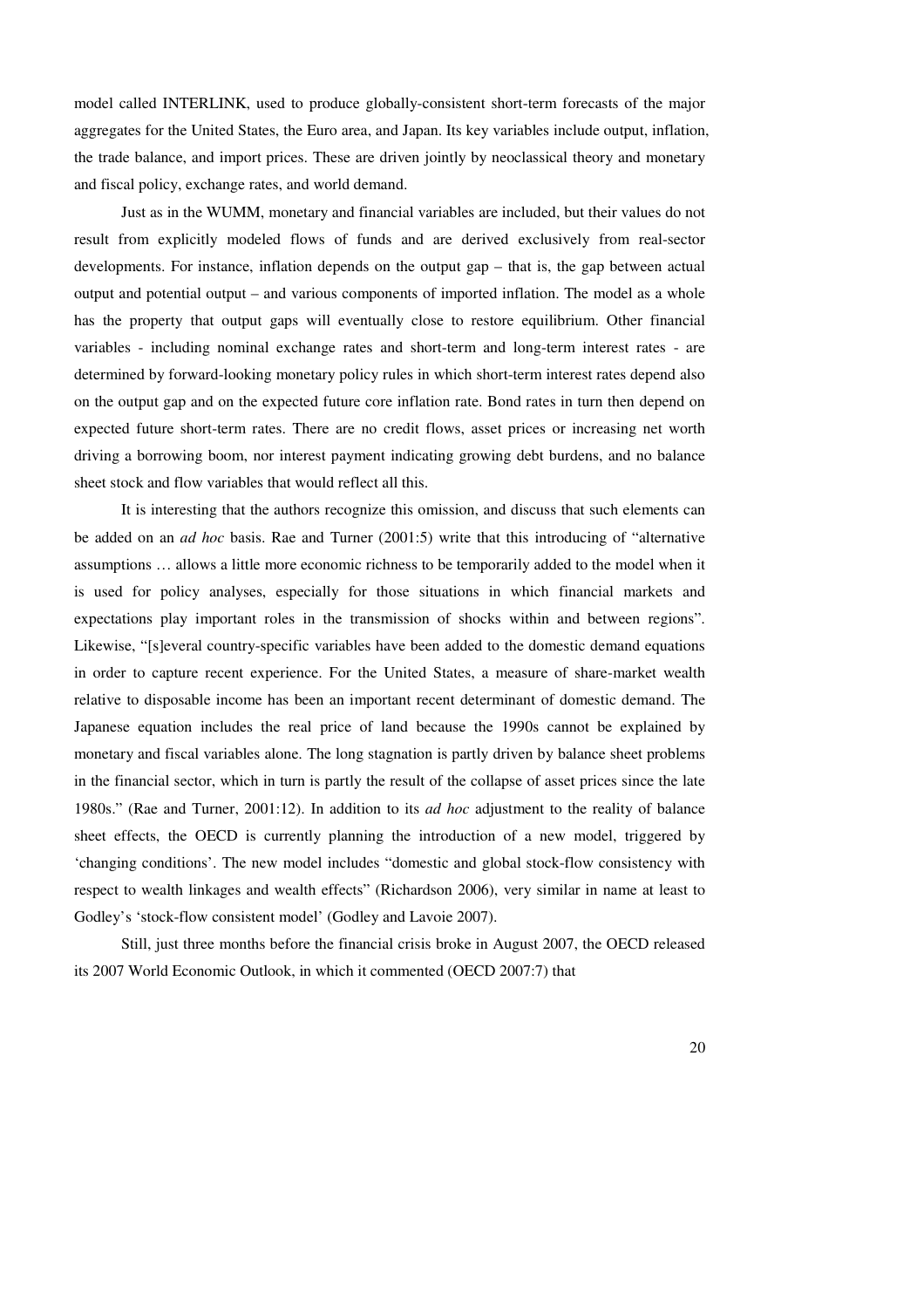model called INTERLINK, used to produce globally-consistent short-term forecasts of the major aggregates for the United States, the Euro area, and Japan. Its key variables include output, inflation, the trade balance, and import prices. These are driven jointly by neoclassical theory and monetary and fiscal policy, exchange rates, and world demand.

Just as in the WUMM, monetary and financial variables are included, but their values do not result from explicitly modeled flows of funds and are derived exclusively from real-sector developments. For instance, inflation depends on the output gap – that is, the gap between actual output and potential output – and various components of imported inflation. The model as a whole has the property that output gaps will eventually close to restore equilibrium. Other financial variables - including nominal exchange rates and short-term and long-term interest rates - are determined by forward-looking monetary policy rules in which short-term interest rates depend also on the output gap and on the expected future core inflation rate. Bond rates in turn then depend on expected future short-term rates. There are no credit flows, asset prices or increasing net worth driving a borrowing boom, nor interest payment indicating growing debt burdens, and no balance sheet stock and flow variables that would reflect all this.

It is interesting that the authors recognize this omission, and discuss that such elements can be added on an *ad hoc* basis. Rae and Turner (2001:5) write that this introducing of "alternative assumptions … allows a little more economic richness to be temporarily added to the model when it is used for policy analyses, especially for those situations in which financial markets and expectations play important roles in the transmission of shocks within and between regions". Likewise, "[s]everal country-specific variables have been added to the domestic demand equations in order to capture recent experience. For the United States, a measure of share-market wealth relative to disposable income has been an important recent determinant of domestic demand. The Japanese equation includes the real price of land because the 1990s cannot be explained by monetary and fiscal variables alone. The long stagnation is partly driven by balance sheet problems in the financial sector, which in turn is partly the result of the collapse of asset prices since the late 1980s." (Rae and Turner, 2001:12). In addition to its *ad hoc* adjustment to the reality of balance sheet effects, the OECD is currently planning the introduction of a new model, triggered by 'changing conditions'. The new model includes "domestic and global stock-flow consistency with respect to wealth linkages and wealth effects" (Richardson 2006), very similar in name at least to Godley's 'stock-flow consistent model' (Godley and Lavoie 2007).

Still, just three months before the financial crisis broke in August 2007, the OECD released its 2007 World Economic Outlook, in which it commented (OECD 2007:7) that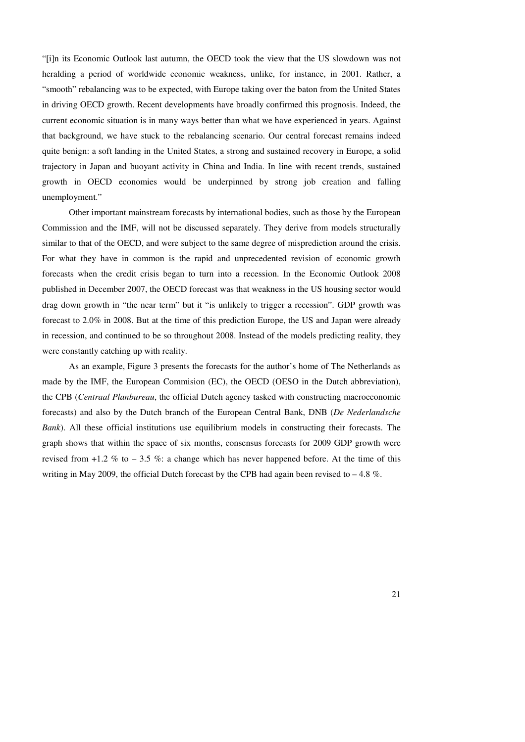"[i]n its Economic Outlook last autumn, the OECD took the view that the US slowdown was not heralding a period of worldwide economic weakness, unlike, for instance, in 2001. Rather, a "smooth" rebalancing was to be expected, with Europe taking over the baton from the United States in driving OECD growth. Recent developments have broadly confirmed this prognosis. Indeed, the current economic situation is in many ways better than what we have experienced in years. Against that background, we have stuck to the rebalancing scenario. Our central forecast remains indeed quite benign: a soft landing in the United States, a strong and sustained recovery in Europe, a solid trajectory in Japan and buoyant activity in China and India. In line with recent trends, sustained growth in OECD economies would be underpinned by strong job creation and falling unemployment."

Other important mainstream forecasts by international bodies, such as those by the European Commission and the IMF, will not be discussed separately. They derive from models structurally similar to that of the OECD, and were subject to the same degree of misprediction around the crisis. For what they have in common is the rapid and unprecedented revision of economic growth forecasts when the credit crisis began to turn into a recession. In the Economic Outlook 2008 published in December 2007, the OECD forecast was that weakness in the US housing sector would drag down growth in "the near term" but it "is unlikely to trigger a recession". GDP growth was forecast to 2.0% in 2008. But at the time of this prediction Europe, the US and Japan were already in recession, and continued to be so throughout 2008. Instead of the models predicting reality, they were constantly catching up with reality.

As an example, Figure 3 presents the forecasts for the author's home of The Netherlands as made by the IMF, the European Commision (EC), the OECD (OESO in the Dutch abbreviation), the CPB (*Centraal Planbureau*, the official Dutch agency tasked with constructing macroeconomic forecasts) and also by the Dutch branch of the European Central Bank, DNB (*De Nederlandsche Bank*). All these official institutions use equilibrium models in constructing their forecasts. The graph shows that within the space of six months, consensus forecasts for 2009 GDP growth were revised from +1.2 % to – 3.5 %: a change which has never happened before. At the time of this writing in May 2009, the official Dutch forecast by the CPB had again been revised to – 4.8 %.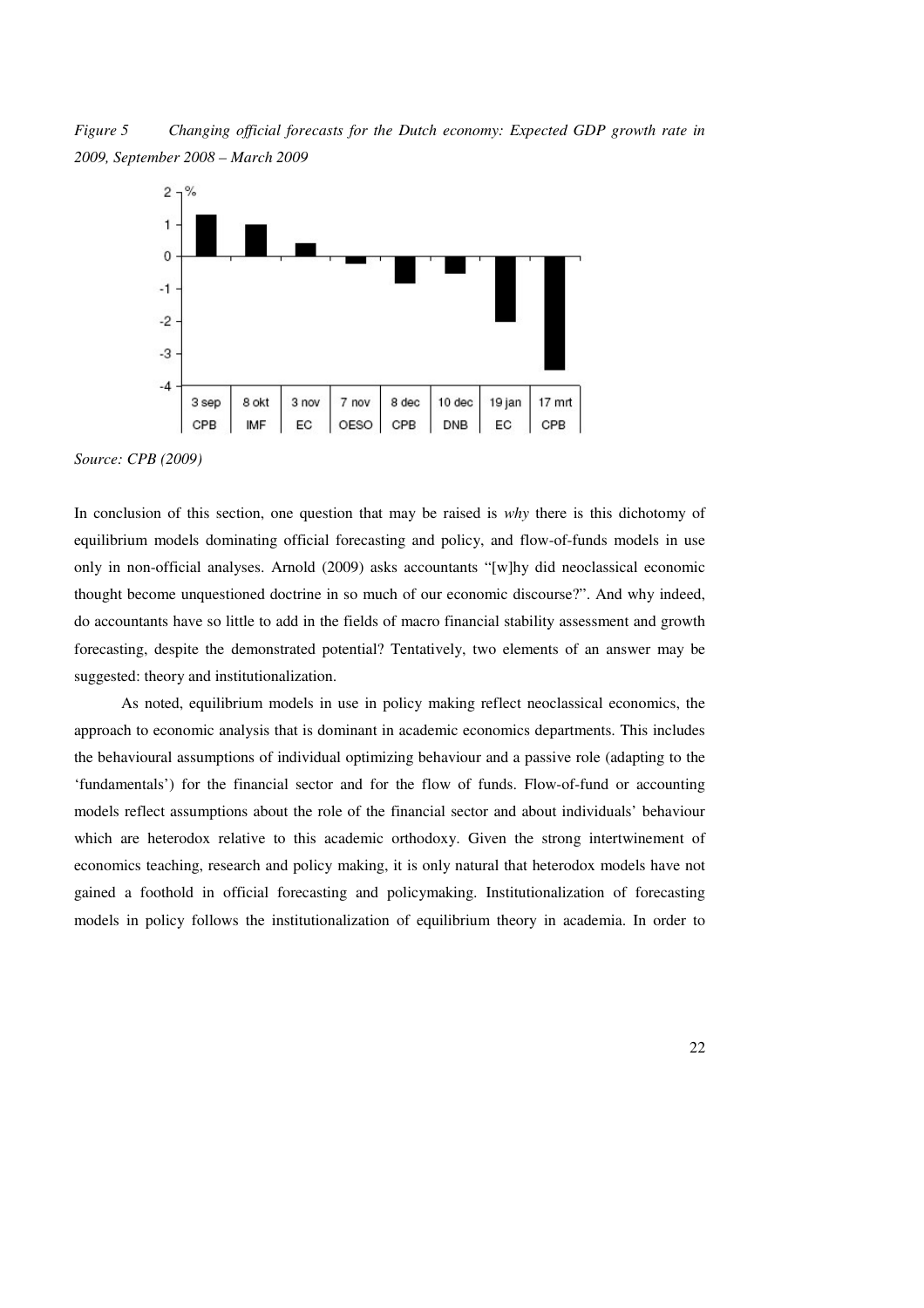*Figure 5 Changing official forecasts for the Dutch economy: Expected GDP growth rate in 2009, September 2008 – March 2009*

*Source: CPB (2009)*

In conclusion of this section, one question that may be raised is *why* there is this dichotomy of equilibrium models dominating official forecasting and policy, and flow-of-funds models in use only in non-official analyses. Arnold (2009) asks accountants "[w]hy did neoclassical economic thought become unquestioned doctrine in so much of our economic discourse?". And why indeed, do accountants have so little to add in the fields of macro financial stability assessment and growth forecasting, despite the demonstrated potential? Tentatively, two elements of an answer may be suggested: theory and institutionalization.

As noted, equilibrium models in use in policy making reflect neoclassical economics, the approach to economic analysis that is dominant in academic economics departments. This includes the behavioural assumptions of individual optimizing behaviour and a passive role (adapting to the 'fundamentals') for the financial sector and for the flow of funds. Flow-of-fund or accounting models reflect assumptions about the role of the financial sector and about individuals' behaviour which are heterodox relative to this academic orthodoxy. Given the strong intertwinement of economics teaching, research and policy making, it is only natural that heterodox models have not gained a foothold in official forecasting and policymaking. Institutionalization of forecasting models in policy follows the institutionalization of equilibrium theory in academia. In order to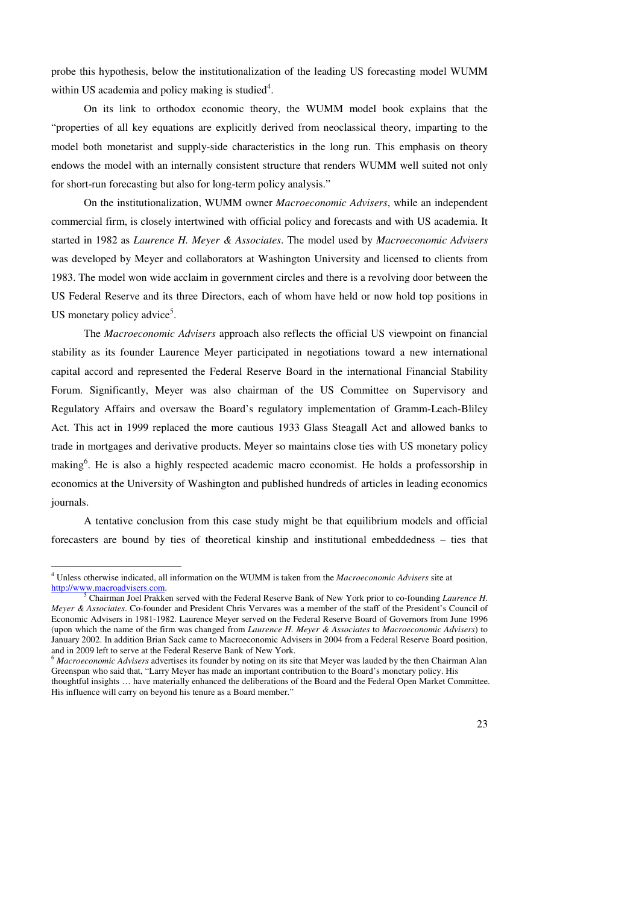probe this hypothesis, below the institutionalization of the leading US forecasting model WUMM within US academia and policy making is studied[4].

On its link to orthodox economic theory, the WUMM model book explains that the "properties of all key equations are explicitly derived from neoclassical theory, imparting to the model both monetarist and supply-side characteristics in the long run. This emphasis on theory endows the model with an internally consistent structure that renders WUMM well suited not only for short-run forecasting but also for long-term policy analysis."

On the institutionalization, WUMM owner *Macroeconomic Advisers*, while an independent commercial firm, is closely intertwined with official policy and forecasts and with US academia. It started in 1982 as *Laurence H. Meyer & Associates*. The model used by *Macroeconomic Advisers* was developed by Meyer and collaborators at Washington University and licensed to clients from 1983. The model won wide acclaim in government circles and there is a revolving door between the US Federal Reserve and its three Directors, each of whom have held or now hold top positions in US monetary policy advice[5].

The *Macroeconomic Advisers* approach also reflects the official US viewpoint on financial stability as its founder Laurence Meyer participated in negotiations toward a new international capital accord and represented the Federal Reserve Board in the international Financial Stability Forum. Significantly, Meyer was also chairman of the US Committee on Supervisory and Regulatory Affairs and oversaw the Board's regulatory implementation of Gramm-Leach-Bliley Act. This act in 1999 replaced the more cautious 1933 Glass Steagall Act and allowed banks to trade in mortgages and derivative products. Meyer so maintains close ties with US monetary policy making[6]. He is also a highly respected academic macro economist. He holds a professorship in economics at the University of Washington and published hundreds of articles in leading economics journals.

A tentative conclusion from this case study might be that equilibrium models and official forecasters are bound by ties of theoretical kinship and institutional embeddedness – ties that

---

[4] Unless otherwise indicated, all information on the WUMM is taken from the *Macroeconomic Advisers* site at http://www.macroadvisers.com.

[5] Chairman Joel Prakken served with the Federal Reserve Bank of New York prior to co-founding *Laurence H. Meyer & Associates*. Co-founder and President Chris Vervares was a member of the staff of the President's Council of Economic Advisers in 1981-1982. Laurence Meyer served on the Federal Reserve Board of Governors from June 1996 (upon which the name of the firm was changed from *Laurence H. Meyer & Associates* to *Macroeconomic Advisers*) to January 2002. In addition Brian Sack came to Macroeconomic Advisers in 2004 from a Federal Reserve Board position, and in 2009 left to serve at the Federal Reserve Bank of New York.

[6] *Macroeconomic Advisers* advertises its founder by noting on its site that Meyer was lauded by the then Chairman Alan Greenspan who said that, "Larry Meyer has made an important contribution to the Board's monetary policy. His thoughtful insights … have materially enhanced the deliberations of the Board and the Federal Open Market Committee. His influence will carry on beyond his tenure as a Board member."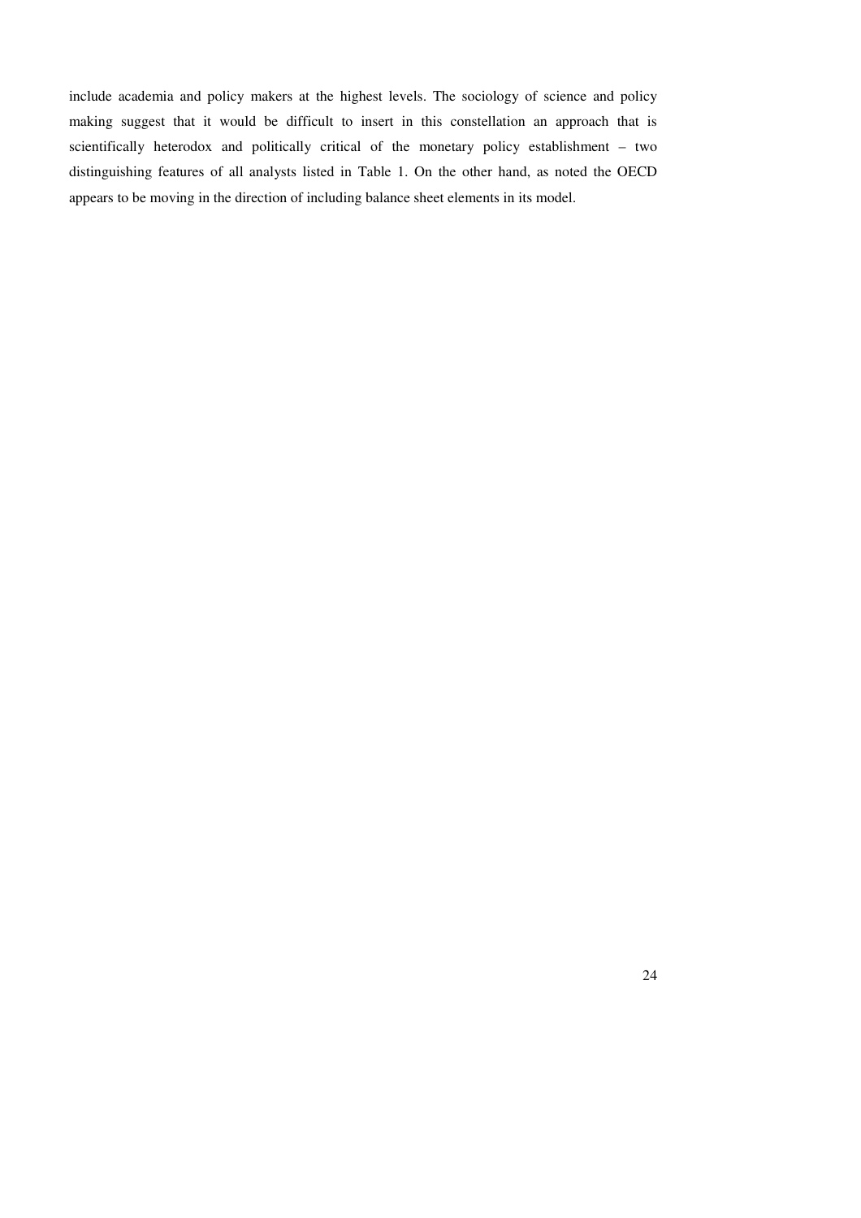include academia and policy makers at the highest levels. The sociology of science and policy making suggest that it would be difficult to insert in this constellation an approach that is scientifically heterodox and politically critical of the monetary policy establishment – two distinguishing features of all analysts listed in Table 1. On the other hand, as noted the OECD appears to be moving in the direction of including balance sheet elements in its model.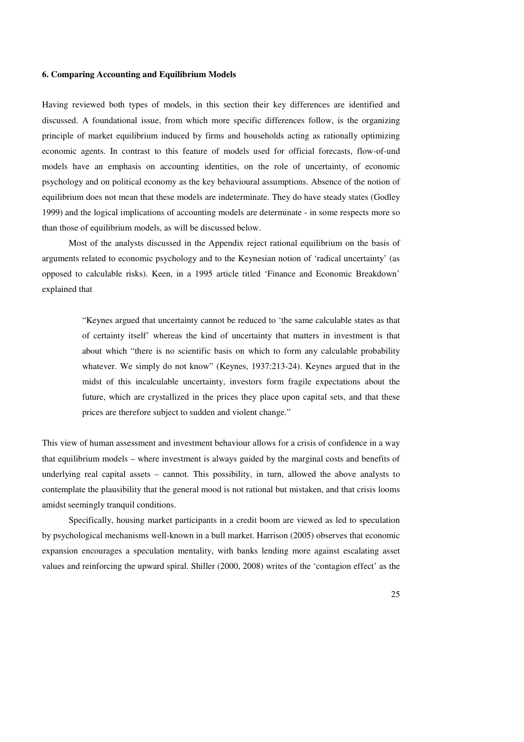**6. Comparing Accounting and Equilibrium Models**

Having reviewed both types of models, in this section their key differences are identified and discussed. A foundational issue, from which more specific differences follow, is the organizing principle of market equilibrium induced by firms and households acting as rationally optimizing economic agents. In contrast to this feature of models used for official forecasts, flow-of-und models have an emphasis on accounting identities, on the role of uncertainty, of economic psychology and on political economy as the key behavioural assumptions. Absence of the notion of equilibrium does not mean that these models are indeterminate. They do have steady states (Godley 1999) and the logical implications of accounting models are determinate - in some respects more so than those of equilibrium models, as will be discussed below.

Most of the analysts discussed in the Appendix reject rational equilibrium on the basis of arguments related to economic psychology and to the Keynesian notion of 'radical uncertainty' (as opposed to calculable risks). Keen, in a 1995 article titled 'Finance and Economic Breakdown' explained that

> "Keynes argued that uncertainty cannot be reduced to 'the same calculable states as that of certainty itself' whereas the kind of uncertainty that matters in investment is that about which "there is no scientific basis on which to form any calculable probability whatever. We simply do not know" (Keynes, 1937:213-24). Keynes argued that in the midst of this incalculable uncertainty, investors form fragile expectations about the future, which are crystallized in the prices they place upon capital sets, and that these prices are therefore subject to sudden and violent change."

This view of human assessment and investment behaviour allows for a crisis of confidence in a way that equilibrium models – where investment is always guided by the marginal costs and benefits of underlying real capital assets – cannot. This possibility, in turn, allowed the above analysts to contemplate the plausibility that the general mood is not rational but mistaken, and that crisis looms amidst seemingly tranquil conditions.

Specifically, housing market participants in a credit boom are viewed as led to speculation by psychological mechanisms well-known in a bull market. Harrison (2005) observes that economic expansion encourages a speculation mentality, with banks lending more against escalating asset values and reinforcing the upward spiral. Shiller (2000, 2008) writes of the 'contagion effect' as the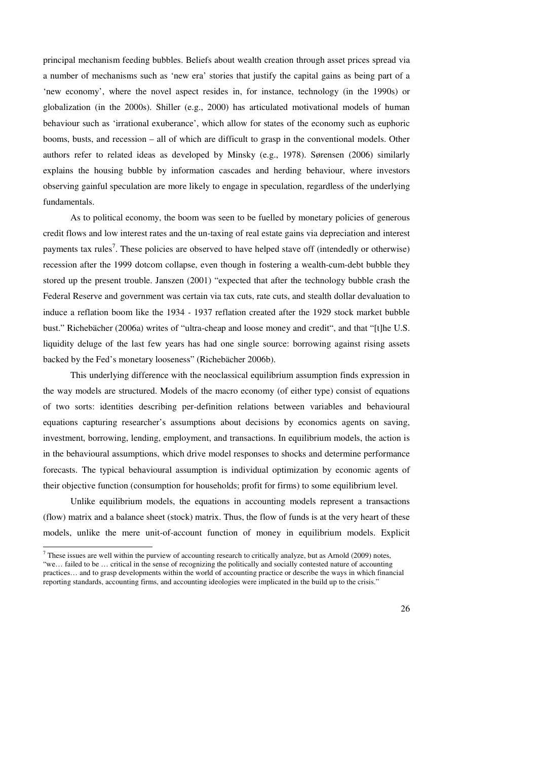principal mechanism feeding bubbles. Beliefs about wealth creation through asset prices spread via a number of mechanisms such as 'new era' stories that justify the capital gains as being part of a 'new economy', where the novel aspect resides in, for instance, technology (in the 1990s) or globalization (in the 2000s). Shiller (e.g., 2000) has articulated motivational models of human behaviour such as 'irrational exuberance', which allow for states of the economy such as euphoric booms, busts, and recession – all of which are difficult to grasp in the conventional models. Other authors refer to related ideas as developed by Minsky (e.g., 1978). Sørensen (2006) similarly explains the housing bubble by information cascades and herding behaviour, where investors observing gainful speculation are more likely to engage in speculation, regardless of the underlying fundamentals.

As to political economy, the boom was seen to be fuelled by monetary policies of generous credit flows and low interest rates and the un-taxing of real estate gains via depreciation and interest payments tax rules[7]. These policies are observed to have helped stave off (intendedly or otherwise) recession after the 1999 dotcom collapse, even though in fostering a wealth-cum-debt bubble they stored up the present trouble. Janszen (2001) "expected that after the technology bubble crash the Federal Reserve and government was certain via tax cuts, rate cuts, and stealth dollar devaluation to induce a reflation boom like the 1934 - 1937 reflation created after the 1929 stock market bubble bust." Richebächer (2006a) writes of "ultra-cheap and loose money and credit", and that "[t]he U.S. liquidity deluge of the last few years has had one single source: borrowing against rising assets backed by the Fed's monetary looseness" (Richebächer 2006b).

This underlying difference with the neoclassical equilibrium assumption finds expression in the way models are structured. Models of the macro economy (of either type) consist of equations of two sorts: identities describing per-definition relations between variables and behavioural equations capturing researcher's assumptions about decisions by economics agents on saving, investment, borrowing, lending, employment, and transactions. In equilibrium models, the action is in the behavioural assumptions, which drive model responses to shocks and determine performance forecasts. The typical behavioural assumption is individual optimization by economic agents of their objective function (consumption for households; profit for firms) to some equilibrium level.

Unlike equilibrium models, the equations in accounting models represent a transactions (flow) matrix and a balance sheet (stock) matrix. Thus, the flow of funds is at the very heart of these models, unlike the mere unit-of-account function of money in equilibrium models. Explicit

---

[7] These issues are well within the purview of accounting research to critically analyze, but as Arnold (2009) notes, "we… failed to be … critical in the sense of recognizing the politically and socially contested nature of accounting practices… and to grasp developments within the world of accounting practice or describe the ways in which financial reporting standards, accounting firms, and accounting ideologies were implicated in the build up to the crisis."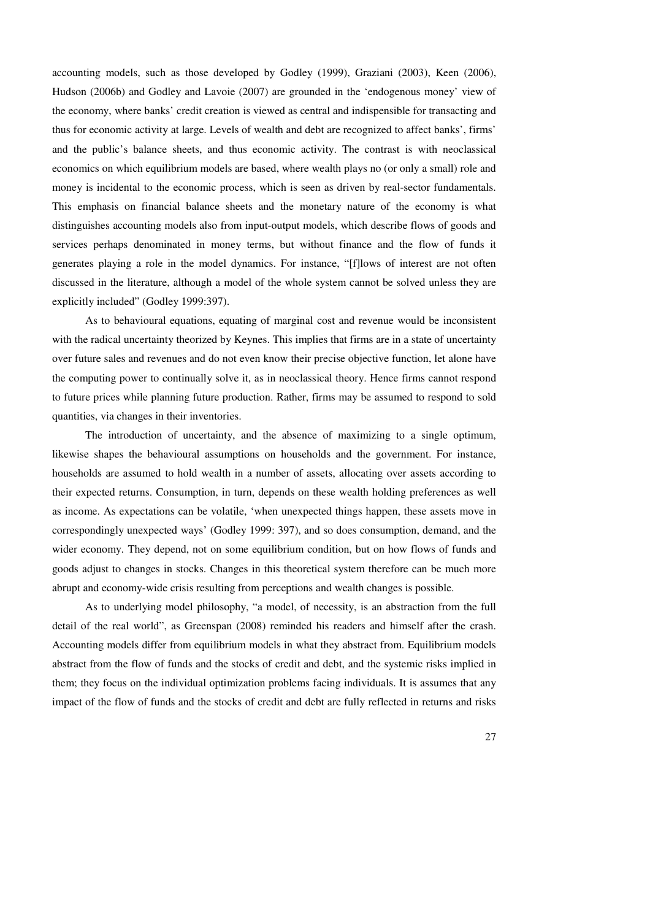accounting models, such as those developed by Godley (1999), Graziani (2003), Keen (2006), Hudson (2006b) and Godley and Lavoie (2007) are grounded in the 'endogenous money' view of the economy, where banks' credit creation is viewed as central and indispensible for transacting and thus for economic activity at large. Levels of wealth and debt are recognized to affect banks', firms' and the public's balance sheets, and thus economic activity. The contrast is with neoclassical economics on which equilibrium models are based, where wealth plays no (or only a small) role and money is incidental to the economic process, which is seen as driven by real-sector fundamentals. This emphasis on financial balance sheets and the monetary nature of the economy is what distinguishes accounting models also from input-output models, which describe flows of goods and services perhaps denominated in money terms, but without finance and the flow of funds it generates playing a role in the model dynamics. For instance, "[f]lows of interest are not often discussed in the literature, although a model of the whole system cannot be solved unless they are explicitly included" (Godley 1999:397).

As to behavioural equations, equating of marginal cost and revenue would be inconsistent with the radical uncertainty theorized by Keynes. This implies that firms are in a state of uncertainty over future sales and revenues and do not even know their precise objective function, let alone have the computing power to continually solve it, as in neoclassical theory. Hence firms cannot respond to future prices while planning future production. Rather, firms may be assumed to respond to sold quantities, via changes in their inventories.

The introduction of uncertainty, and the absence of maximizing to a single optimum, likewise shapes the behavioural assumptions on households and the government. For instance, households are assumed to hold wealth in a number of assets, allocating over assets according to their expected returns. Consumption, in turn, depends on these wealth holding preferences as well as income. As expectations can be volatile, 'when unexpected things happen, these assets move in correspondingly unexpected ways' (Godley 1999: 397), and so does consumption, demand, and the wider economy. They depend, not on some equilibrium condition, but on how flows of funds and goods adjust to changes in stocks. Changes in this theoretical system therefore can be much more abrupt and economy-wide crisis resulting from perceptions and wealth changes is possible.

As to underlying model philosophy, "a model, of necessity, is an abstraction from the full detail of the real world", as Greenspan (2008) reminded his readers and himself after the crash. Accounting models differ from equilibrium models in what they abstract from. Equilibrium models abstract from the flow of funds and the stocks of credit and debt, and the systemic risks implied in them; they focus on the individual optimization problems facing individuals. It is assumes that any impact of the flow of funds and the stocks of credit and debt are fully reflected in returns and risks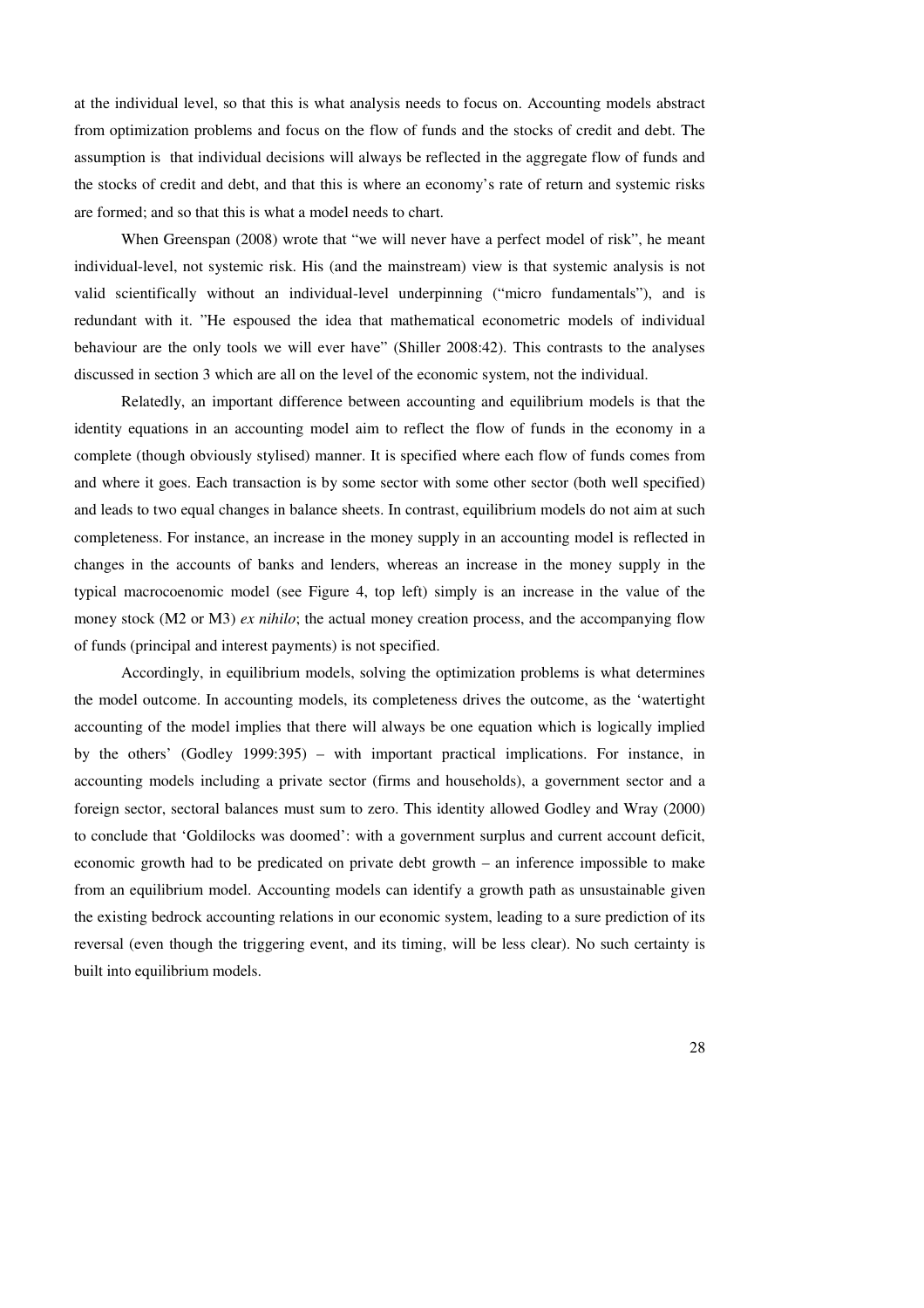at the individual level, so that this is what analysis needs to focus on. Accounting models abstract from optimization problems and focus on the flow of funds and the stocks of credit and debt. The assumption is that individual decisions will always be reflected in the aggregate flow of funds and the stocks of credit and debt, and that this is where an economy's rate of return and systemic risks are formed; and so that this is what a model needs to chart.

When Greenspan (2008) wrote that "we will never have a perfect model of risk", he meant individual-level, not systemic risk. His (and the mainstream) view is that systemic analysis is not valid scientifically without an individual-level underpinning ("micro fundamentals"), and is redundant with it. "He espoused the idea that mathematical econometric models of individual behaviour are the only tools we will ever have" (Shiller 2008:42). This contrasts to the analyses discussed in section 3 which are all on the level of the economic system, not the individual.

Relatedly, an important difference between accounting and equilibrium models is that the identity equations in an accounting model aim to reflect the flow of funds in the economy in a complete (though obviously stylised) manner. It is specified where each flow of funds comes from and where it goes. Each transaction is by some sector with some other sector (both well specified) and leads to two equal changes in balance sheets. In contrast, equilibrium models do not aim at such completeness. For instance, an increase in the money supply in an accounting model is reflected in changes in the accounts of banks and lenders, whereas an increase in the money supply in the typical macrocoenomic model (see Figure 4, top left) simply is an increase in the value of the money stock (M2 or M3) *ex nihilo*; the actual money creation process, and the accompanying flow of funds (principal and interest payments) is not specified.

Accordingly, in equilibrium models, solving the optimization problems is what determines the model outcome. In accounting models, its completeness drives the outcome, as the 'watertight accounting of the model implies that there will always be one equation which is logically implied by the others' (Godley 1999:395) – with important practical implications. For instance, in accounting models including a private sector (firms and households), a government sector and a foreign sector, sectoral balances must sum to zero. This identity allowed Godley and Wray (2000) to conclude that 'Goldilocks was doomed': with a government surplus and current account deficit, economic growth had to be predicated on private debt growth – an inference impossible to make from an equilibrium model. Accounting models can identify a growth path as unsustainable given the existing bedrock accounting relations in our economic system, leading to a sure prediction of its reversal (even though the triggering event, and its timing, will be less clear). No such certainty is built into equilibrium models.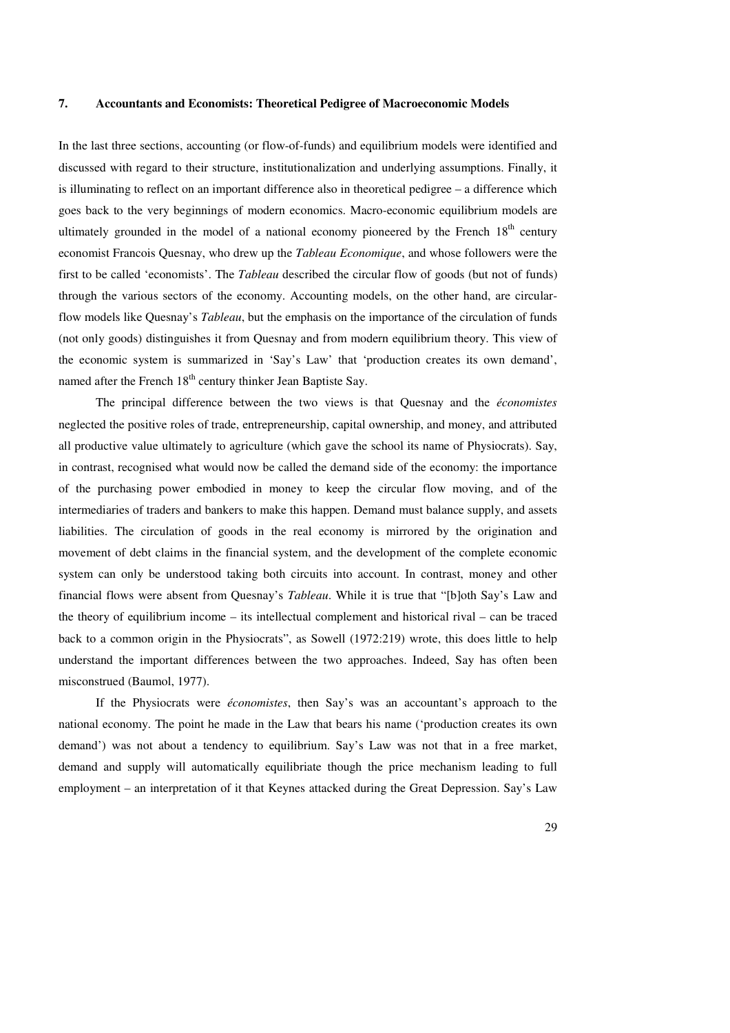## 7. Accountants and Economists: Theoretical Pedigree of Macroeconomic Models

In the last three sections, accounting (or flow-of-funds) and equilibrium models were identified and discussed with regard to their structure, institutionalization and underlying assumptions. Finally, it is illuminating to reflect on an important difference also in theoretical pedigree – a difference which goes back to the very beginnings of modern economics. Macro-economic equilibrium models are ultimately grounded in the model of a national economy pioneered by the French 18th century economist Francois Quesnay, who drew up the *Tableau Economique*, and whose followers were the first to be called 'economists'. The *Tableau* described the circular flow of goods (but not of funds) through the various sectors of the economy. Accounting models, on the other hand, are circular-flow models like Quesnay's *Tableau*, but the emphasis on the importance of the circulation of funds (not only goods) distinguishes it from Quesnay and from modern equilibrium theory. This view of the economic system is summarized in 'Say's Law' that 'production creates its own demand', named after the French 18th century thinker Jean Baptiste Say.

The principal difference between the two views is that Quesnay and the *économistes* neglected the positive roles of trade, entrepreneurship, capital ownership, and money, and attributed all productive value ultimately to agriculture (which gave the school its name of Physiocrats). Say, in contrast, recognised what would now be called the demand side of the economy: the importance of the purchasing power embodied in money to keep the circular flow moving, and of the intermediaries of traders and bankers to make this happen. Demand must balance supply, and assets liabilities. The circulation of goods in the real economy is mirrored by the origination and movement of debt claims in the financial system, and the development of the complete economic system can only be understood taking both circuits into account. In contrast, money and other financial flows were absent from Quesnay's *Tableau*. While it is true that "[b]oth Say's Law and the theory of equilibrium income – its intellectual complement and historical rival – can be traced back to a common origin in the Physiocrats", as Sowell (1972:219) wrote, this does little to help understand the important differences between the two approaches. Indeed, Say has often been misconstrued (Baumol, 1977).

If the Physiocrats were *économistes*, then Say's was an accountant's approach to the national economy. The point he made in the Law that bears his name ('production creates its own demand') was not about a tendency to equilibrium. Say's Law was not that in a free market, demand and supply will automatically equilibriate though the price mechanism leading to full employment – an interpretation of it that Keynes attacked during the Great Depression. Say's Law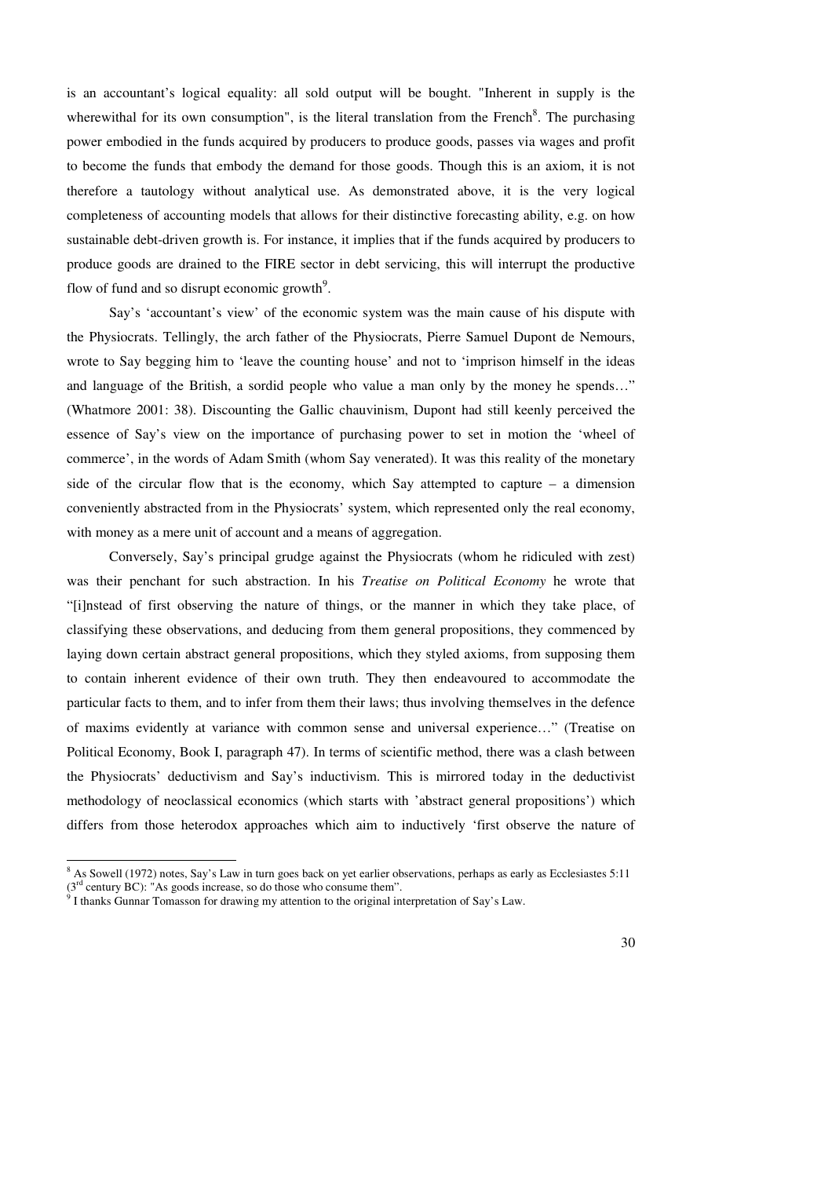is an accountant's logical equality: all sold output will be bought. "Inherent in supply is the wherewithal for its own consumption", is the literal translation from the French[8]. The purchasing power embodied in the funds acquired by producers to produce goods, passes via wages and profit to become the funds that embody the demand for those goods. Though this is an axiom, it is not therefore a tautology without analytical use. As demonstrated above, it is the very logical completeness of accounting models that allows for their distinctive forecasting ability, e.g. on how sustainable debt-driven growth is. For instance, it implies that if the funds acquired by producers to produce goods are drained to the FIRE sector in debt servicing, this will interrupt the productive flow of fund and so disrupt economic growth[9].

Say's 'accountant's view' of the economic system was the main cause of his dispute with the Physiocrats. Tellingly, the arch father of the Physiocrats, Pierre Samuel Dupont de Nemours, wrote to Say begging him to 'leave the counting house' and not to 'imprison himself in the ideas and language of the British, a sordid people who value a man only by the money he spends…" (Whatmore 2001: 38). Discounting the Gallic chauvinism, Dupont had still keenly perceived the essence of Say's view on the importance of purchasing power to set in motion the 'wheel of commerce', in the words of Adam Smith (whom Say venerated). It was this reality of the monetary side of the circular flow that is the economy, which Say attempted to capture – a dimension conveniently abstracted from in the Physiocrats' system, which represented only the real economy, with money as a mere unit of account and a means of aggregation.

Conversely, Say's principal grudge against the Physiocrats (whom he ridiculed with zest) was their penchant for such abstraction. In his *Treatise on Political Economy* he wrote that "[i]nstead of first observing the nature of things, or the manner in which they take place, of classifying these observations, and deducing from them general propositions, they commenced by laying down certain abstract general propositions, which they styled axioms, from supposing them to contain inherent evidence of their own truth. They then endeavoured to accommodate the particular facts to them, and to infer from them their laws; thus involving themselves in the defence of maxims evidently at variance with common sense and universal experience…" (Treatise on Political Economy, Book I, paragraph 47). In terms of scientific method, there was a clash between the Physiocrats' deductivism and Say's inductivism. This is mirrored today in the deductivist methodology of neoclassical economics (which starts with 'abstract general propositions') which differs from those heterodox approaches which aim to inductively 'first observe the nature of

---

[8] As Sowell (1972) notes, Say's Law in turn goes back on yet earlier observations, perhaps as early as Ecclesiastes 5:11 (3rd century BC): "As goods increase, so do those who consume them".

[9] I thanks Gunnar Tomasson for drawing my attention to the original interpretation of Say's Law.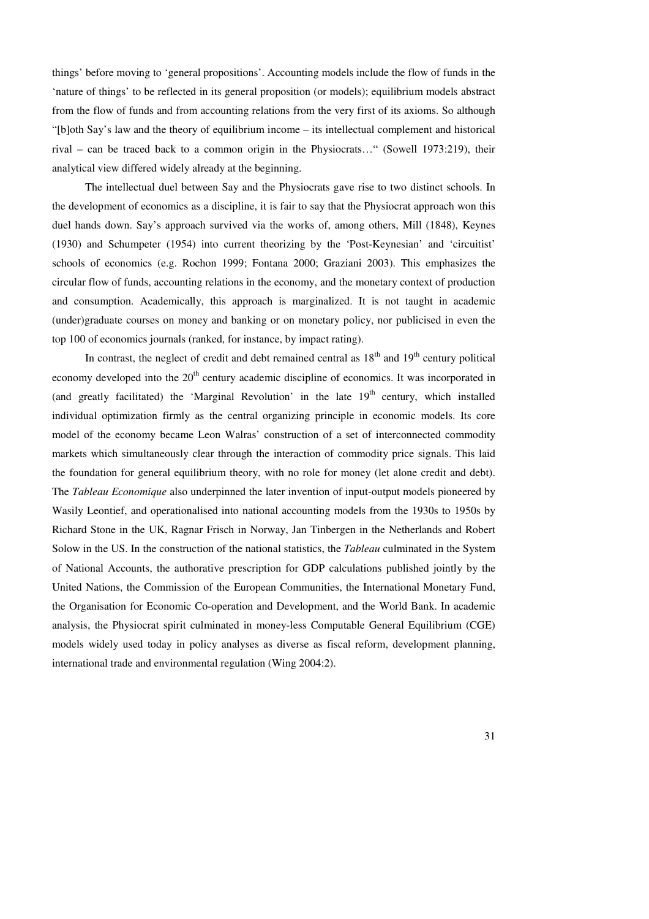things' before moving to 'general propositions'. Accounting models include the flow of funds in the 'nature of things' to be reflected in its general proposition (or models); equilibrium models abstract from the flow of funds and from accounting relations from the very first of its axioms. So although "[b]oth Say's law and the theory of equilibrium income – its intellectual complement and historical rival – can be traced back to a common origin in the Physiocrats…" (Sowell 1973:219), their analytical view differed widely already at the beginning.

The intellectual duel between Say and the Physiocrats gave rise to two distinct schools. In the development of economics as a discipline, it is fair to say that the Physiocrat approach won this duel hands down. Say's approach survived via the works of, among others, Mill (1848), Keynes (1930) and Schumpeter (1954) into current theorizing by the 'Post-Keynesian' and 'circuitist' schools of economics (e.g. Rochon 1999; Fontana 2000; Graziani 2003). This emphasizes the circular flow of funds, accounting relations in the economy, and the monetary context of production and consumption. Academically, this approach is marginalized. It is not taught in academic (under)graduate courses on money and banking or on monetary policy, nor publicised in even the top 100 of economics journals (ranked, for instance, by impact rating).

In contrast, the neglect of credit and debt remained central as 18th and 19th century political economy developed into the 20th century academic discipline of economics. It was incorporated in (and greatly facilitated) the 'Marginal Revolution' in the late 19th century, which installed individual optimization firmly as the central organizing principle in economic models. Its core model of the economy became Leon Walras' construction of a set of interconnected commodity markets which simultaneously clear through the interaction of commodity price signals. This laid the foundation for general equilibrium theory, with no role for money (let alone credit and debt). The *Tableau Economique* also underpinned the later invention of input-output models pioneered by Wasily Leontief, and operationalised into national accounting models from the 1930s to 1950s by Richard Stone in the UK, Ragnar Frisch in Norway, Jan Tinbergen in the Netherlands and Robert Solow in the US. In the construction of the national statistics, the *Tableau* culminated in the System of National Accounts, the authorative prescription for GDP calculations published jointly by the United Nations, the Commission of the European Communities, the International Monetary Fund, the Organisation for Economic Co-operation and Development, and the World Bank. In academic analysis, the Physiocrat spirit culminated in money-less Computable General Equilibrium (CGE) models widely used today in policy analyses as diverse as fiscal reform, development planning, international trade and environmental regulation (Wing 2004:2).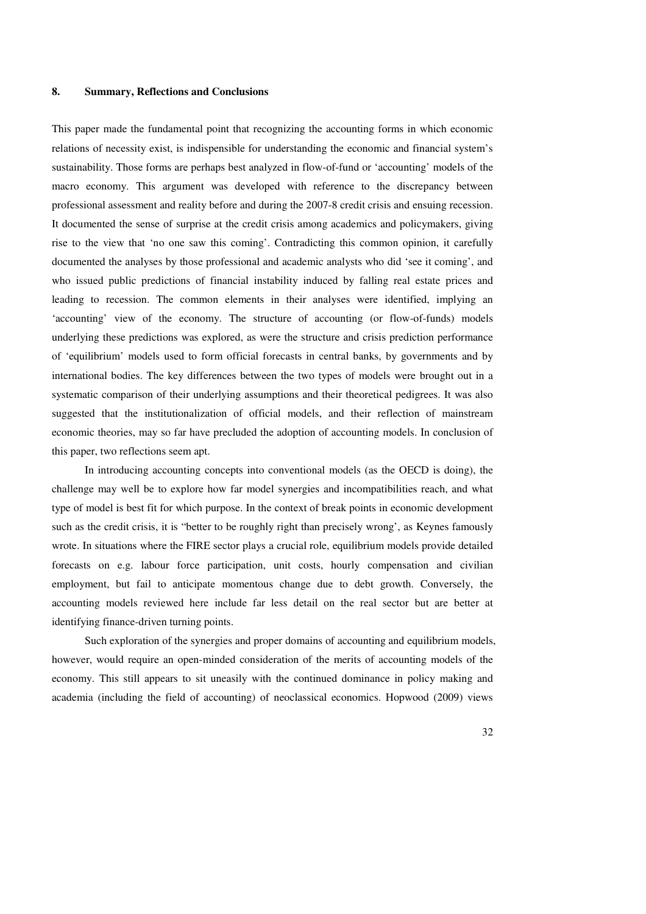## 8. Summary, Reflections and Conclusions

This paper made the fundamental point that recognizing the accounting forms in which economic relations of necessity exist, is indispensible for understanding the economic and financial system's sustainability. Those forms are perhaps best analyzed in flow-of-fund or 'accounting' models of the macro economy. This argument was developed with reference to the discrepancy between professional assessment and reality before and during the 2007-8 credit crisis and ensuing recession. It documented the sense of surprise at the credit crisis among academics and policymakers, giving rise to the view that 'no one saw this coming'. Contradicting this common opinion, it carefully documented the analyses by those professional and academic analysts who did 'see it coming', and who issued public predictions of financial instability induced by falling real estate prices and leading to recession. The common elements in their analyses were identified, implying an 'accounting' view of the economy. The structure of accounting (or flow-of-funds) models underlying these predictions was explored, as were the structure and crisis prediction performance of 'equilibrium' models used to form official forecasts in central banks, by governments and by international bodies. The key differences between the two types of models were brought out in a systematic comparison of their underlying assumptions and their theoretical pedigrees. It was also suggested that the institutionalization of official models, and their reflection of mainstream economic theories, may so far have precluded the adoption of accounting models. In conclusion of this paper, two reflections seem apt.

In introducing accounting concepts into conventional models (as the OECD is doing), the challenge may well be to explore how far model synergies and incompatibilities reach, and what type of model is best fit for which purpose. In the context of break points in economic development such as the credit crisis, it is "better to be roughly right than precisely wrong', as Keynes famously wrote. In situations where the FIRE sector plays a crucial role, equilibrium models provide detailed forecasts on e.g. labour force participation, unit costs, hourly compensation and civilian employment, but fail to anticipate momentous change due to debt growth. Conversely, the accounting models reviewed here include far less detail on the real sector but are better at identifying finance-driven turning points.

Such exploration of the synergies and proper domains of accounting and equilibrium models, however, would require an open-minded consideration of the merits of accounting models of the economy. This still appears to sit uneasily with the continued dominance in policy making and academia (including the field of accounting) of neoclassical economics. Hopwood (2009) views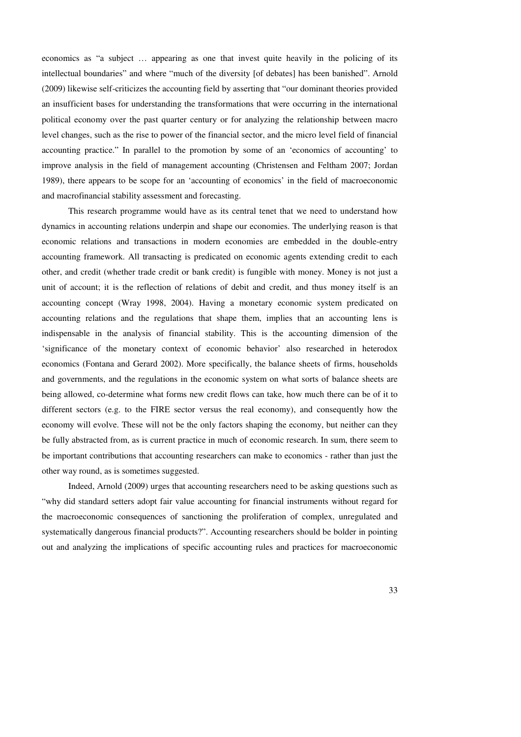economics as "a subject … appearing as one that invest quite heavily in the policing of its intellectual boundaries" and where "much of the diversity [of debates] has been banished". Arnold (2009) likewise self-criticizes the accounting field by asserting that "our dominant theories provided an insufficient bases for understanding the transformations that were occurring in the international political economy over the past quarter century or for analyzing the relationship between macro level changes, such as the rise to power of the financial sector, and the micro level field of financial accounting practice." In parallel to the promotion by some of an 'economics of accounting' to improve analysis in the field of management accounting (Christensen and Feltham 2007; Jordan 1989), there appears to be scope for an 'accounting of economics' in the field of macroeconomic and macrofinancial stability assessment and forecasting.

This research programme would have as its central tenet that we need to understand how dynamics in accounting relations underpin and shape our economies. The underlying reason is that economic relations and transactions in modern economies are embedded in the double-entry accounting framework. All transacting is predicated on economic agents extending credit to each other, and credit (whether trade credit or bank credit) is fungible with money. Money is not just a unit of account; it is the reflection of relations of debit and credit, and thus money itself is an accounting concept (Wray 1998, 2004). Having a monetary economic system predicated on accounting relations and the regulations that shape them, implies that an accounting lens is indispensable in the analysis of financial stability. This is the accounting dimension of the 'significance of the monetary context of economic behavior' also researched in heterodox economics (Fontana and Gerard 2002). More specifically, the balance sheets of firms, households and governments, and the regulations in the economic system on what sorts of balance sheets are being allowed, co-determine what forms new credit flows can take, how much there can be of it to different sectors (e.g. to the FIRE sector versus the real economy), and consequently how the economy will evolve. These will not be the only factors shaping the economy, but neither can they be fully abstracted from, as is current practice in much of economic research. In sum, there seem to be important contributions that accounting researchers can make to economics - rather than just the other way round, as is sometimes suggested.

Indeed, Arnold (2009) urges that accounting researchers need to be asking questions such as "why did standard setters adopt fair value accounting for financial instruments without regard for the macroeconomic consequences of sanctioning the proliferation of complex, unregulated and systematically dangerous financial products?". Accounting researchers should be bolder in pointing out and analyzing the implications of specific accounting rules and practices for macroeconomic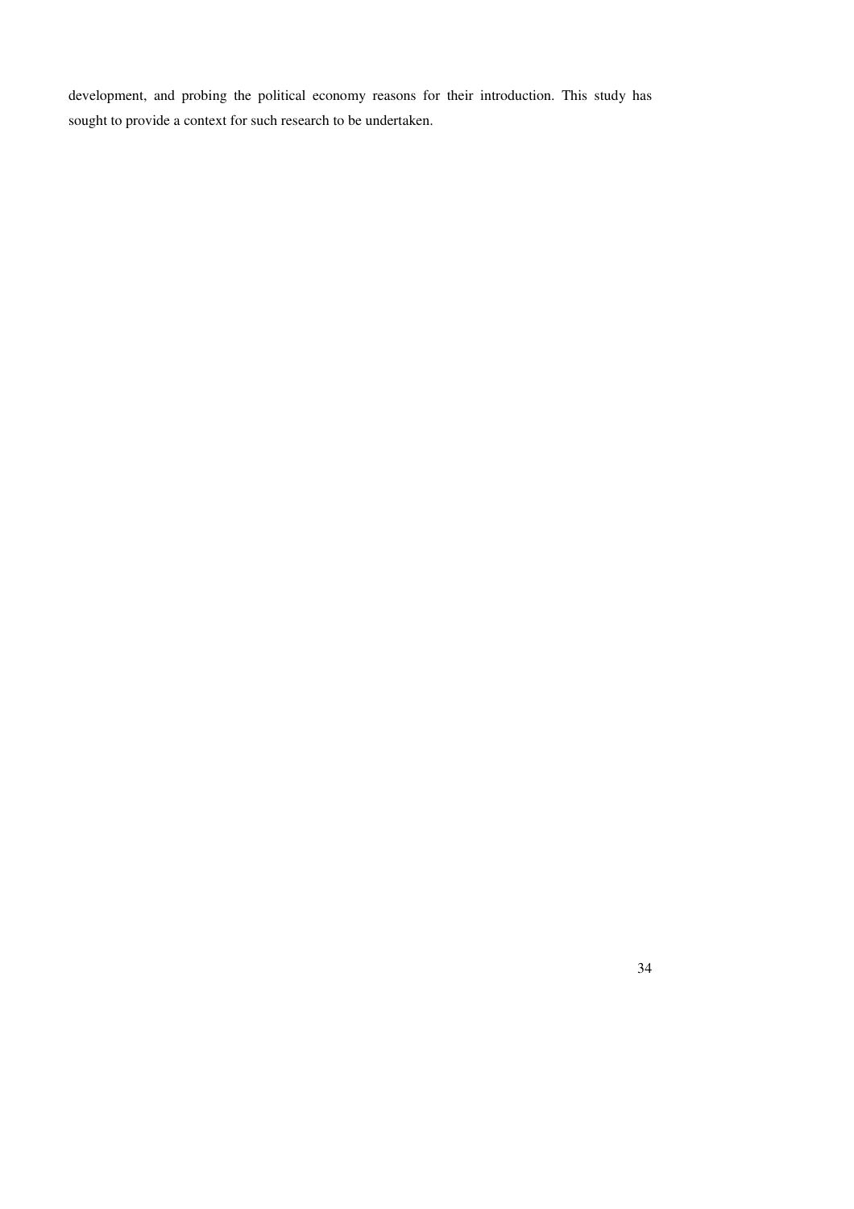development, and probing the political economy reasons for their introduction. This study has sought to provide a context for such research to be undertaken.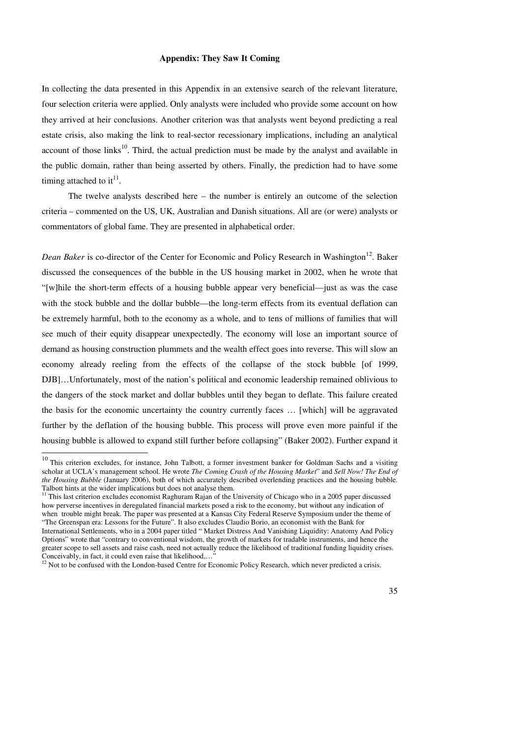## Appendix: They Saw It Coming

In collecting the data presented in this Appendix in an extensive search of the relevant literature, four selection criteria were applied. Only analysts were included who provide some account on how they arrived at heir conclusions. Another criterion was that analysts went beyond predicting a real estate crisis, also making the link to real-sector recessionary implications, including an analytical account of those links[10]. Third, the actual prediction must be made by the analyst and available in the public domain, rather than being asserted by others. Finally, the prediction had to have some timing attached to it[11].

The twelve analysts described here – the number is entirely an outcome of the selection criteria – commented on the US, UK, Australian and Danish situations. All are (or were) analysts or commentators of global fame. They are presented in alphabetical order.

*Dean Baker* is co-director of the Center for Economic and Policy Research in Washington[12]. Baker discussed the consequences of the bubble in the US housing market in 2002, when he wrote that "[w]hile the short-term effects of a housing bubble appear very beneficial—just as was the case with the stock bubble and the dollar bubble—the long-term effects from its eventual deflation can be extremely harmful, both to the economy as a whole, and to tens of millions of families that will see much of their equity disappear unexpectedly. The economy will lose an important source of demand as housing construction plummets and the wealth effect goes into reverse. This will slow an economy already reeling from the effects of the collapse of the stock bubble [of 1999, DJB]…Unfortunately, most of the nation's political and economic leadership remained oblivious to the dangers of the stock market and dollar bubbles until they began to deflate. This failure created the basis for the economic uncertainty the country currently faces … [which] will be aggravated further by the deflation of the housing bubble. This process will prove even more painful if the housing bubble is allowed to expand still further before collapsing" (Baker 2002). Further expand it

---

[10] This criterion excludes, for instance, John Talbott, a former investment banker for Goldman Sachs and a visiting scholar at UCLA's management school. He wrote *The Coming Crash of the Housing Market*" and *Sell Now! The End of the Housing Bubble* (January 2006), both of which accurately described overlending practices and the housing bubble. Talbott hints at the wider implications but does not analyse them.

[11] This last criterion excludes economist Raghuram Rajan of the University of Chicago who in a 2005 paper discussed how perverse incentives in deregulated financial markets posed a risk to the economy, but without any indication of when trouble might break. The paper was presented at a Kansas City Federal Reserve Symposium under the theme of "The Greenspan era: Lessons for the Future". It also excludes Claudio Borio, an economist with the Bank for International Settlements, who in a 2004 paper titled " Market Distress And Vanishing Liquidity: Anatomy And Policy Options" wrote that "contrary to conventional wisdom, the growth of markets for tradable instruments, and hence the greater scope to sell assets and raise cash, need not actually reduce the likelihood of traditional funding liquidity crises. Conceivably, in fact, it could even raise that likelihood,…"

[12] Not to be confused with the London-based Centre for Economic Policy Research, which never predicted a crisis.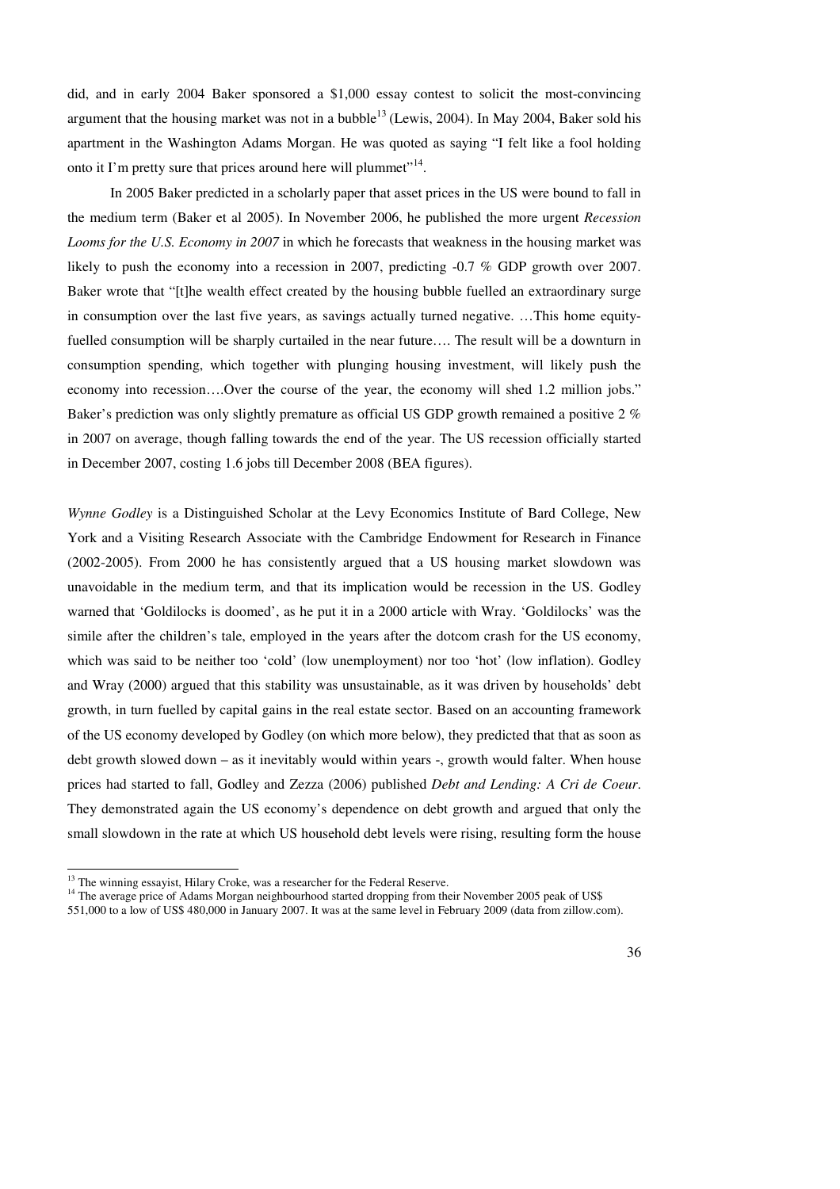did, and in early 2004 Baker sponsored a $1,000 essay contest to solicit the most-convincing argument that the housing market was not in a bubble[13] (Lewis, 2004). In May 2004, Baker sold his apartment in the Washington Adams Morgan. He was quoted as saying "I felt like a fool holding onto it I'm pretty sure that prices around here will plummet"[14].

In 2005 Baker predicted in a scholarly paper that asset prices in the US were bound to fall in the medium term (Baker et al 2005). In November 2006, he published the more urgent *Recession Looms for the U.S. Economy in 2007* in which he forecasts that weakness in the housing market was likely to push the economy into a recession in 2007, predicting -0.7 % GDP growth over 2007. Baker wrote that "[t]he wealth effect created by the housing bubble fuelled an extraordinary surge in consumption over the last five years, as savings actually turned negative. …This home equity-fuelled consumption will be sharply curtailed in the near future…. The result will be a downturn in consumption spending, which together with plunging housing investment, will likely push the economy into recession….Over the course of the year, the economy will shed 1.2 million jobs." Baker's prediction was only slightly premature as official US GDP growth remained a positive 2 % in 2007 on average, though falling towards the end of the year. The US recession officially started in December 2007, costing 1.6 jobs till December 2008 (BEA figures).

*Wynne Godley* is a Distinguished Scholar at the Levy Economics Institute of Bard College, New York and a Visiting Research Associate with the Cambridge Endowment for Research in Finance (2002-2005). From 2000 he has consistently argued that a US housing market slowdown was unavoidable in the medium term, and that its implication would be recession in the US. Godley warned that 'Goldilocks is doomed', as he put it in a 2000 article with Wray. 'Goldilocks' was the simile after the children's tale, employed in the years after the dotcom crash for the US economy, which was said to be neither too 'cold' (low unemployment) nor too 'hot' (low inflation). Godley and Wray (2000) argued that this stability was unsustainable, as it was driven by households' debt growth, in turn fuelled by capital gains in the real estate sector. Based on an accounting framework of the US economy developed by Godley (on which more below), they predicted that that as soon as debt growth slowed down – as it inevitably would within years -, growth would falter. When house prices had started to fall, Godley and Zezza (2006) published *Debt and Lending: A Cri de Coeur*. They demonstrated again the US economy's dependence on debt growth and argued that only the small slowdown in the rate at which US household debt levels were rising, resulting form the house

---

[13] The winning essayist, Hilary Croke, was a researcher for the Federal Reserve.

[14] The average price of Adams Morgan neighbourhood started dropping from their November 2005 peak of US$ 551,000 to a low of US$ 480,000 in January 2007. It was at the same level in February 2009 (data from zillow.com).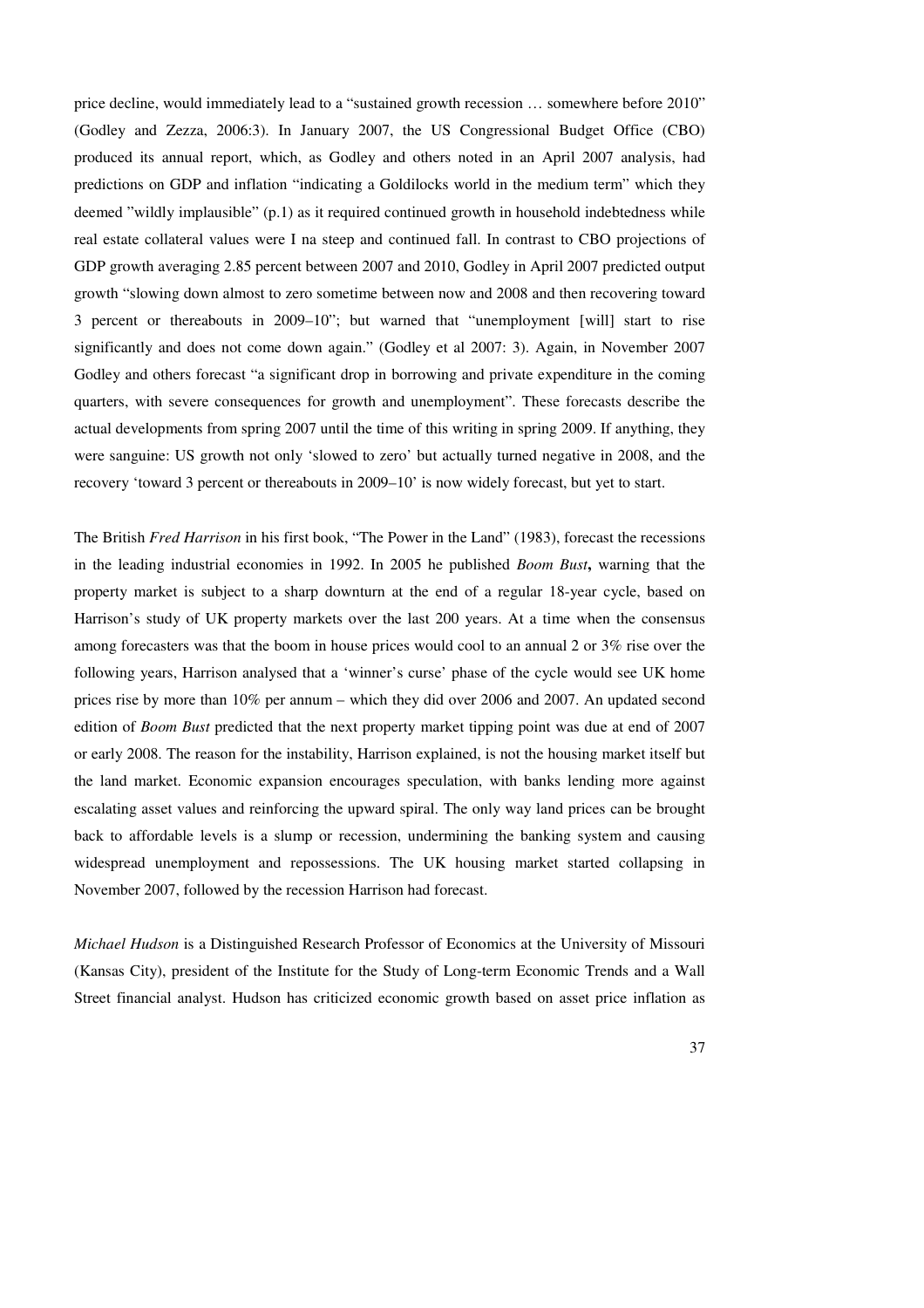price decline, would immediately lead to a "sustained growth recession … somewhere before 2010" (Godley and Zezza, 2006:3). In January 2007, the US Congressional Budget Office (CBO) produced its annual report, which, as Godley and others noted in an April 2007 analysis, had predictions on GDP and inflation "indicating a Goldilocks world in the medium term" which they deemed "wildly implausible" (p.1) as it required continued growth in household indebtedness while real estate collateral values were I na steep and continued fall. In contrast to CBO projections of GDP growth averaging 2.85 percent between 2007 and 2010, Godley in April 2007 predicted output growth "slowing down almost to zero sometime between now and 2008 and then recovering toward 3 percent or thereabouts in 2009–10"; but warned that "unemployment [will] start to rise significantly and does not come down again." (Godley et al 2007: 3). Again, in November 2007 Godley and others forecast "a significant drop in borrowing and private expenditure in the coming quarters, with severe consequences for growth and unemployment". These forecasts describe the actual developments from spring 2007 until the time of this writing in spring 2009. If anything, they were sanguine: US growth not only 'slowed to zero' but actually turned negative in 2008, and the recovery 'toward 3 percent or thereabouts in 2009–10' is now widely forecast, but yet to start.

The British *Fred Harrison* in his first book, "The Power in the Land" (1983), forecast the recessions in the leading industrial economies in 1992. In 2005 he published *Boom Bust***,** warning that the property market is subject to a sharp downturn at the end of a regular 18-year cycle, based on Harrison's study of UK property markets over the last 200 years. At a time when the consensus among forecasters was that the boom in house prices would cool to an annual 2 or 3% rise over the following years, Harrison analysed that a 'winner's curse' phase of the cycle would see UK home prices rise by more than 10% per annum – which they did over 2006 and 2007. An updated second edition of *Boom Bust* predicted that the next property market tipping point was due at end of 2007 or early 2008. The reason for the instability, Harrison explained, is not the housing market itself but the land market. Economic expansion encourages speculation, with banks lending more against escalating asset values and reinforcing the upward spiral. The only way land prices can be brought back to affordable levels is a slump or recession, undermining the banking system and causing widespread unemployment and repossessions. The UK housing market started collapsing in November 2007, followed by the recession Harrison had forecast.

*Michael Hudson* is a Distinguished Research Professor of Economics at the University of Missouri (Kansas City), president of the Institute for the Study of Long-term Economic Trends and a Wall Street financial analyst. Hudson has criticized economic growth based on asset price inflation as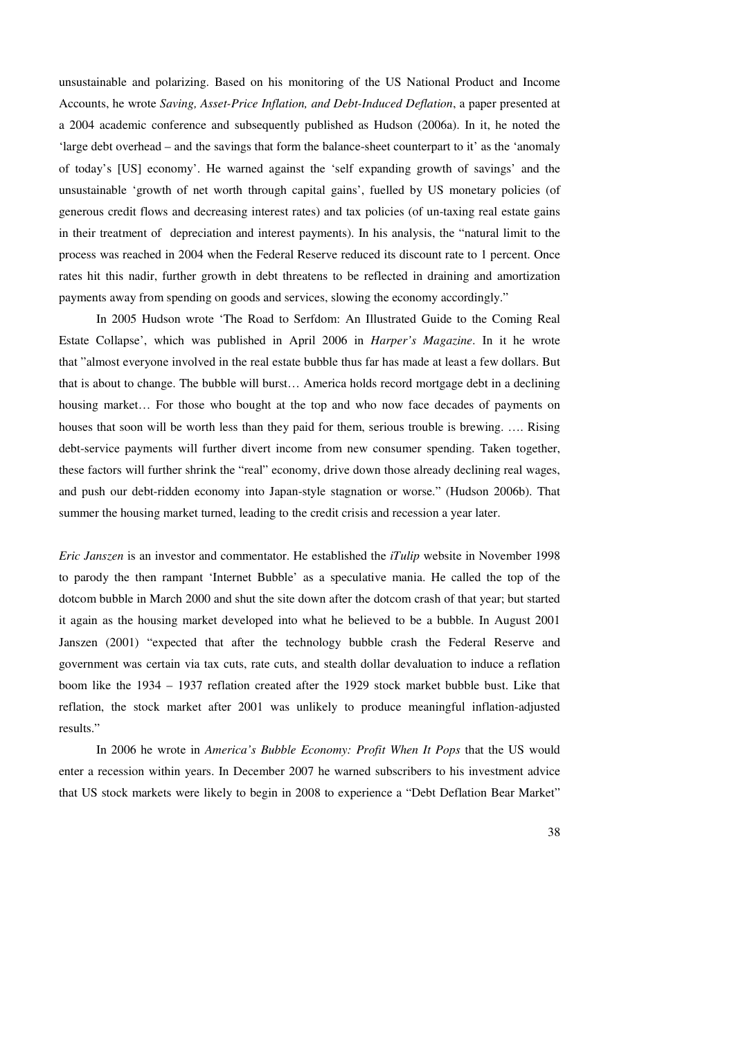unsustainable and polarizing. Based on his monitoring of the US National Product and Income Accounts, he wrote *Saving, Asset-Price Inflation, and Debt-Induced Deflation*, a paper presented at a 2004 academic conference and subsequently published as Hudson (2006a). In it, he noted the 'large debt overhead – and the savings that form the balance-sheet counterpart to it' as the 'anomaly of today's [US] economy'. He warned against the 'self expanding growth of savings' and the unsustainable 'growth of net worth through capital gains', fuelled by US monetary policies (of generous credit flows and decreasing interest rates) and tax policies (of un-taxing real estate gains in their treatment of depreciation and interest payments). In his analysis, the "natural limit to the process was reached in 2004 when the Federal Reserve reduced its discount rate to 1 percent. Once rates hit this nadir, further growth in debt threatens to be reflected in draining and amortization payments away from spending on goods and services, slowing the economy accordingly."

In 2005 Hudson wrote 'The Road to Serfdom: An Illustrated Guide to the Coming Real Estate Collapse', which was published in April 2006 in *Harper's Magazine*. In it he wrote that "almost everyone involved in the real estate bubble thus far has made at least a few dollars. But that is about to change. The bubble will burst… America holds record mortgage debt in a declining housing market… For those who bought at the top and who now face decades of payments on houses that soon will be worth less than they paid for them, serious trouble is brewing. …. Rising debt-service payments will further divert income from new consumer spending. Taken together, these factors will further shrink the "real" economy, drive down those already declining real wages, and push our debt-ridden economy into Japan-style stagnation or worse." (Hudson 2006b). That summer the housing market turned, leading to the credit crisis and recession a year later.

*Eric Janszen* is an investor and commentator. He established the *iTulip* website in November 1998 to parody the then rampant 'Internet Bubble' as a speculative mania. He called the top of the dotcom bubble in March 2000 and shut the site down after the dotcom crash of that year; but started it again as the housing market developed into what he believed to be a bubble. In August 2001 Janszen (2001) "expected that after the technology bubble crash the Federal Reserve and government was certain via tax cuts, rate cuts, and stealth dollar devaluation to induce a reflation boom like the 1934 – 1937 reflation created after the 1929 stock market bubble bust. Like that reflation, the stock market after 2001 was unlikely to produce meaningful inflation-adjusted results."

In 2006 he wrote in *America's Bubble Economy: Profit When It Pops* that the US would enter a recession within years. In December 2007 he warned subscribers to his investment advice that US stock markets were likely to begin in 2008 to experience a "Debt Deflation Bear Market"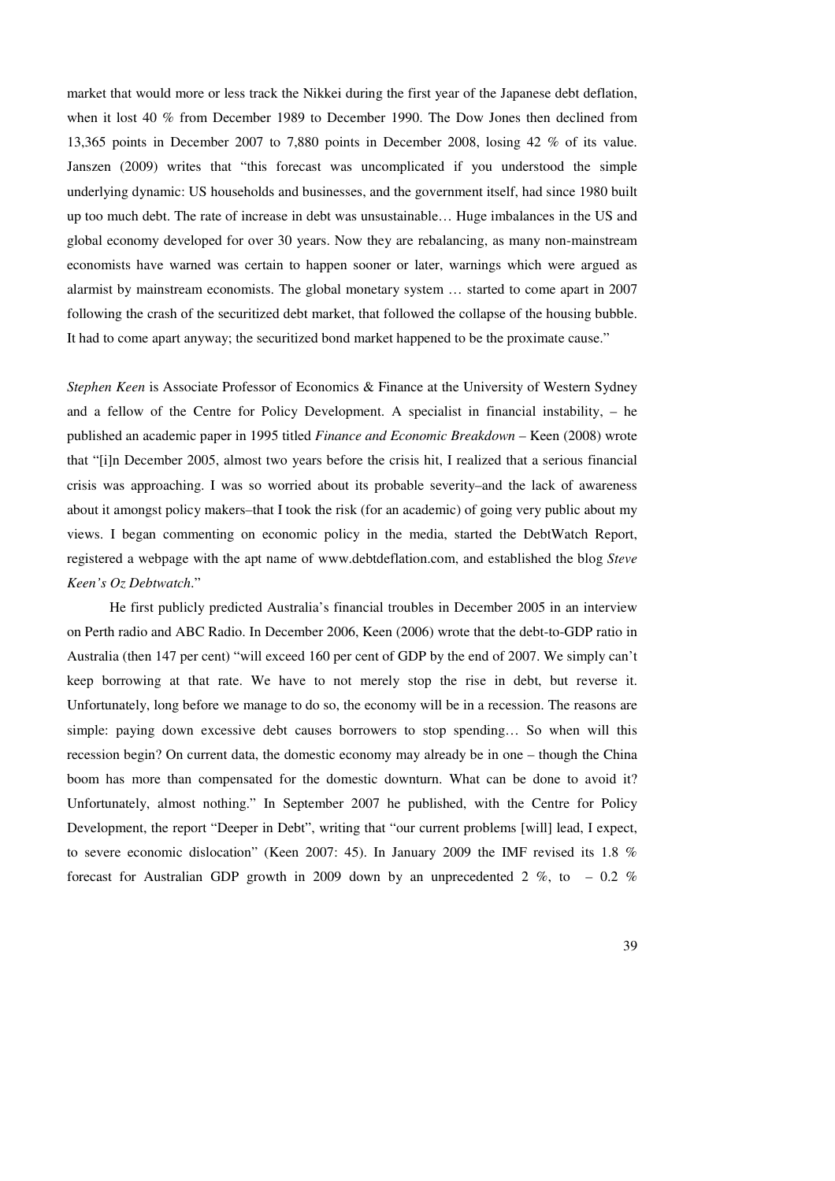market that would more or less track the Nikkei during the first year of the Japanese debt deflation, when it lost 40 % from December 1989 to December 1990. The Dow Jones then declined from 13,365 points in December 2007 to 7,880 points in December 2008, losing 42 % of its value. Janszen (2009) writes that "this forecast was uncomplicated if you understood the simple underlying dynamic: US households and businesses, and the government itself, had since 1980 built up too much debt. The rate of increase in debt was unsustainable… Huge imbalances in the US and global economy developed for over 30 years. Now they are rebalancing, as many non-mainstream economists have warned was certain to happen sooner or later, warnings which were argued as alarmist by mainstream economists. The global monetary system … started to come apart in 2007 following the crash of the securitized debt market, that followed the collapse of the housing bubble. It had to come apart anyway; the securitized bond market happened to be the proximate cause."

*Stephen Keen* is Associate Professor of Economics & Finance at the University of Western Sydney and a fellow of the Centre for Policy Development. A specialist in financial instability, – he published an academic paper in 1995 titled *Finance and Economic Breakdown* – Keen (2008) wrote that "[i]n December 2005, almost two years before the crisis hit, I realized that a serious financial crisis was approaching. I was so worried about its probable severity–and the lack of awareness about it amongst policy makers–that I took the risk (for an academic) of going very public about my views. I began commenting on economic policy in the media, started the DebtWatch Report, registered a webpage with the apt name of www.debtdeflation.com, and established the blog *Steve Keen's Oz Debtwatch*."

He first publicly predicted Australia's financial troubles in December 2005 in an interview on Perth radio and ABC Radio. In December 2006, Keen (2006) wrote that the debt-to-GDP ratio in Australia (then 147 per cent) "will exceed 160 per cent of GDP by the end of 2007. We simply can't keep borrowing at that rate. We have to not merely stop the rise in debt, but reverse it. Unfortunately, long before we manage to do so, the economy will be in a recession. The reasons are simple: paying down excessive debt causes borrowers to stop spending… So when will this recession begin? On current data, the domestic economy may already be in one – though the China boom has more than compensated for the domestic downturn. What can be done to avoid it? Unfortunately, almost nothing." In September 2007 he published, with the Centre for Policy Development, the report "Deeper in Debt", writing that "our current problems [will] lead, I expect, to severe economic dislocation" (Keen 2007: 45). In January 2009 the IMF revised its 1.8 % forecast for Australian GDP growth in 2009 down by an unprecedented 2 %, to – 0.2 %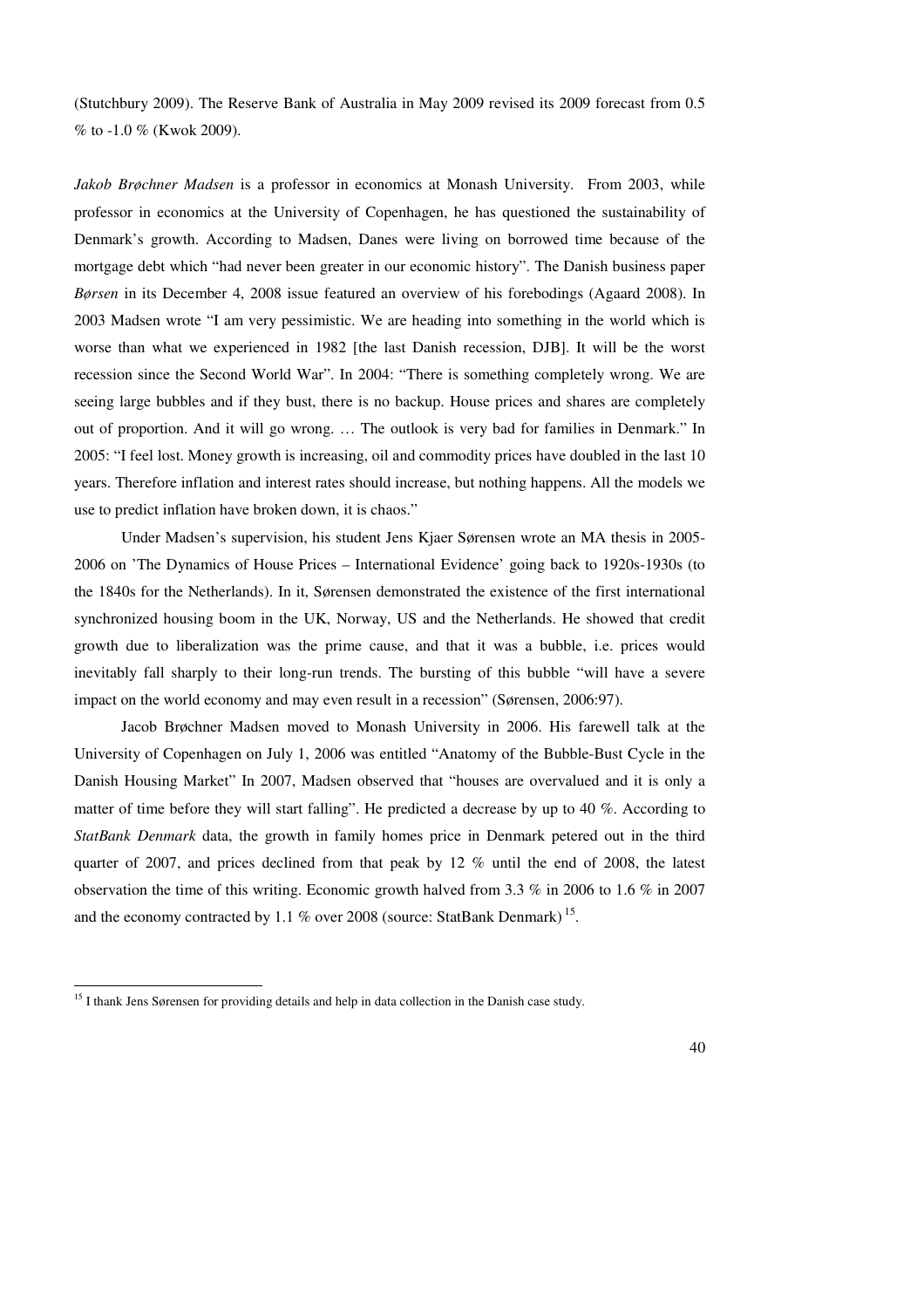(Stutchbury 2009). The Reserve Bank of Australia in May 2009 revised its 2009 forecast from 0.5 % to -1.0 % (Kwok 2009).

*Jakob Brøchner Madsen* is a professor in economics at Monash University. From 2003, while professor in economics at the University of Copenhagen, he has questioned the sustainability of Denmark's growth. According to Madsen, Danes were living on borrowed time because of the mortgage debt which "had never been greater in our economic history". The Danish business paper *Børsen* in its December 4, 2008 issue featured an overview of his forebodings (Agaard 2008). In 2003 Madsen wrote "I am very pessimistic. We are heading into something in the world which is worse than what we experienced in 1982 [the last Danish recession, DJB]. It will be the worst recession since the Second World War". In 2004: "There is something completely wrong. We are seeing large bubbles and if they bust, there is no backup. House prices and shares are completely out of proportion. And it will go wrong. … The outlook is very bad for families in Denmark." In 2005: "I feel lost. Money growth is increasing, oil and commodity prices have doubled in the last 10 years. Therefore inflation and interest rates should increase, but nothing happens. All the models we use to predict inflation have broken down, it is chaos."

Under Madsen's supervision, his student Jens Kjaer Sørensen wrote an MA thesis in 2005-2006 on 'The Dynamics of House Prices – International Evidence' going back to 1920s-1930s (to the 1840s for the Netherlands). In it, Sørensen demonstrated the existence of the first international synchronized housing boom in the UK, Norway, US and the Netherlands. He showed that credit growth due to liberalization was the prime cause, and that it was a bubble, i.e. prices would inevitably fall sharply to their long-run trends. The bursting of this bubble "will have a severe impact on the world economy and may even result in a recession" (Sørensen, 2006:97).

Jacob Brøchner Madsen moved to Monash University in 2006. His farewell talk at the University of Copenhagen on July 1, 2006 was entitled "Anatomy of the Bubble-Bust Cycle in the Danish Housing Market" In 2007, Madsen observed that "houses are overvalued and it is only a matter of time before they will start falling". He predicted a decrease by up to 40 %. According to *StatBank Denmark* data, the growth in family homes price in Denmark petered out in the third quarter of 2007, and prices declined from that peak by 12 % until the end of 2008, the latest observation the time of this writing. Economic growth halved from 3.3 % in 2006 to 1.6 % in 2007 and the economy contracted by 1.1 % over 2008 (source: StatBank Denmark) [15].

---

[15] I thank Jens Sørensen for providing details and help in data collection in the Danish case study.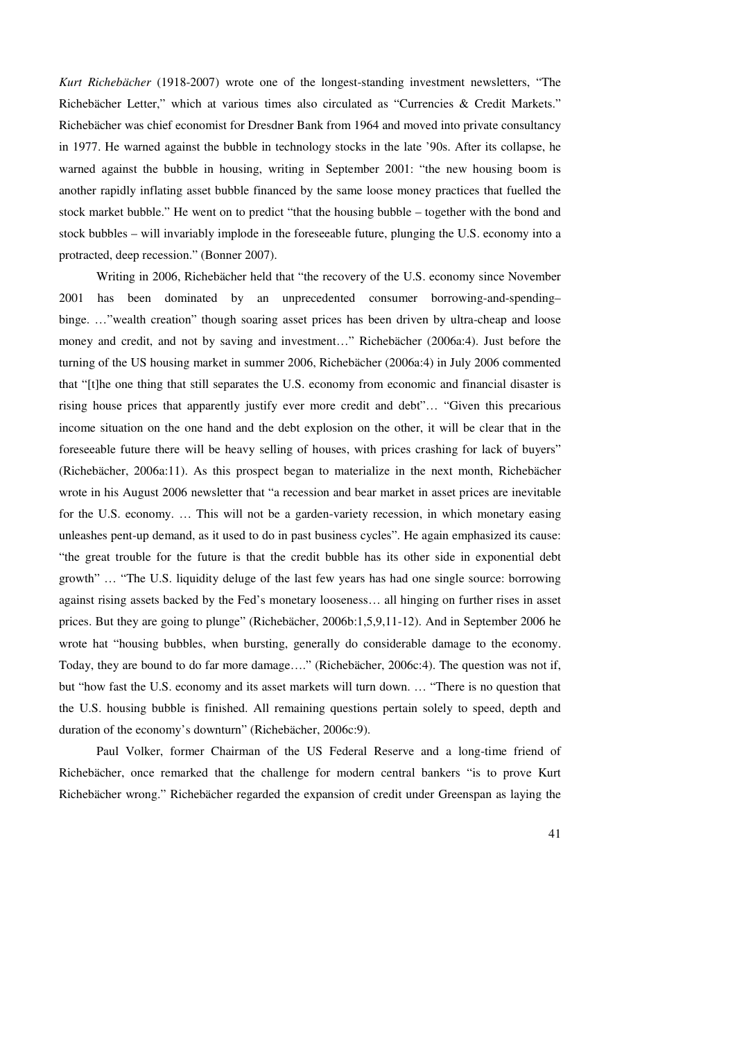*Kurt Richebächer* (1918-2007) wrote one of the longest-standing investment newsletters, "The Richebächer Letter," which at various times also circulated as "Currencies & Credit Markets." Richebächer was chief economist for Dresdner Bank from 1964 and moved into private consultancy in 1977. He warned against the bubble in technology stocks in the late '90s. After its collapse, he warned against the bubble in housing, writing in September 2001: "the new housing boom is another rapidly inflating asset bubble financed by the same loose money practices that fuelled the stock market bubble." He went on to predict "that the housing bubble – together with the bond and stock bubbles – will invariably implode in the foreseeable future, plunging the U.S. economy into a protracted, deep recession." (Bonner 2007).

Writing in 2006, Richebächer held that "the recovery of the U.S. economy since November 2001 has been dominated by an unprecedented consumer borrowing-and-spending–binge. …"wealth creation" though soaring asset prices has been driven by ultra-cheap and loose money and credit, and not by saving and investment…" Richebächer (2006a:4). Just before the turning of the US housing market in summer 2006, Richebächer (2006a:4) in July 2006 commented that "[t]he one thing that still separates the U.S. economy from economic and financial disaster is rising house prices that apparently justify ever more credit and debt"… "Given this precarious income situation on the one hand and the debt explosion on the other, it will be clear that in the foreseeable future there will be heavy selling of houses, with prices crashing for lack of buyers" (Richebächer, 2006a:11). As this prospect began to materialize in the next month, Richebächer wrote in his August 2006 newsletter that "a recession and bear market in asset prices are inevitable for the U.S. economy. … This will not be a garden-variety recession, in which monetary easing unleashes pent-up demand, as it used to do in past business cycles". He again emphasized its cause: "the great trouble for the future is that the credit bubble has its other side in exponential debt growth" … "The U.S. liquidity deluge of the last few years has had one single source: borrowing against rising assets backed by the Fed's monetary looseness… all hinging on further rises in asset prices. But they are going to plunge" (Richebächer, 2006b:1,5,9,11-12). And in September 2006 he wrote hat "housing bubbles, when bursting, generally do considerable damage to the economy. Today, they are bound to do far more damage…." (Richebächer, 2006c:4). The question was not if, but "how fast the U.S. economy and its asset markets will turn down. … "There is no question that the U.S. housing bubble is finished. All remaining questions pertain solely to speed, depth and duration of the economy's downturn" (Richebächer, 2006c:9).

Paul Volker, former Chairman of the US Federal Reserve and a long-time friend of Richebächer, once remarked that the challenge for modern central bankers "is to prove Kurt Richebächer wrong." Richebächer regarded the expansion of credit under Greenspan as laying the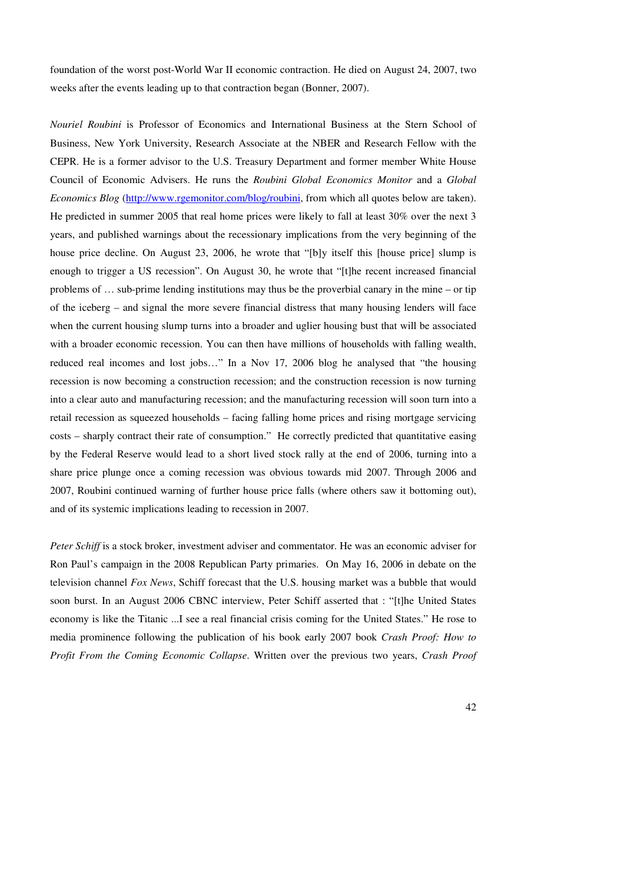foundation of the worst post-World War II economic contraction. He died on August 24, 2007, two weeks after the events leading up to that contraction began (Bonner, 2007).

*Nouriel Roubini* is Professor of Economics and International Business at the Stern School of Business, New York University, Research Associate at the NBER and Research Fellow with the CEPR. He is a former advisor to the U.S. Treasury Department and former member White House Council of Economic Advisers. He runs the *Roubini Global Economics Monitor* and a *Global Economics Blog* (http://www.rgemonitor.com/blog/roubini, from which all quotes below are taken). He predicted in summer 2005 that real home prices were likely to fall at least 30% over the next 3 years, and published warnings about the recessionary implications from the very beginning of the house price decline. On August 23, 2006, he wrote that "[b]y itself this [house price] slump is enough to trigger a US recession". On August 30, he wrote that "[t]he recent increased financial problems of … sub-prime lending institutions may thus be the proverbial canary in the mine – or tip of the iceberg – and signal the more severe financial distress that many housing lenders will face when the current housing slump turns into a broader and uglier housing bust that will be associated with a broader economic recession. You can then have millions of households with falling wealth, reduced real incomes and lost jobs…" In a Nov 17, 2006 blog he analysed that "the housing recession is now becoming a construction recession; and the construction recession is now turning into a clear auto and manufacturing recession; and the manufacturing recession will soon turn into a retail recession as squeezed households – facing falling home prices and rising mortgage servicing costs – sharply contract their rate of consumption." He correctly predicted that quantitative easing by the Federal Reserve would lead to a short lived stock rally at the end of 2006, turning into a share price plunge once a coming recession was obvious towards mid 2007. Through 2006 and 2007, Roubini continued warning of further house price falls (where others saw it bottoming out), and of its systemic implications leading to recession in 2007.

*Peter Schiff* is a stock broker, investment adviser and commentator. He was an economic adviser for Ron Paul's campaign in the 2008 Republican Party primaries. On May 16, 2006 in debate on the television channel *Fox News*, Schiff forecast that the U.S. housing market was a bubble that would soon burst. In an August 2006 CBNC interview, Peter Schiff asserted that : "[t]he United States economy is like the Titanic ...I see a real financial crisis coming for the United States." He rose to media prominence following the publication of his book early 2007 book *Crash Proof: How to Profit From the Coming Economic Collapse*. Written over the previous two years, *Crash Proof*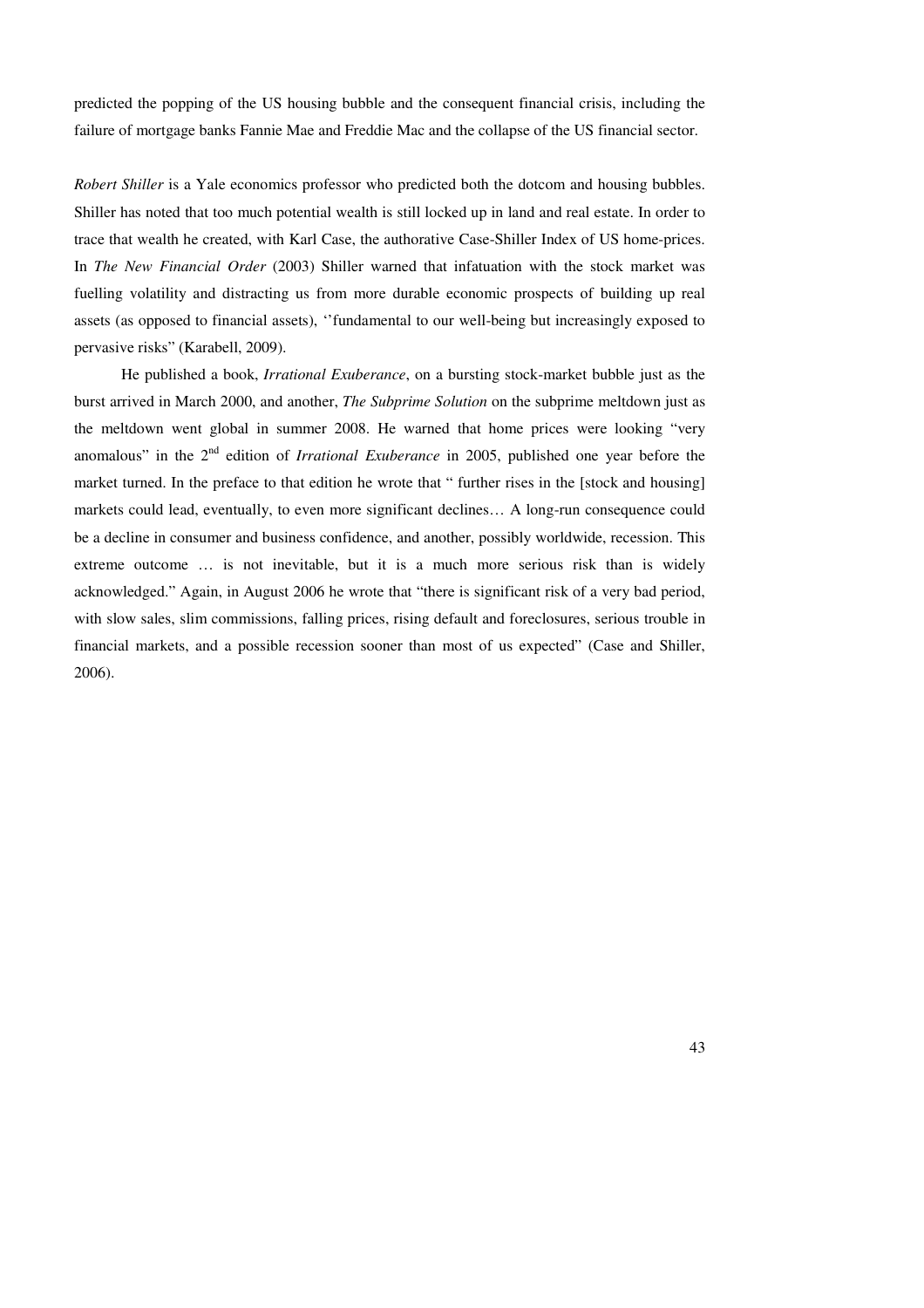predicted the popping of the US housing bubble and the consequent financial crisis, including the failure of mortgage banks Fannie Mae and Freddie Mac and the collapse of the US financial sector.

*Robert Shiller* is a Yale economics professor who predicted both the dotcom and housing bubbles. Shiller has noted that too much potential wealth is still locked up in land and real estate. In order to trace that wealth he created, with Karl Case, the authorative Case-Shiller Index of US home-prices. In *The New Financial Order* (2003) Shiller warned that infatuation with the stock market was fuelling volatility and distracting us from more durable economic prospects of building up real assets (as opposed to financial assets), ''fundamental to our well-being but increasingly exposed to pervasive risks" (Karabell, 2009).

He published a book, *Irrational Exuberance*, on a bursting stock-market bubble just as the burst arrived in March 2000, and another, *The Subprime Solution* on the subprime meltdown just as the meltdown went global in summer 2008. He warned that home prices were looking "very anomalous" in the 2nd edition of *Irrational Exuberance* in 2005, published one year before the market turned. In the preface to that edition he wrote that " further rises in the [stock and housing] markets could lead, eventually, to even more significant declines… A long-run consequence could be a decline in consumer and business confidence, and another, possibly worldwide, recession. This extreme outcome … is not inevitable, but it is a much more serious risk than is widely acknowledged." Again, in August 2006 he wrote that "there is significant risk of a very bad period, with slow sales, slim commissions, falling prices, rising default and foreclosures, serious trouble in financial markets, and a possible recession sooner than most of us expected" (Case and Shiller, 2006).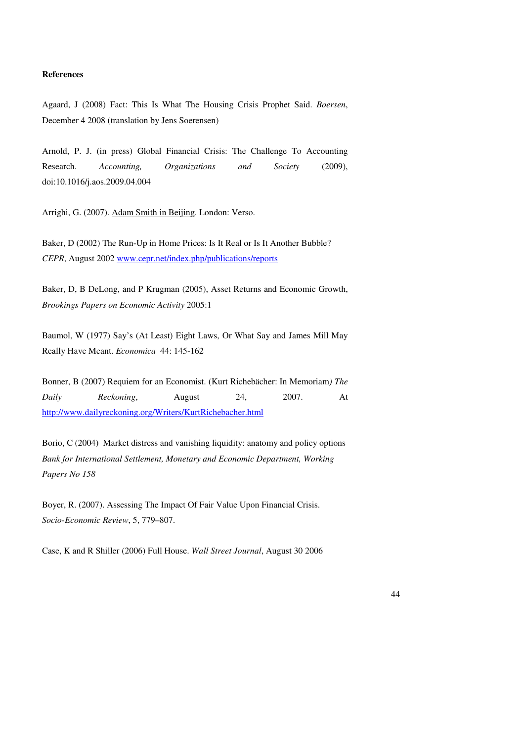**References**

Agaard, J (2008) Fact: This Is What The Housing Crisis Prophet Said. *Boersen*, December 4 2008 (translation by Jens Soerensen)

Arnold, P. J. (in press) Global Financial Crisis: The Challenge To Accounting Research. *Accounting, Organizations and Society* (2009), doi:10.1016/j.aos.2009.04.004

Arrighi, G. (2007). Adam Smith in Beijing. London: Verso.

Baker, D (2002) The Run-Up in Home Prices: Is It Real or Is It Another Bubble? *CEPR*, August 2002 www.cepr.net/index.php/publications/reports

Baker, D, B DeLong, and P Krugman (2005), Asset Returns and Economic Growth, *Brookings Papers on Economic Activity* 2005:1

Baumol, W (1977) Say's (At Least) Eight Laws, Or What Say and James Mill May Really Have Meant. *Economica* 44: 145-162

Bonner, B (2007) Requiem for an Economist. (Kurt Richebächer: In Memoriam*) The Daily Reckoning*, August 24, 2007. At http://www.dailyreckoning.org/Writers/KurtRichebacher.html

Borio, C (2004) Market distress and vanishing liquidity: anatomy and policy options *Bank for International Settlement, Monetary and Economic Department, Working Papers No 158*

Boyer, R. (2007). Assessing The Impact Of Fair Value Upon Financial Crisis. *Socio-Economic Review*, 5, 779–807.

Case, K and R Shiller (2006) Full House. *Wall Street Journal*, August 30 2006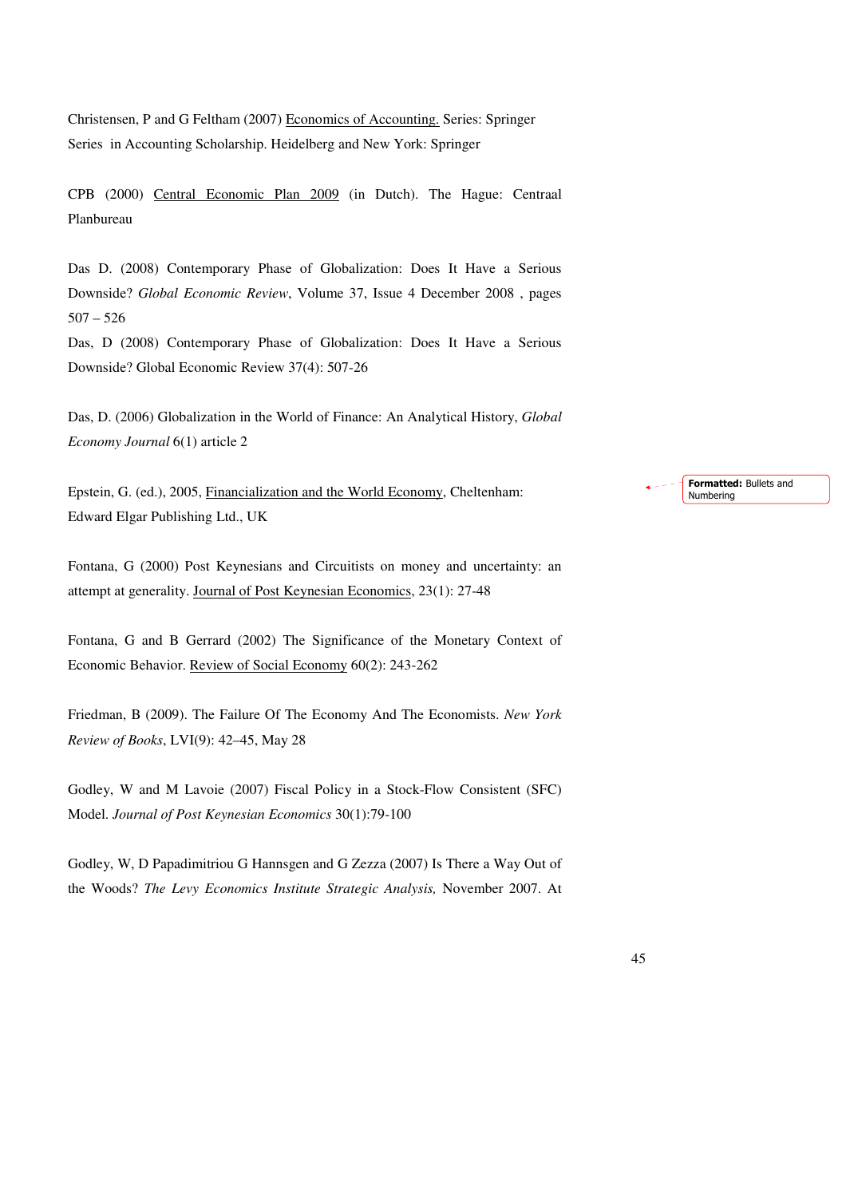Christensen, P and G Feltham (2007) Economics of Accounting. Series: Springer Series in Accounting Scholarship. Heidelberg and New York: Springer

CPB (2000) Central Economic Plan 2009 (in Dutch). The Hague: Centraal Planbureau

Das D. (2008) Contemporary Phase of Globalization: Does It Have a Serious Downside? *Global Economic Review*, Volume 37, Issue 4 December 2008 , pages 507 – 526
Das, D (2008) Contemporary Phase of Globalization: Does It Have a Serious Downside? Global Economic Review 37(4): 507-26

Das, D. (2006) Globalization in the World of Finance: An Analytical History, *Global Economy Journal* 6(1) article 2

Epstein, G. (ed.), 2005, Financialization and the World Economy, Cheltenham: Edward Elgar Publishing Ltd., UK

Fontana, G (2000) Post Keynesians and Circuitists on money and uncertainty: an attempt at generality. Journal of Post Keynesian Economics, 23(1): 27-48

Fontana, G and B Gerrard (2002) The Significance of the Monetary Context of Economic Behavior. Review of Social Economy 60(2): 243-262

Friedman, B (2009). The Failure Of The Economy And The Economists. *New York Review of Books*, LVI(9): 42–45, May 28

Godley, W and M Lavoie (2007) Fiscal Policy in a Stock-Flow Consistent (SFC) Model. *Journal of Post Keynesian Economics* 30(1):79-100

Godley, W, D Papadimitriou G Hannsgen and G Zezza (2007) Is There a Way Out of the Woods? *The Levy Economics Institute Strategic Analysis,* November 2007. At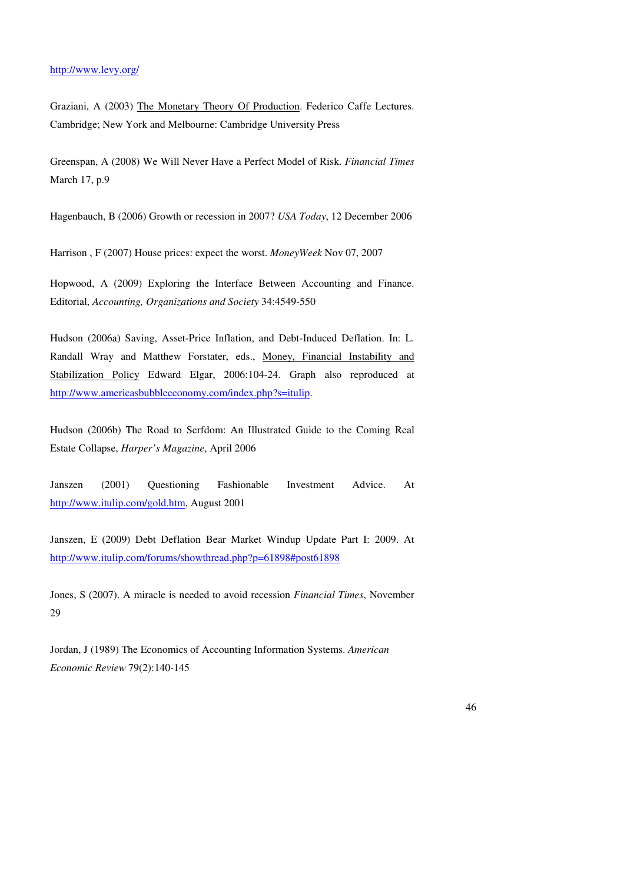http://www.levy.org/

Graziani, A (2003) The Monetary Theory Of Production. Federico Caffe Lectures. Cambridge; New York and Melbourne: Cambridge University Press

Greenspan, A (2008) We Will Never Have a Perfect Model of Risk. *Financial Times* March 17, p.9

Hagenbauch, B (2006) Growth or recession in 2007? *USA Today*, 12 December 2006

Harrison , F (2007) House prices: expect the worst. *MoneyWeek* Nov 07, 2007

Hopwood, A (2009) Exploring the Interface Between Accounting and Finance. Editorial, *Accounting, Organizations and Society* 34:4549-550

Hudson (2006a) Saving, Asset-Price Inflation, and Debt-Induced Deflation. In: L. Randall Wray and Matthew Forstater, eds., Money, Financial Instability and Stabilization Policy Edward Elgar, 2006:104-24. Graph also reproduced at http://www.americasbubbleeconomy.com/index.php?s=itulip.

Hudson (2006b) The Road to Serfdom: An Illustrated Guide to the Coming Real Estate Collapse, *Harper's Magazine*, April 2006

Janszen (2001) Questioning Fashionable Investment Advice. At http://www.itulip.com/gold.htm, August 2001

Janszen, E (2009) Debt Deflation Bear Market Windup Update Part I: 2009. At http://www.itulip.com/forums/showthread.php?p=61898#post61898

Jones, S (2007). A miracle is needed to avoid recession *Financial Times*, November 29

Jordan, J (1989) The Economics of Accounting Information Systems. *American Economic Review* 79(2):140-145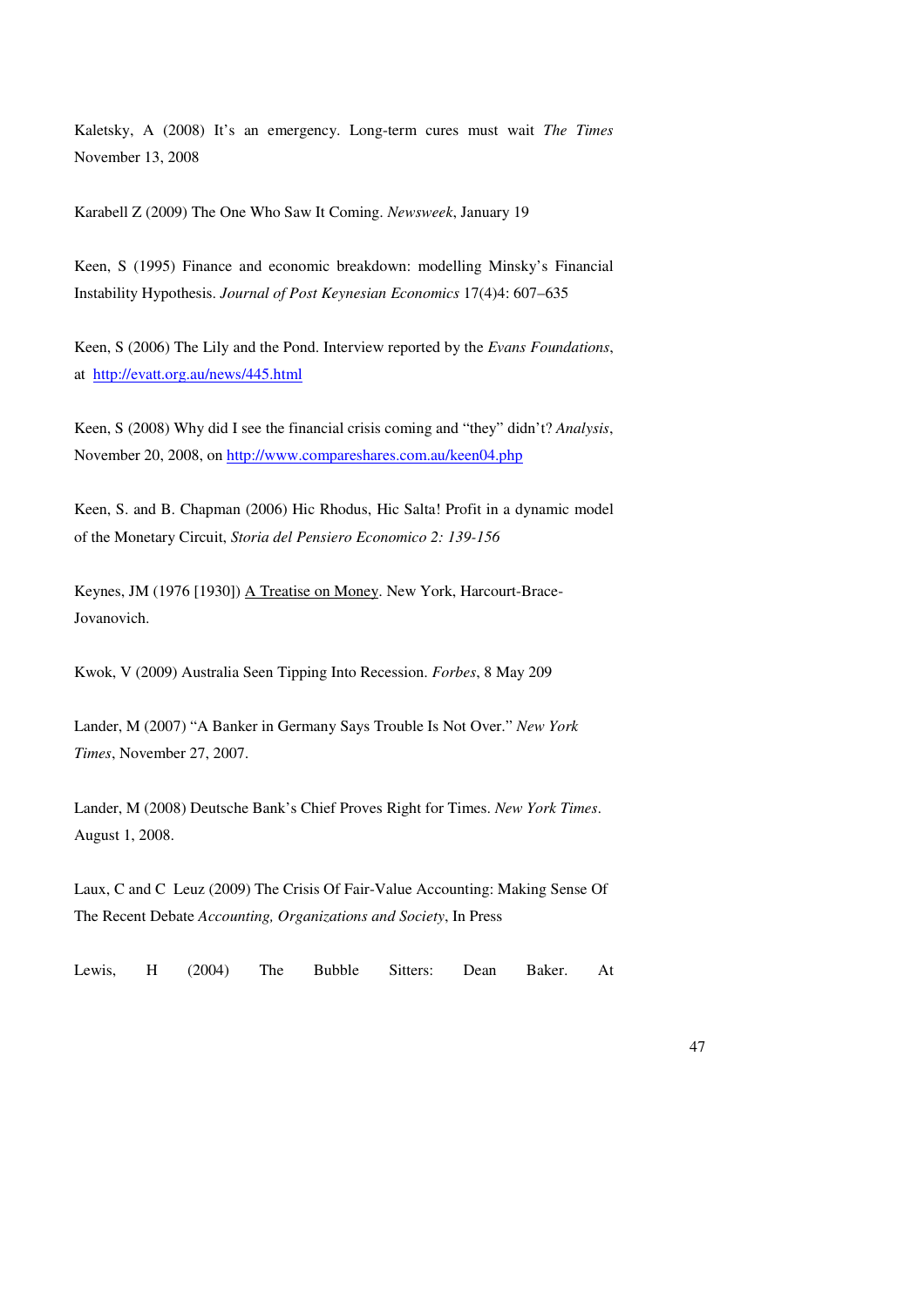Kaletsky, A (2008) It's an emergency. Long-term cures must wait *The Times* November 13, 2008

Karabell Z (2009) The One Who Saw It Coming. *Newsweek*, January 19

Keen, S (1995) Finance and economic breakdown: modelling Minsky's Financial Instability Hypothesis. *Journal of Post Keynesian Economics* 17(4)4: 607–635

Keen, S (2006) The Lily and the Pond. Interview reported by the *Evans Foundations*, at http://evatt.org.au/news/445.html

Keen, S (2008) Why did I see the financial crisis coming and "they" didn't? *Analysis*, November 20, 2008, on http://www.compareshares.com.au/keen04.php

Keen, S. and B. Chapman (2006) Hic Rhodus, Hic Salta! Profit in a dynamic model of the Monetary Circuit, *Storia del Pensiero Economico 2: 139-156*

Keynes, JM (1976 [1930]) A Treatise on Money. New York, Harcourt-Brace-Jovanovich.

Kwok, V (2009) Australia Seen Tipping Into Recession. *Forbes*, 8 May 209

Lander, M (2007) "A Banker in Germany Says Trouble Is Not Over." *New York Times*, November 27, 2007.

Lander, M (2008) Deutsche Bank's Chief Proves Right for Times. *New York Times*. August 1, 2008.

Laux, C and C Leuz (2009) The Crisis Of Fair-Value Accounting: Making Sense Of The Recent Debate *Accounting, Organizations and Society*, In Press

Lewis, H (2004) The Bubble Sitters: Dean Baker. At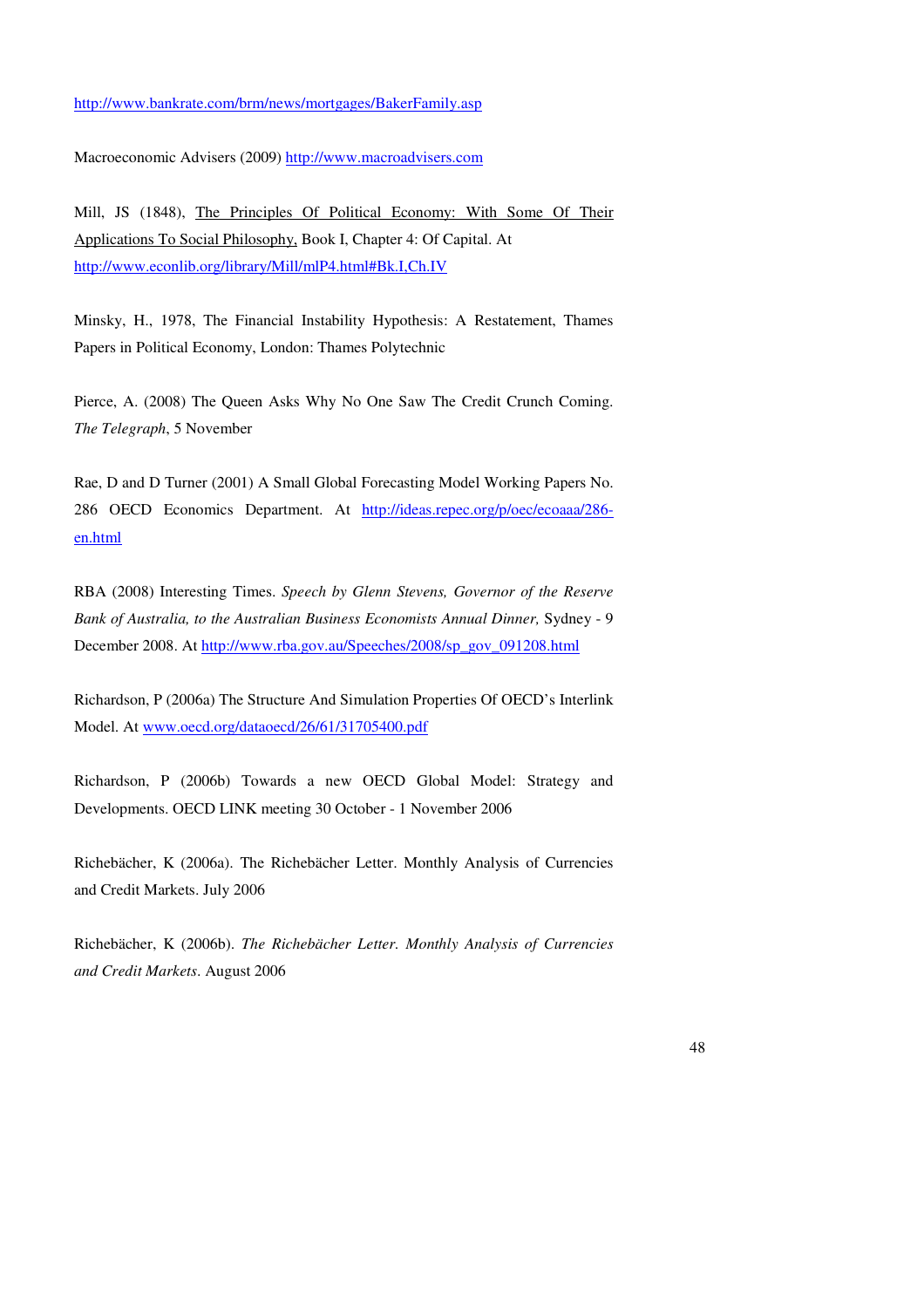http://www.bankrate.com/brm/news/mortgages/BakerFamily.asp

Macroeconomic Advisers (2009) http://www.macroadvisers.com

Mill, JS (1848), The Principles Of Political Economy: With Some Of Their Applications To Social Philosophy, Book I, Chapter 4: Of Capital. At http://www.econlib.org/library/Mill/mlP4.html#Bk.I,Ch.IV

Minsky, H., 1978, The Financial Instability Hypothesis: A Restatement, Thames Papers in Political Economy, London: Thames Polytechnic

Pierce, A. (2008) The Queen Asks Why No One Saw The Credit Crunch Coming. *The Telegraph*, 5 November

Rae, D and D Turner (2001) A Small Global Forecasting Model Working Papers No. 286 OECD Economics Department. At http://ideas.repec.org/p/oec/ecoaaa/286-en.html

RBA (2008) Interesting Times. *Speech by Glenn Stevens, Governor of the Reserve Bank of Australia, to the Australian Business Economists Annual Dinner,* Sydney - 9 December 2008. At http://www.rba.gov.au/Speeches/2008/sp_gov_091208.html

Richardson, P (2006a) The Structure And Simulation Properties Of OECD's Interlink Model. At www.oecd.org/dataoecd/26/61/31705400.pdf

Richardson, P (2006b) Towards a new OECD Global Model: Strategy and Developments. OECD LINK meeting 30 October - 1 November 2006

Richebächer, K (2006a). The Richebächer Letter. Monthly Analysis of Currencies and Credit Markets. July 2006

Richebächer, K (2006b). *The Richebächer Letter. Monthly Analysis of Currencies and Credit Markets*. August 2006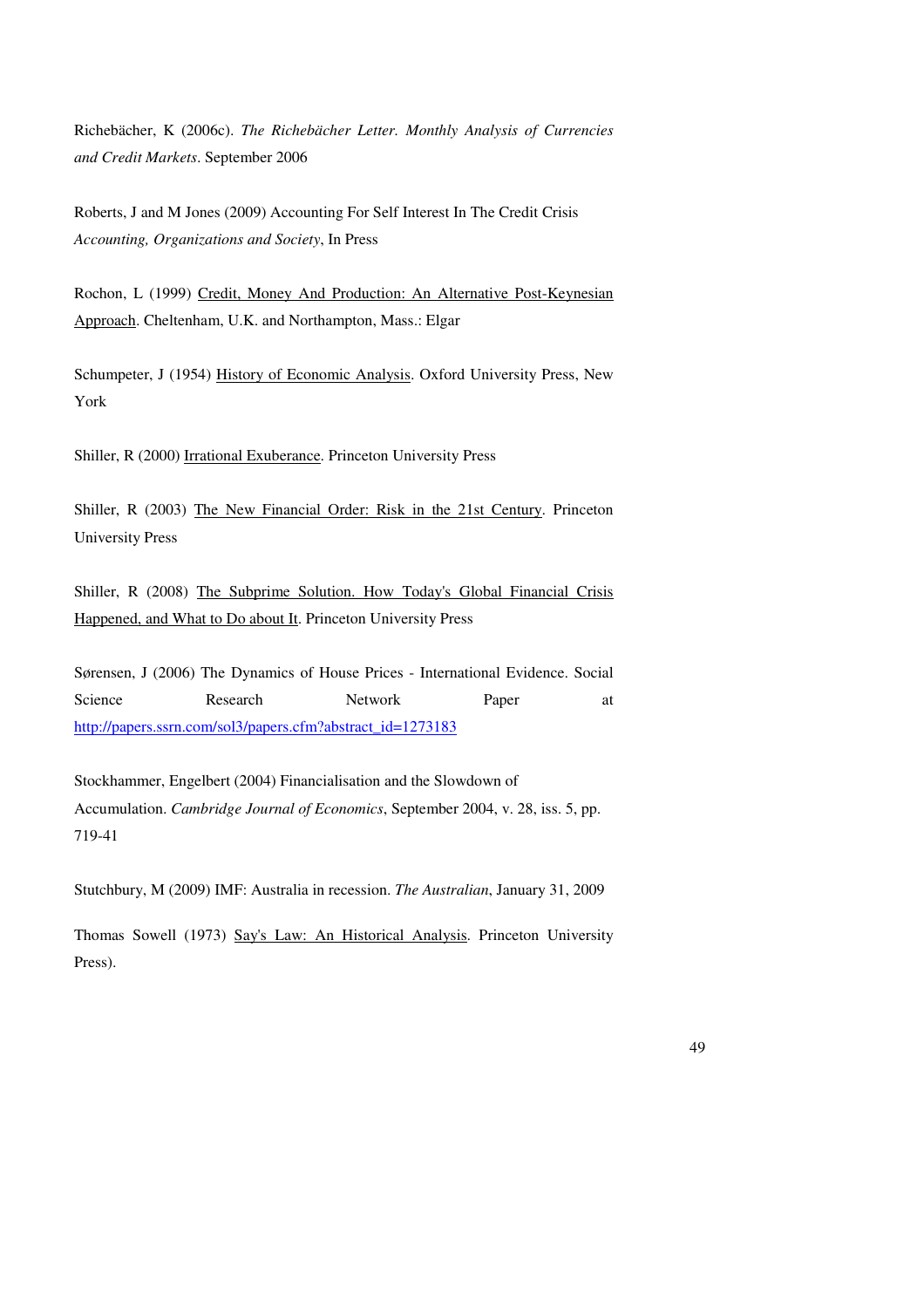Richebächer, K (2006c). *The Richebächer Letter. Monthly Analysis of Currencies and Credit Markets*. September 2006

Roberts, J and M Jones (2009) Accounting For Self Interest In The Credit Crisis *Accounting, Organizations and Society*, In Press

Rochon, L (1999) Credit, Money And Production: An Alternative Post-Keynesian Approach. Cheltenham, U.K. and Northampton, Mass.: Elgar

Schumpeter, J (1954) History of Economic Analysis. Oxford University Press, New York

Shiller, R (2000) Irrational Exuberance. Princeton University Press

Shiller, R (2003) The New Financial Order: Risk in the 21st Century. Princeton University Press

Shiller, R (2008) The Subprime Solution. How Today's Global Financial Crisis Happened, and What to Do about It. Princeton University Press

Sørensen, J (2006) The Dynamics of House Prices - International Evidence. Social Science Research Network Paper at http://papers.ssrn.com/sol3/papers.cfm?abstract_id=1273183

Stockhammer, Engelbert (2004) Financialisation and the Slowdown of Accumulation. *Cambridge Journal of Economics*, September 2004, v. 28, iss. 5, pp. 719-41

Stutchbury, M (2009) IMF: Australia in recession. *The Australian*, January 31, 2009

Thomas Sowell (1973) Say's Law: An Historical Analysis. Princeton University Press).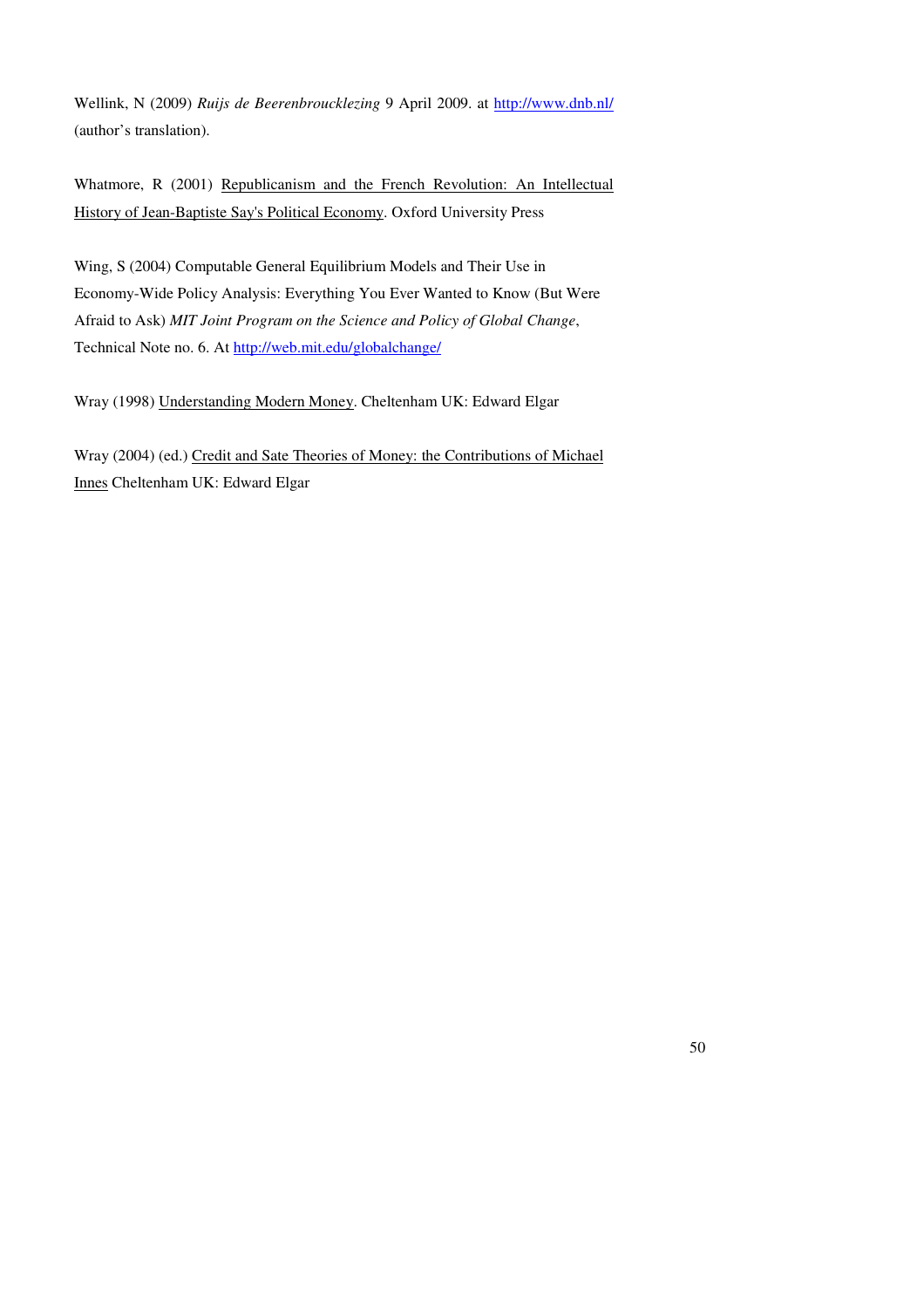Wellink, N (2009) *Ruijs de Beerenbroucklezing* 9 April 2009. at http://www.dnb.nl/ (author's translation).

Whatmore, R (2001) Republicanism and the French Revolution: An Intellectual History of Jean-Baptiste Say's Political Economy. Oxford University Press

Wing, S (2004) Computable General Equilibrium Models and Their Use in Economy-Wide Policy Analysis: Everything You Ever Wanted to Know (But Were Afraid to Ask) *MIT Joint Program on the Science and Policy of Global Change*, Technical Note no. 6. At http://web.mit.edu/globalchange/

Wray (1998) Understanding Modern Money. Cheltenham UK: Edward Elgar

Wray (2004) (ed.) Credit and Sate Theories of Money: the Contributions of Michael Innes Cheltenham UK: Edward Elgar